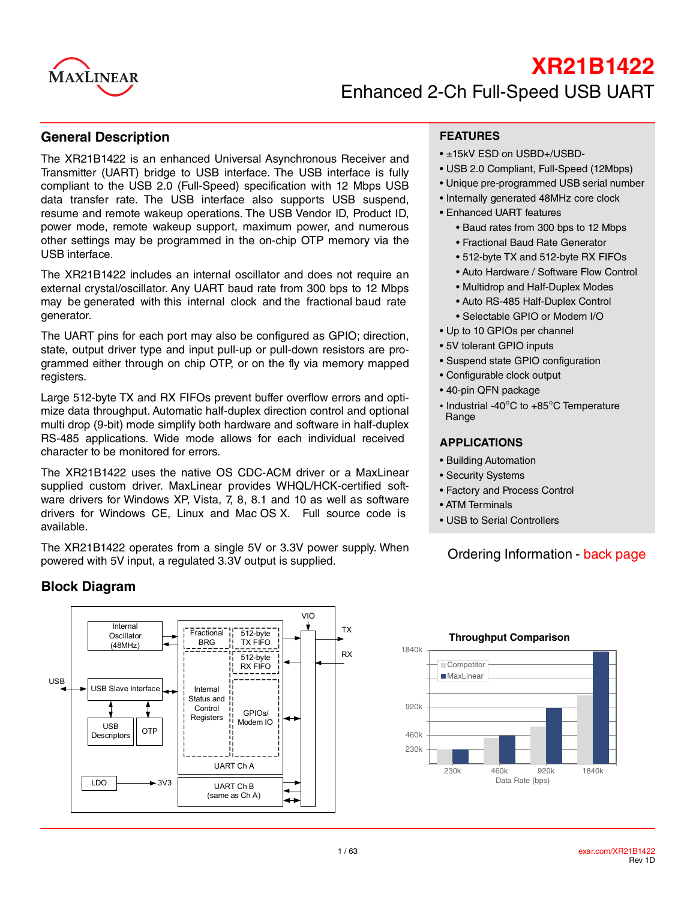# XR21B1422

## Enhanced 2-Ch Full-Speed USB UART

## General Description

The XR21B1422 is an enhanced Universal Asynchronous Receiver and Transmitter (UART) bridge to USB interface. The USB interface is fully compliant to the USB 2.0 (Full-Speed) specification with 12 Mbps USB data transfer rate. The USB interface also supports USB suspend, resume and remote wakeup operations. The USB Vendor ID, Product ID, power mode, remote wakeup support, maximum power, and numerous other settings may be programmed in the on-chip OTP memory via the USB interface.

The XR21B1422 includes an internal oscillator and does not require an external crystal/oscillator. Any UART baud rate from 300 bps to 12 Mbps may be generated with this internal clock and the fractional baud rate generator.

The UART pins for each port may also be configured as GPIO; direction, state, output driver type and input pull-up or pull-down resistors are programmed either through on chip OTP, or on the fly via memory mapped registers.

Large 512-byte TX and RX FIFOs prevent buffer overflow errors and optimize data throughput. Automatic half-duplex direction control and optional multi drop (9-bit) mode simplify both hardware and software in half-duplex RS-485 applications. Wide mode allows for each individual received character to be monitored for errors.

The XR21B1422 uses the native OS CDC-ACM driver or a MaxLinear supplied custom driver. MaxLinear provides WHQL/HCK-certified software drivers for Windows XP, Vista, 7, 8, 8.1 and 10 as well as software drivers for Windows CE, Linux and Mac OS X. Full source code is available.

The XR21B1422 operates from a single 5V or 3.3V power supply. When powered with 5V input, a regulated 3.3V output is supplied.

## FEATURES

- ±15kV ESD on USBD+/USBD-
- USB 2.0 Compliant, Full-Speed (12Mbps)
- Unique pre-programmed USB serial number
- Internally generated 48MHz core clock
- Enhanced UART features
  - Baud rates from 300 bps to 12 Mbps
  - Fractional Baud Rate Generator
  - 512-byte TX and 512-byte RX FIFOs
  - Auto Hardware / Software Flow Control
  - Multidrop and Half-Duplex Modes
  - Auto RS-485 Half-Duplex Control
  - Selectable GPIO or Modem I/O
- Up to 10 GPIOs per channel
- 5V tolerant GPIO inputs
- Suspend state GPIO configuration
- Configurable clock output
- 40-pin QFN package
- Industrial -40°C to +85°C Temperature Range

## APPLICATIONS

- Building Automation
- Security Systems
- Factory and Process Control
- ATM Terminals
- USB to Serial Controllers

Ordering Information - back page

## Block Diagram

Internal Oscillator (48MHz); USB Slave Interface; USB Descriptors; OTP; LDO → 3V3; Fractional BRG; 512-byte TX FIFO; 512-byte RX FIFO; Internal Status and Control Registers; GPIOs/ Modem IO; UART Ch A; UART Ch B (same as Ch A); USB; VIO; TX; RX

**Throughput Comparison**

Competitor / MaxLinear — Data Rate (bps): 230k, 460k, 920k, 1840k; Throughput axis: 230k, 460k, 920k, 1840k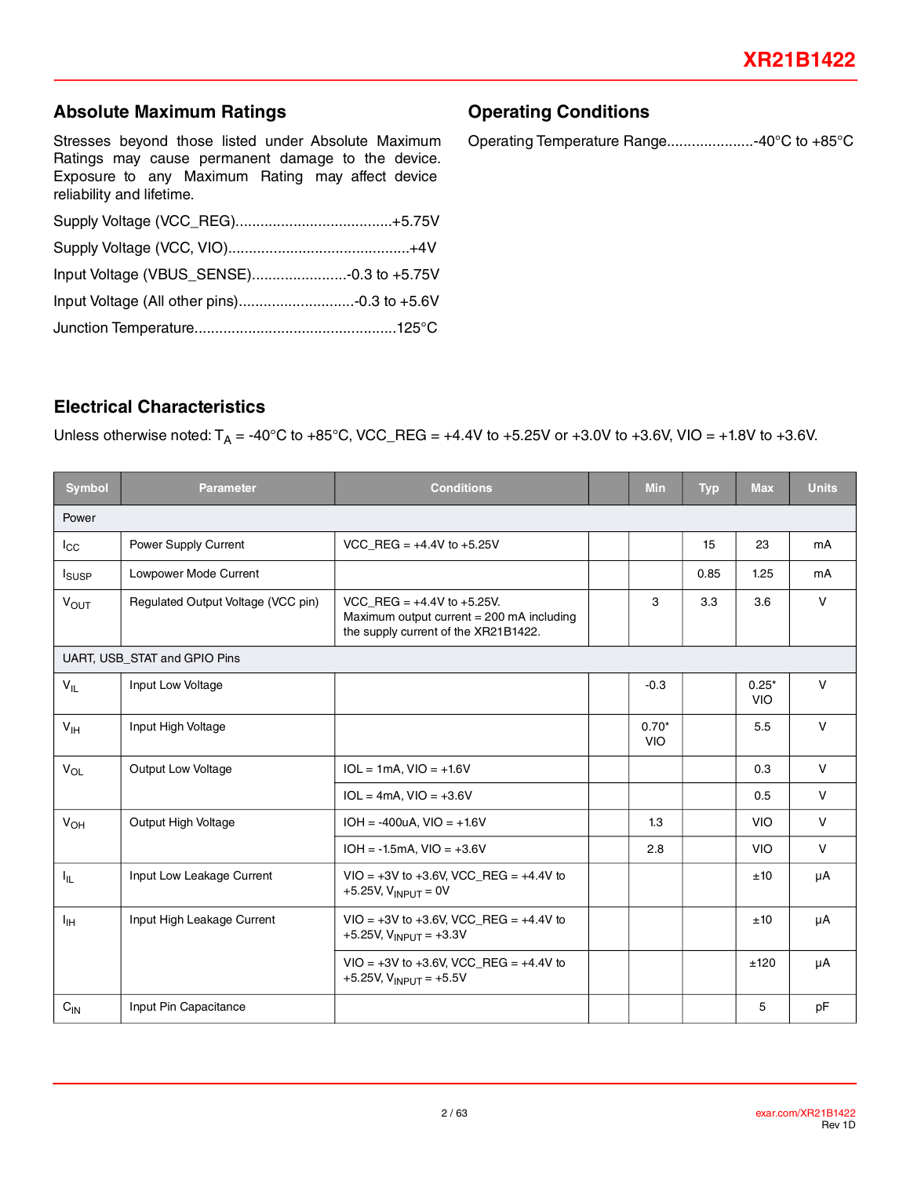## Absolute Maximum Ratings

Stresses beyond those listed under Absolute Maximum Ratings may cause permanent damage to the device. Exposure to any Maximum Rating may affect device reliability and lifetime.

Supply Voltage (VCC_REG)......................................+5.75V

Supply Voltage (VCC, VIO)............................................+4V

Input Voltage (VBUS_SENSE).......................-0.3 to +5.75V

Input Voltage (All other pins)............................-0.3 to +5.6V

Junction Temperature................................................125°C

## Operating Conditions

Operating Temperature Range.....................-40°C to +85°C

## Electrical Characteristics

Unless otherwise noted: $T_A$ = -40°C to +85°C, VCC_REG = +4.4V to +5.25V or +3.0V to +3.6V, VIO = +1.8V to +3.6V.

| Symbol | Parameter | Conditions | | Min | Typ | Max | Units |
|---|---|---|---|---|---|---|---|
| **Power** | | | | | | | |
| $I_{CC}$ | Power Supply Current | VCC_REG = +4.4V to +5.25V | | | 15 | 23 | mA |
| $I_{SUSP}$ | Lowpower Mode Current | | | | 0.85 | 1.25 | mA |
| $V_{OUT}$ | Regulated Output Voltage (VCC pin) | VCC_REG = +4.4V to +5.25V. Maximum output current = 200 mA including the supply current of the XR21B1422. | | 3 | 3.3 | 3.6 | V |
| **UART, USB_STAT and GPIO Pins** | | | | | | | |
| $V_{IL}$ | Input Low Voltage | | | -0.3 | | 0.25* VIO | V |
| $V_{IH}$ | Input High Voltage | | | 0.70* VIO | | 5.5 | V |
| $V_{OL}$ | Output Low Voltage | IOL = 1mA, VIO = +1.6V | | | | 0.3 | V |
| | | IOL = 4mA, VIO = +3.6V | | | | 0.5 | V |
| $V_{OH}$ | Output High Voltage | IOH = -400uA, VIO = +1.6V | | 1.3 | | VIO | V |
| | | IOH = -1.5mA, VIO = +3.6V | | 2.8 | | VIO | V |
| $I_{IL}$ | Input Low Leakage Current | VIO = +3V to +3.6V, VCC_REG = +4.4V to +5.25V, $V_{INPUT}$ = 0V | | | | ±10 | µA |
| $I_{IH}$ | Input High Leakage Current | VIO = +3V to +3.6V, VCC_REG = +4.4V to +5.25V, $V_{INPUT}$ = +3.3V | | | | ±10 | µA |
| | | VIO = +3V to +3.6V, VCC_REG = +4.4V to +5.25V, $V_{INPUT}$ = +5.5V | | | | ±120 | µA |
| $C_{IN}$ | Input Pin Capacitance | | | | | 5 | pF |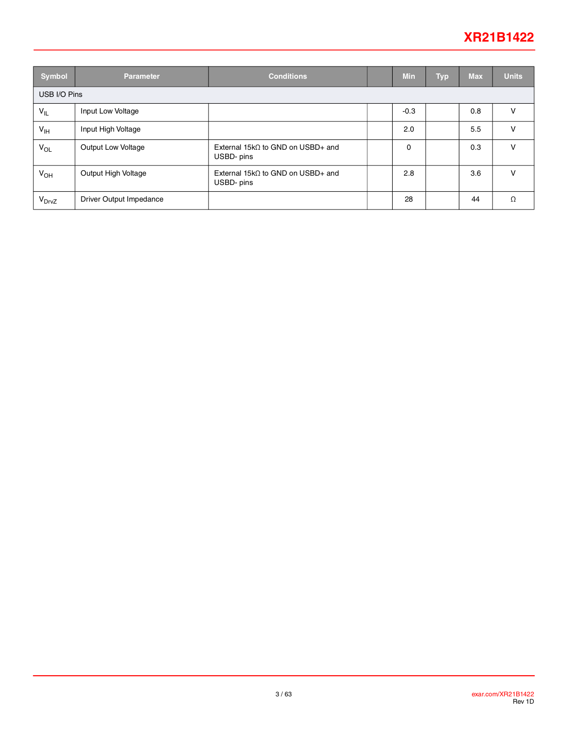| Symbol | Parameter | Conditions | | Min | Typ | Max | Units |
|---|---|---|---|---|---|---|---|
| USB I/O Pins | | | | | | | |
| $V_{IL}$ | Input Low Voltage | | | -0.3 | | 0.8 | V |
| $V_{IH}$ | Input High Voltage | | | 2.0 | | 5.5 | V |
| $V_{OL}$ | Output Low Voltage | External 15kΩ to GND on USBD+ and USBD- pins | | 0 | | 0.3 | V |
| $V_{OH}$ | Output High Voltage | External 15kΩ to GND on USBD+ and USBD- pins | | 2.8 | | 3.6 | V |
| $V_{DrvZ}$ | Driver Output Impedance | | | 28 | | 44 | Ω |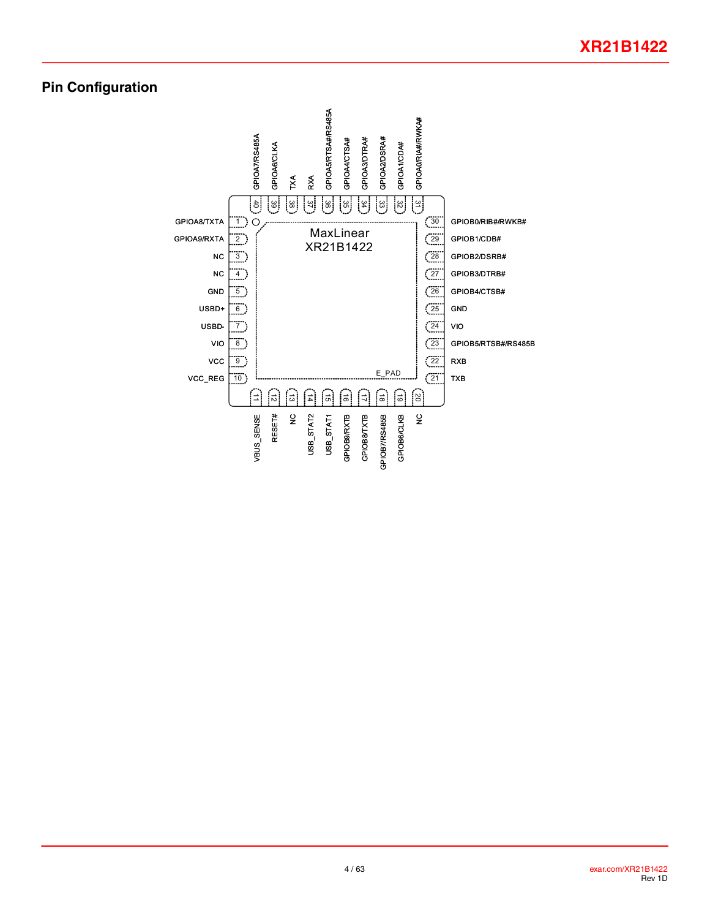## Pin Configuration

| Pin | Name |
|---|---|
| 1 | GPIOA8/TXTA |
| 2 | GPIOA9/RXTA |
| 3 | NC |
| 4 | NC |
| 5 | GND |
| 6 | USBD+ |
| 7 | USBD- |
| 8 | VIO |
| 9 | VCC |
| 10 | VCC_REG |
| 11 | VBUS_SENSE |
| 12 | RESET# |
| 13 | NC |
| 14 | USB_STAT2 |
| 15 | USB_STAT1 |
| 16 | GPIOB9/RXTB |
| 17 | GPIOB8/TXTB |
| 18 | GPIOB7/RS485B |
| 19 | GPIOB6/CLKB |
| 20 | NC |
| 21 | TXB |
| 22 | RXB |
| 23 | GPIOB5/RTSB#/RS485B |
| 24 | VIO |
| 25 | GND |
| 26 | GPIOB4/CTSB# |
| 27 | GPIOB3/DTRB# |
| 28 | GPIOB2/DSRB# |
| 29 | GPIOB1/CDB# |
| 30 | GPIOB0/RIB#/RWKB# |
| 31 | GPIOA0/RIA#/RWKA# |
| 32 | GPIOA1/CDA# |
| 33 | GPIOA2/DSRA# |
| 34 | GPIOA3/DTRA# |
| 35 | GPIOA4/CTSA# |
| 36 | GPIOA5/RTSA#/RS485A |
| 37 | RXA |
| 38 | TXA |
| 39 | GPIOA6/CLKA |
| 40 | GPIOA7/RS485A |
| E_PAD | E_PAD |

MaxLinear XR21B1422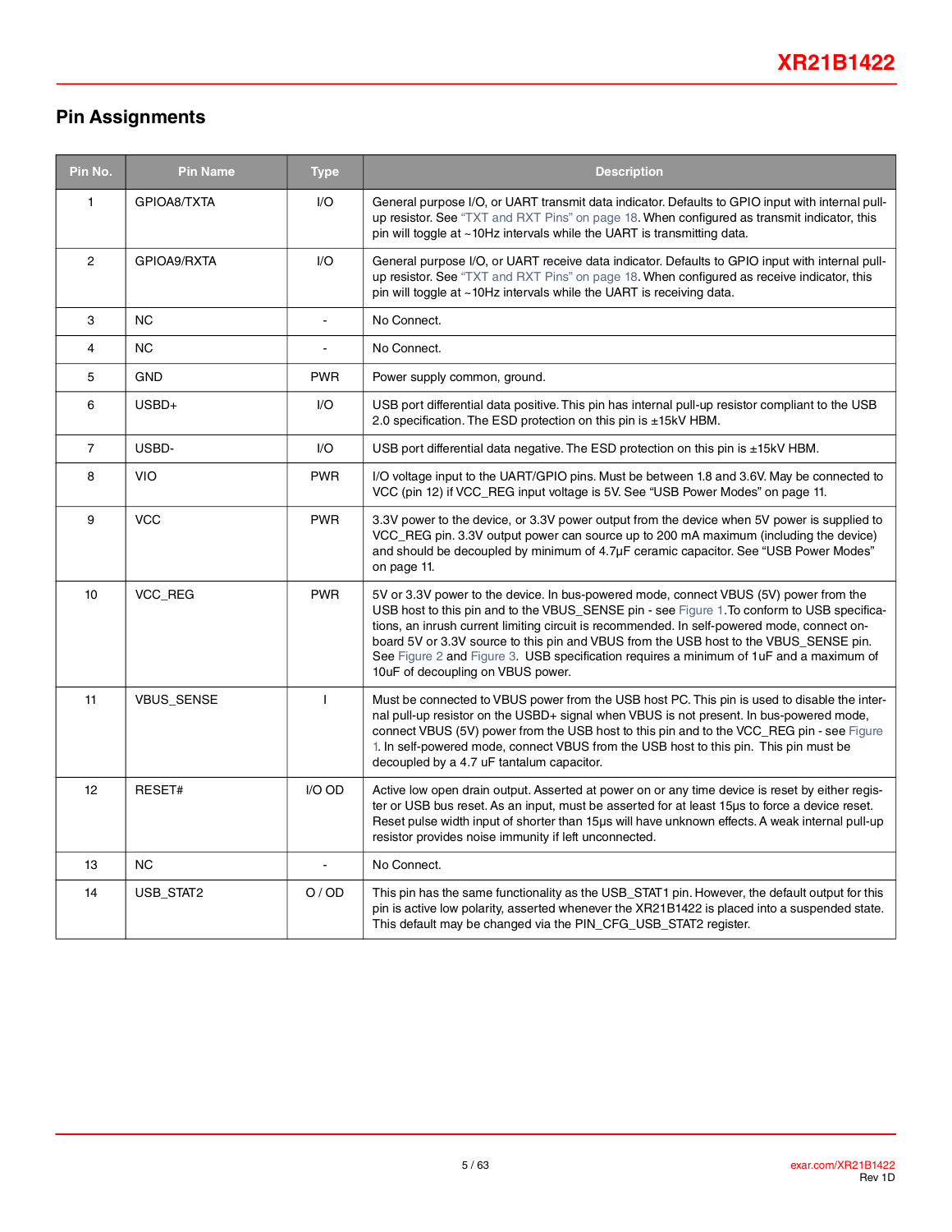## Pin Assignments

| Pin No. | Pin Name | Type | Description |
|---|---|---|---|
| 1 | GPIOA8/TXTA | I/O | General purpose I/O, or UART transmit data indicator. Defaults to GPIO input with internal pull-up resistor. See "TXT and RXT Pins" on page 18. When configured as transmit indicator, this pin will toggle at ~10Hz intervals while the UART is transmitting data. |
| 2 | GPIOA9/RXTA | I/O | General purpose I/O, or UART receive data indicator. Defaults to GPIO input with internal pull-up resistor. See "TXT and RXT Pins" on page 18. When configured as receive indicator, this pin will toggle at ~10Hz intervals while the UART is receiving data. |
| 3 | NC | - | No Connect. |
| 4 | NC | - | No Connect. |
| 5 | GND | PWR | Power supply common, ground. |
| 6 | USBD+ | I/O | USB port differential data positive. This pin has internal pull-up resistor compliant to the USB 2.0 specification. The ESD protection on this pin is ±15kV HBM. |
| 7 | USBD- | I/O | USB port differential data negative. The ESD protection on this pin is ±15kV HBM. |
| 8 | VIO | PWR | I/O voltage input to the UART/GPIO pins. Must be between 1.8 and 3.6V. May be connected to VCC (pin 12) if VCC_REG input voltage is 5V. See "USB Power Modes" on page 11. |
| 9 | VCC | PWR | 3.3V power to the device, or 3.3V power output from the device when 5V power is supplied to VCC_REG pin. 3.3V output power can source up to 200 mA maximum (including the device) and should be decoupled by minimum of 4.7µF ceramic capacitor. See "USB Power Modes" on page 11. |
| 10 | VCC_REG | PWR | 5V or 3.3V power to the device. In bus-powered mode, connect VBUS (5V) power from the USB host to this pin and to the VBUS_SENSE pin - see Figure 1.To conform to USB specifications, an inrush current limiting circuit is recommended. In self-powered mode, connect on-board 5V or 3.3V source to this pin and VBUS from the USB host to the VBUS_SENSE pin. See Figure 2 and Figure 3. USB specification requires a minimum of 1uF and a maximum of 10uF of decoupling on VBUS power. |
| 11 | VBUS_SENSE | I | Must be connected to VBUS power from the USB host PC. This pin is used to disable the internal pull-up resistor on the USBD+ signal when VBUS is not present. In bus-powered mode, connect VBUS (5V) power from the USB host to this pin and to the VCC_REG pin - see Figure 1. In self-powered mode, connect VBUS from the USB host to this pin. This pin must be decoupled by a 4.7 uF tantalum capacitor. |
| 12 | RESET# | I/O OD | Active low open drain output. Asserted at power on or any time device is reset by either register or USB bus reset. As an input, must be asserted for at least 15µs to force a device reset. Reset pulse width input of shorter than 15µs will have unknown effects. A weak internal pull-up resistor provides noise immunity if left unconnected. |
| 13 | NC | - | No Connect. |
| 14 | USB_STAT2 | O / OD | This pin has the same functionality as the USB_STAT1 pin. However, the default output for this pin is active low polarity, asserted whenever the XR21B1422 is placed into a suspended state. This default may be changed via the PIN_CFG_USB_STAT2 register. |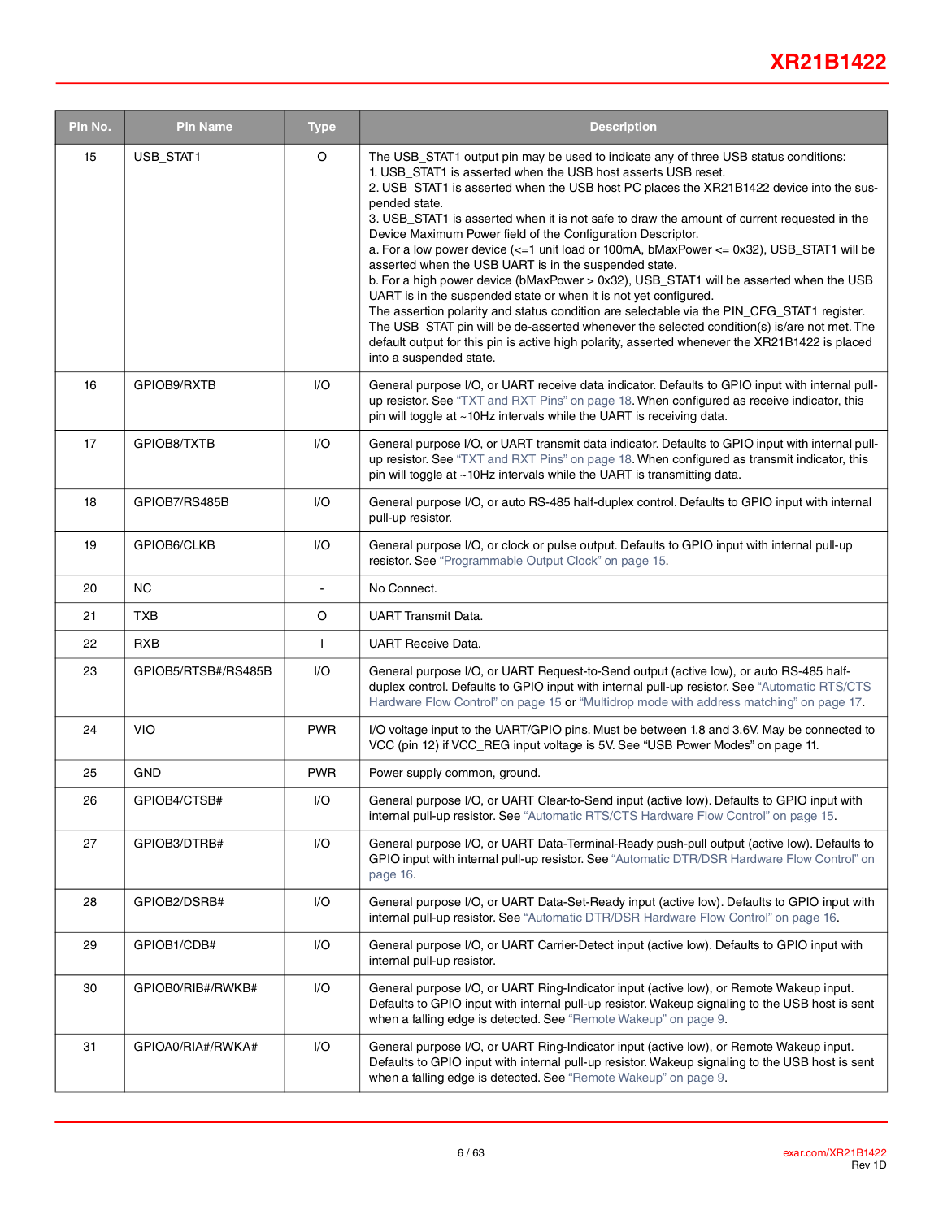| Pin No. | Pin Name | Type | Description |
|---|---|---|---|
| 15 | USB_STAT1 | O | The USB_STAT1 output pin may be used to indicate any of three USB status conditions:<br>1. USB_STAT1 is asserted when the USB host asserts USB reset.<br>2. USB_STAT1 is asserted when the USB host PC places the XR21B1422 device into the suspended state.<br>3. USB_STAT1 is asserted when it is not safe to draw the amount of current requested in the Device Maximum Power field of the Configuration Descriptor.<br>a. For a low power device (<=1 unit load or 100mA, bMaxPower <= 0x32), USB_STAT1 will be asserted when the USB UART is in the suspended state.<br>b. For a high power device (bMaxPower > 0x32), USB_STAT1 will be asserted when the USB UART is in the suspended state or when it is not yet configured.<br>The assertion polarity and status condition are selectable via the PIN_CFG_STAT1 register. The USB_STAT pin will be de-asserted whenever the selected condition(s) is/are not met. The default output for this pin is active high polarity, asserted whenever the XR21B1422 is placed into a suspended state. |
| 16 | GPIOB9/RXTB | I/O | General purpose I/O, or UART receive data indicator. Defaults to GPIO input with internal pull-up resistor. See "TXT and RXT Pins" on page 18. When configured as receive indicator, this pin will toggle at ~10Hz intervals while the UART is receiving data. |
| 17 | GPIOB8/TXTB | I/O | General purpose I/O, or UART transmit data indicator. Defaults to GPIO input with internal pull-up resistor. See "TXT and RXT Pins" on page 18. When configured as transmit indicator, this pin will toggle at ~10Hz intervals while the UART is transmitting data. |
| 18 | GPIOB7/RS485B | I/O | General purpose I/O, or auto RS-485 half-duplex control. Defaults to GPIO input with internal pull-up resistor. |
| 19 | GPIOB6/CLKB | I/O | General purpose I/O, or clock or pulse output. Defaults to GPIO input with internal pull-up resistor. See "Programmable Output Clock" on page 15. |
| 20 | NC | - | No Connect. |
| 21 | TXB | O | UART Transmit Data. |
| 22 | RXB | I | UART Receive Data. |
| 23 | GPIOB5/RTSB#/RS485B | I/O | General purpose I/O, or UART Request-to-Send output (active low), or auto RS-485 half-duplex control. Defaults to GPIO input with internal pull-up resistor. See "Automatic RTS/CTS Hardware Flow Control" on page 15 or "Multidrop mode with address matching" on page 17. |
| 24 | VIO | PWR | I/O voltage input to the UART/GPIO pins. Must be between 1.8 and 3.6V. May be connected to VCC (pin 12) if VCC_REG input voltage is 5V. See "USB Power Modes" on page 11. |
| 25 | GND | PWR | Power supply common, ground. |
| 26 | GPIOB4/CTSB# | I/O | General purpose I/O, or UART Clear-to-Send input (active low). Defaults to GPIO input with internal pull-up resistor. See "Automatic RTS/CTS Hardware Flow Control" on page 15. |
| 27 | GPIOB3/DTRB# | I/O | General purpose I/O, or UART Data-Terminal-Ready push-pull output (active low). Defaults to GPIO input with internal pull-up resistor. See "Automatic DTR/DSR Hardware Flow Control" on page 16. |
| 28 | GPIOB2/DSRB# | I/O | General purpose I/O, or UART Data-Set-Ready input (active low). Defaults to GPIO input with internal pull-up resistor. See "Automatic DTR/DSR Hardware Flow Control" on page 16. |
| 29 | GPIOB1/CDB# | I/O | General purpose I/O, or UART Carrier-Detect input (active low). Defaults to GPIO input with internal pull-up resistor. |
| 30 | GPIOB0/RIB#/RWKB# | I/O | General purpose I/O, or UART Ring-Indicator input (active low), or Remote Wakeup input. Defaults to GPIO input with internal pull-up resistor. Wakeup signaling to the USB host is sent when a falling edge is detected. See "Remote Wakeup" on page 9. |
| 31 | GPIOA0/RIA#/RWKA# | I/O | General purpose I/O, or UART Ring-Indicator input (active low), or Remote Wakeup input. Defaults to GPIO input with internal pull-up resistor. Wakeup signaling to the USB host is sent when a falling edge is detected. See "Remote Wakeup" on page 9. |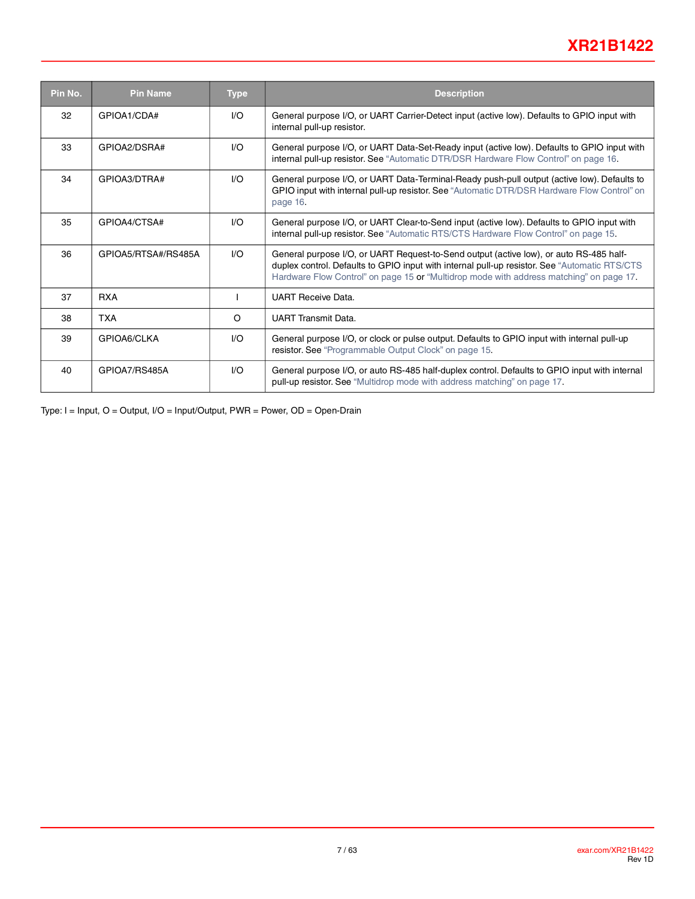| Pin No. | Pin Name | Type | Description |
|---|---|---|---|
| 32 | GPIOA1/CDA# | I/O | General purpose I/O, or UART Carrier-Detect input (active low). Defaults to GPIO input with internal pull-up resistor. |
| 33 | GPIOA2/DSRA# | I/O | General purpose I/O, or UART Data-Set-Ready input (active low). Defaults to GPIO input with internal pull-up resistor. See "Automatic DTR/DSR Hardware Flow Control" on page 16. |
| 34 | GPIOA3/DTRA# | I/O | General purpose I/O, or UART Data-Terminal-Ready push-pull output (active low). Defaults to GPIO input with internal pull-up resistor. See "Automatic DTR/DSR Hardware Flow Control" on page 16. |
| 35 | GPIOA4/CTSA# | I/O | General purpose I/O, or UART Clear-to-Send input (active low). Defaults to GPIO input with internal pull-up resistor. See "Automatic RTS/CTS Hardware Flow Control" on page 15. |
| 36 | GPIOA5/RTSA#/RS485A | I/O | General purpose I/O, or UART Request-to-Send output (active low), or auto RS-485 half-duplex control. Defaults to GPIO input with internal pull-up resistor. See "Automatic RTS/CTS Hardware Flow Control" on page 15 or "Multidrop mode with address matching" on page 17. |
| 37 | RXA | I | UART Receive Data. |
| 38 | TXA | O | UART Transmit Data. |
| 39 | GPIOA6/CLKA | I/O | General purpose I/O, or clock or pulse output. Defaults to GPIO input with internal pull-up resistor. See "Programmable Output Clock" on page 15. |
| 40 | GPIOA7/RS485A | I/O | General purpose I/O, or auto RS-485 half-duplex control. Defaults to GPIO input with internal pull-up resistor. See "Multidrop mode with address matching" on page 17. |

Type: I = Input, O = Output, I/O = Input/Output, PWR = Power, OD = Open-Drain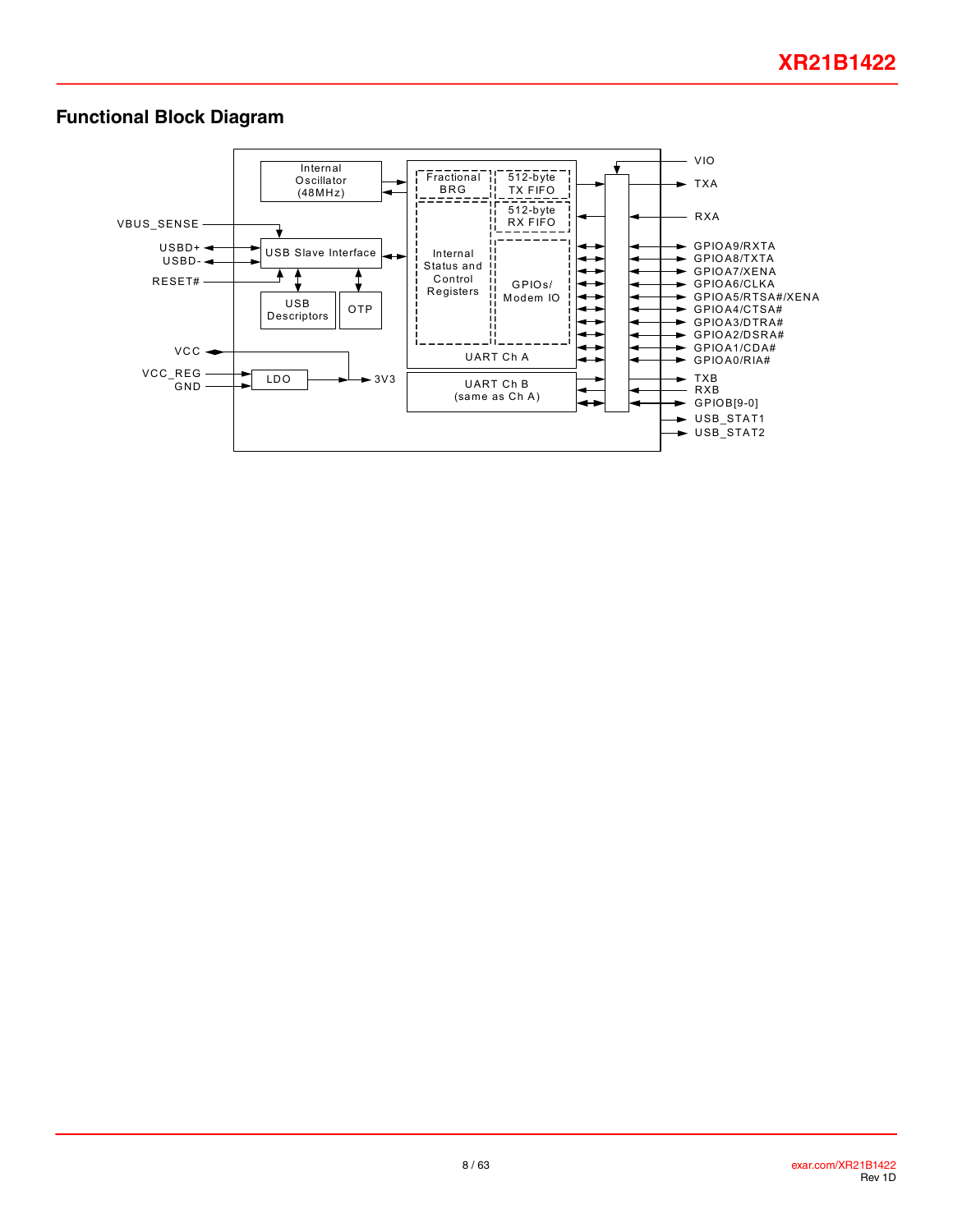## Functional Block Diagram

Internal Oscillator (48MHz)

VBUS_SENSE

USBD+

USBD-

RESET#

USB Slave Interface

USB Descriptors

OTP

VCC

VCC_REG

GND

LDO

3V3

Fractional BRG

512-byte TX FIFO

512-byte RX FIFO

Internal Status and Control Registers

GPIOs/ Modem IO

UART Ch A

UART Ch B (same as Ch A)

VIO

TXA

RXA

GPIOA9/RXTA

GPIOA8/TXTA

GPIOA7/XENA

GPIOA6/CLKA

GPIOA5/RTSA#/XENA

GPIOA4/CTSA#

GPIOA3/DTRA#

GPIOA2/DSRA#

GPIOA1/CDA#

GPIOA0/RIA#

TXB

RXB

GPIOB[9-0]

USB_STAT1

USB_STAT2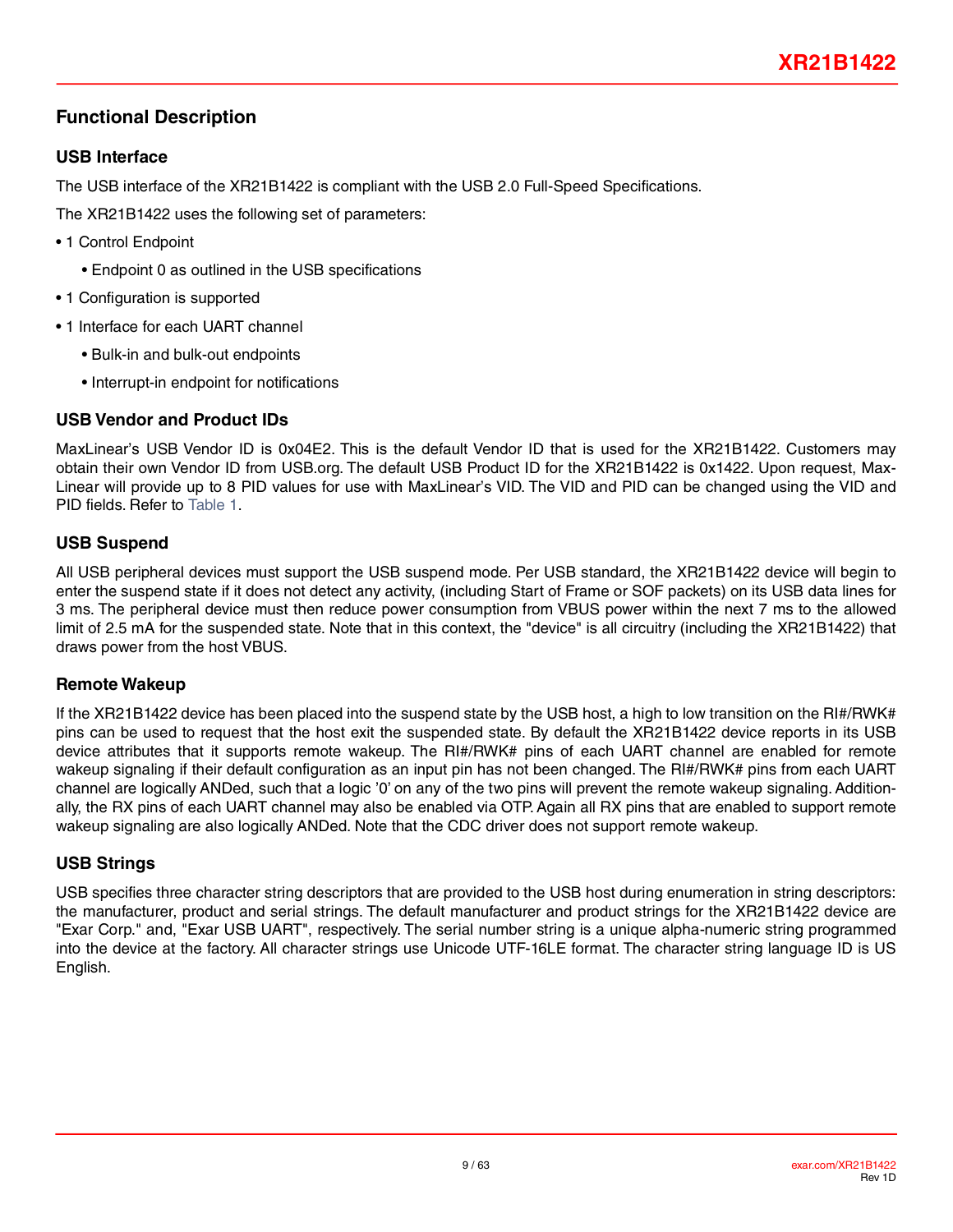## Functional Description

### USB Interface

The USB interface of the XR21B1422 is compliant with the USB 2.0 Full-Speed Specifications.

The XR21B1422 uses the following set of parameters:

- 1 Control Endpoint
  - Endpoint 0 as outlined in the USB specifications
- 1 Configuration is supported
- 1 Interface for each UART channel
  - Bulk-in and bulk-out endpoints
  - Interrupt-in endpoint for notifications

### USB Vendor and Product IDs

MaxLinear's USB Vendor ID is 0x04E2. This is the default Vendor ID that is used for the XR21B1422. Customers may obtain their own Vendor ID from USB.org. The default USB Product ID for the XR21B1422 is 0x1422. Upon request, MaxLinear will provide up to 8 PID values for use with MaxLinear's VID. The VID and PID can be changed using the VID and PID fields. Refer to Table 1.

### USB Suspend

All USB peripheral devices must support the USB suspend mode. Per USB standard, the XR21B1422 device will begin to enter the suspend state if it does not detect any activity, (including Start of Frame or SOF packets) on its USB data lines for 3 ms. The peripheral device must then reduce power consumption from VBUS power within the next 7 ms to the allowed limit of 2.5 mA for the suspended state. Note that in this context, the "device" is all circuitry (including the XR21B1422) that draws power from the host VBUS.

### Remote Wakeup

If the XR21B1422 device has been placed into the suspend state by the USB host, a high to low transition on the RI#/RWK# pins can be used to request that the host exit the suspended state. By default the XR21B1422 device reports in its USB device attributes that it supports remote wakeup. The RI#/RWK# pins of each UART channel are enabled for remote wakeup signaling if their default configuration as an input pin has not been changed. The RI#/RWK# pins from each UART channel are logically ANDed, such that a logic '0' on any of the two pins will prevent the remote wakeup signaling. Additionally, the RX pins of each UART channel may also be enabled via OTP. Again all RX pins that are enabled to support remote wakeup signaling are also logically ANDed. Note that the CDC driver does not support remote wakeup.

### USB Strings

USB specifies three character string descriptors that are provided to the USB host during enumeration in string descriptors: the manufacturer, product and serial strings. The default manufacturer and product strings for the XR21B1422 device are "Exar Corp." and, "Exar USB UART", respectively. The serial number string is a unique alpha-numeric string programmed into the device at the factory. All character strings use Unicode UTF-16LE format. The character string language ID is US English.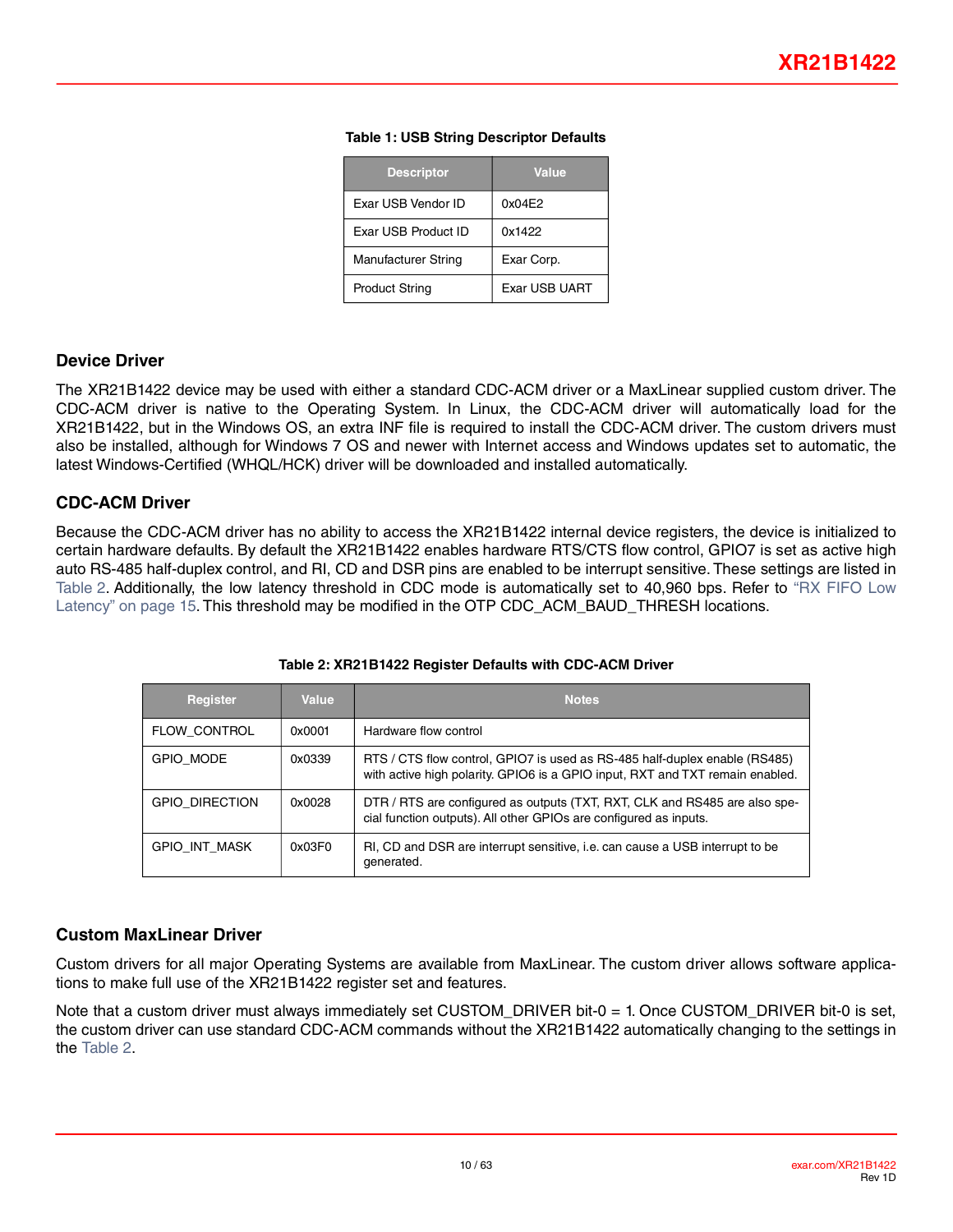**Table 1: USB String Descriptor Defaults**

| Descriptor | Value |
|---|---|
| Exar USB Vendor ID | 0x04E2 |
| Exar USB Product ID | 0x1422 |
| Manufacturer String | Exar Corp. |
| Product String | Exar USB UART |

## Device Driver

The XR21B1422 device may be used with either a standard CDC-ACM driver or a MaxLinear supplied custom driver. The CDC-ACM driver is native to the Operating System. In Linux, the CDC-ACM driver will automatically load for the XR21B1422, but in the Windows OS, an extra INF file is required to install the CDC-ACM driver. The custom drivers must also be installed, although for Windows 7 OS and newer with Internet access and Windows updates set to automatic, the latest Windows-Certified (WHQL/HCK) driver will be downloaded and installed automatically.

## CDC-ACM Driver

Because the CDC-ACM driver has no ability to access the XR21B1422 internal device registers, the device is initialized to certain hardware defaults. By default the XR21B1422 enables hardware RTS/CTS flow control, GPIO7 is set as active high auto RS-485 half-duplex control, and RI, CD and DSR pins are enabled to be interrupt sensitive. These settings are listed in Table 2. Additionally, the low latency threshold in CDC mode is automatically set to 40,960 bps. Refer to "RX FIFO Low Latency" on page 15. This threshold may be modified in the OTP CDC_ACM_BAUD_THRESH locations.

**Table 2: XR21B1422 Register Defaults with CDC-ACM Driver**

| Register | Value | Notes |
|---|---|---|
| FLOW_CONTROL | 0x0001 | Hardware flow control |
| GPIO_MODE | 0x0339 | RTS / CTS flow control, GPIO7 is used as RS-485 half-duplex enable (RS485) with active high polarity. GPIO6 is a GPIO input, RXT and TXT remain enabled. |
| GPIO_DIRECTION | 0x0028 | DTR / RTS are configured as outputs (TXT, RXT, CLK and RS485 are also special function outputs). All other GPIOs are configured as inputs. |
| GPIO_INT_MASK | 0x03F0 | RI, CD and DSR are interrupt sensitive, i.e. can cause a USB interrupt to be generated. |

## Custom MaxLinear Driver

Custom drivers for all major Operating Systems are available from MaxLinear. The custom driver allows software applications to make full use of the XR21B1422 register set and features.

Note that a custom driver must always immediately set CUSTOM_DRIVER bit-0 = 1. Once CUSTOM_DRIVER bit-0 is set, the custom driver can use standard CDC-ACM commands without the XR21B1422 automatically changing to the settings in the Table 2.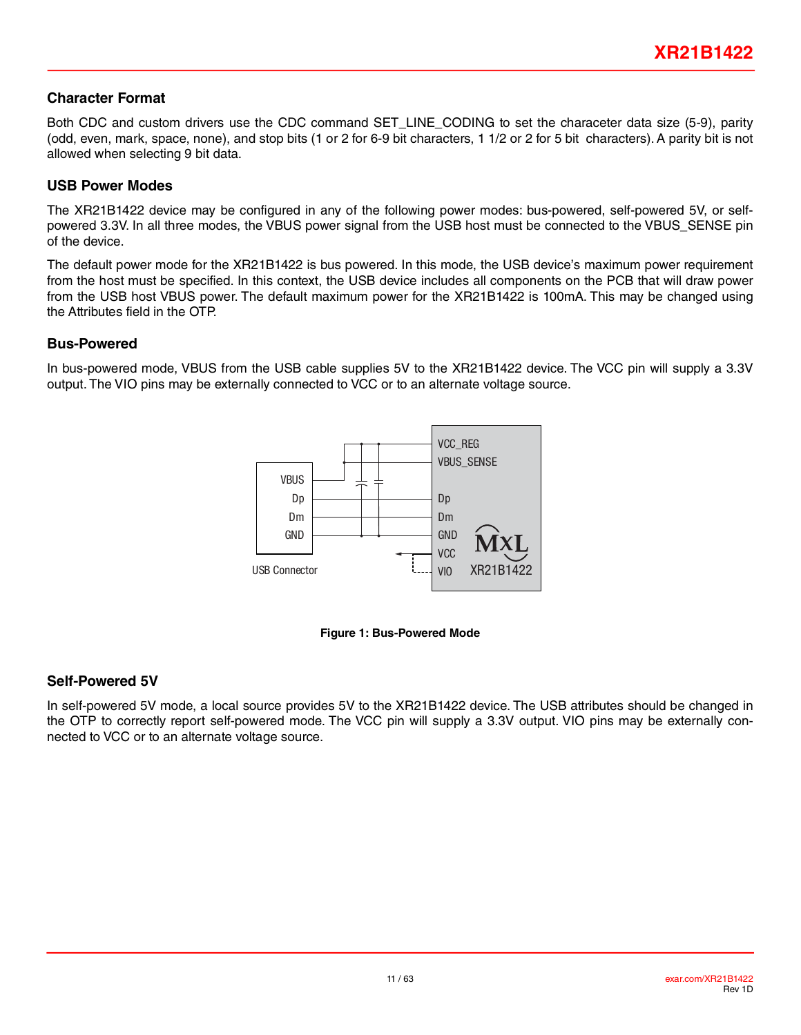## Character Format

Both CDC and custom drivers use the CDC command SET_LINE_CODING to set the characeter data size (5-9), parity (odd, even, mark, space, none), and stop bits (1 or 2 for 6-9 bit characters, 1 1/2 or 2 for 5 bit characters). A parity bit is not allowed when selecting 9 bit data.

## USB Power Modes

The XR21B1422 device may be configured in any of the following power modes: bus-powered, self-powered 5V, or self-powered 3.3V. In all three modes, the VBUS power signal from the USB host must be connected to the VBUS_SENSE pin of the device.

The default power mode for the XR21B1422 is bus powered. In this mode, the USB device's maximum power requirement from the host must be specified. In this context, the USB device includes all components on the PCB that will draw power from the USB host VBUS power. The default maximum power for the XR21B1422 is 100mA. This may be changed using the Attributes field in the OTP.

## Bus-Powered

In bus-powered mode, VBUS from the USB cable supplies 5V to the XR21B1422 device. The VCC pin will supply a 3.3V output. The VIO pins may be externally connected to VCC or to an alternate voltage source.

**Figure 1: Bus-Powered Mode**

## Self-Powered 5V

In self-powered 5V mode, a local source provides 5V to the XR21B1422 device. The USB attributes should be changed in the OTP to correctly report self-powered mode. The VCC pin will supply a 3.3V output. VIO pins may be externally connected to VCC or to an alternate voltage source.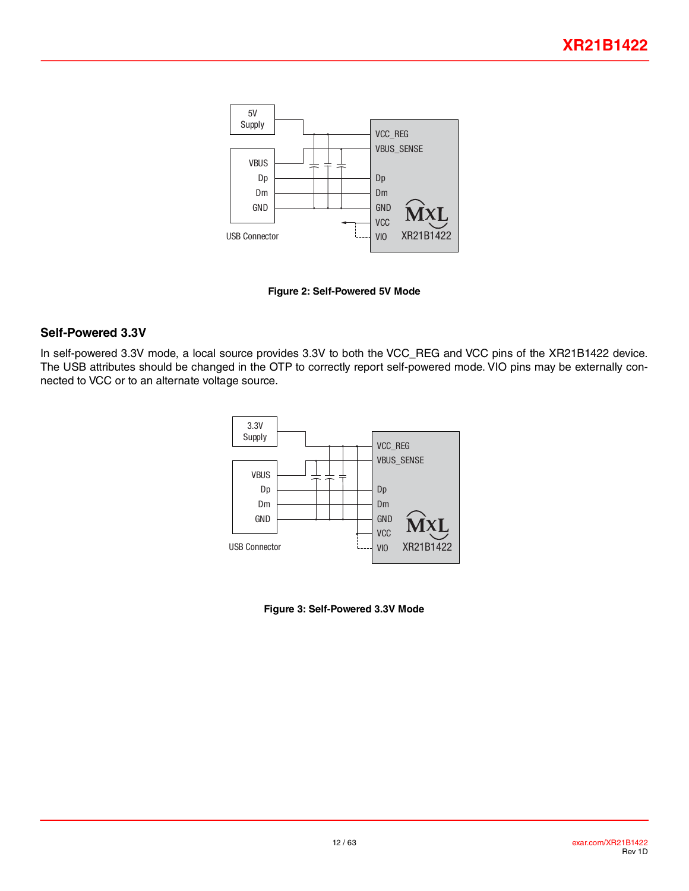Figure 2: Self-Powered 5V Mode

## Self-Powered 3.3V

In self-powered 3.3V mode, a local source provides 3.3V to both the VCC_REG and VCC pins of the XR21B1422 device. The USB attributes should be changed in the OTP to correctly report self-powered mode. VIO pins may be externally connected to VCC or to an alternate voltage source.

Figure 3: Self-Powered 3.3V Mode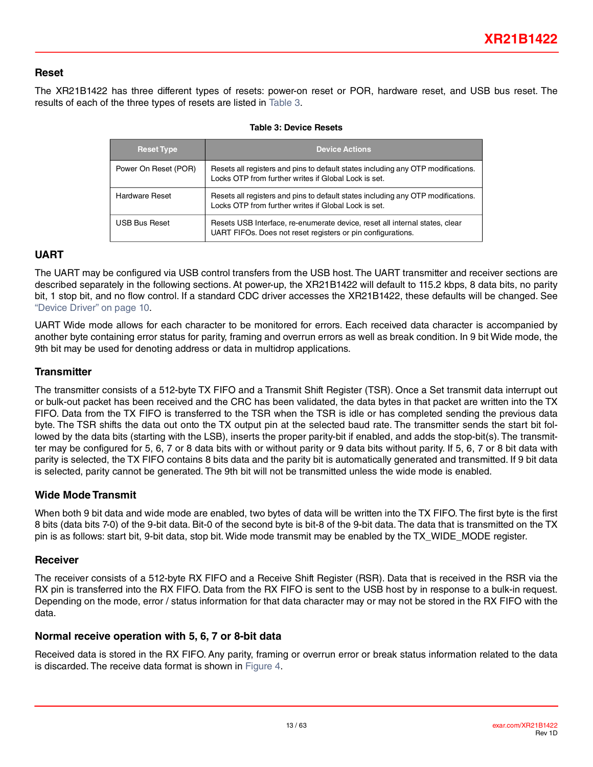## Reset

The XR21B1422 has three different types of resets: power-on reset or POR, hardware reset, and USB bus reset. The results of each of the three types of resets are listed in Table 3.

**Table 3: Device Resets**

| Reset Type | Device Actions |
|---|---|
| Power On Reset (POR) | Resets all registers and pins to default states including any OTP modifications. Locks OTP from further writes if Global Lock is set. |
| Hardware Reset | Resets all registers and pins to default states including any OTP modifications. Locks OTP from further writes if Global Lock is set. |
| USB Bus Reset | Resets USB Interface, re-enumerate device, reset all internal states, clear UART FIFOs. Does not reset registers or pin configurations. |

## UART

The UART may be configured via USB control transfers from the USB host. The UART transmitter and receiver sections are described separately in the following sections. At power-up, the XR21B1422 will default to 115.2 kbps, 8 data bits, no parity bit, 1 stop bit, and no flow control. If a standard CDC driver accesses the XR21B1422, these defaults will be changed. See "Device Driver" on page 10.

UART Wide mode allows for each character to be monitored for errors. Each received data character is accompanied by another byte containing error status for parity, framing and overrun errors as well as break condition. In 9 bit Wide mode, the 9th bit may be used for denoting address or data in multidrop applications.

### Transmitter

The transmitter consists of a 512-byte TX FIFO and a Transmit Shift Register (TSR). Once a Set transmit data interrupt out or bulk-out packet has been received and the CRC has been validated, the data bytes in that packet are written into the TX FIFO. Data from the TX FIFO is transferred to the TSR when the TSR is idle or has completed sending the previous data byte. The TSR shifts the data out onto the TX output pin at the selected baud rate. The transmitter sends the start bit followed by the data bits (starting with the LSB), inserts the proper parity-bit if enabled, and adds the stop-bit(s). The transmitter may be configured for 5, 6, 7 or 8 data bits with or without parity or 9 data bits without parity. If 5, 6, 7 or 8 bit data with parity is selected, the TX FIFO contains 8 bits data and the parity bit is automatically generated and transmitted. If 9 bit data is selected, parity cannot be generated. The 9th bit will not be transmitted unless the wide mode is enabled.

### Wide Mode Transmit

When both 9 bit data and wide mode are enabled, two bytes of data will be written into the TX FIFO. The first byte is the first 8 bits (data bits 7-0) of the 9-bit data. Bit-0 of the second byte is bit-8 of the 9-bit data. The data that is transmitted on the TX pin is as follows: start bit, 9-bit data, stop bit. Wide mode transmit may be enabled by the TX_WIDE_MODE register.

### Receiver

The receiver consists of a 512-byte RX FIFO and a Receive Shift Register (RSR). Data that is received in the RSR via the RX pin is transferred into the RX FIFO. Data from the RX FIFO is sent to the USB host by in response to a bulk-in request. Depending on the mode, error / status information for that data character may or may not be stored in the RX FIFO with the data.

### Normal receive operation with 5, 6, 7 or 8-bit data

Received data is stored in the RX FIFO. Any parity, framing or overrun error or break status information related to the data is discarded. The receive data format is shown in Figure 4.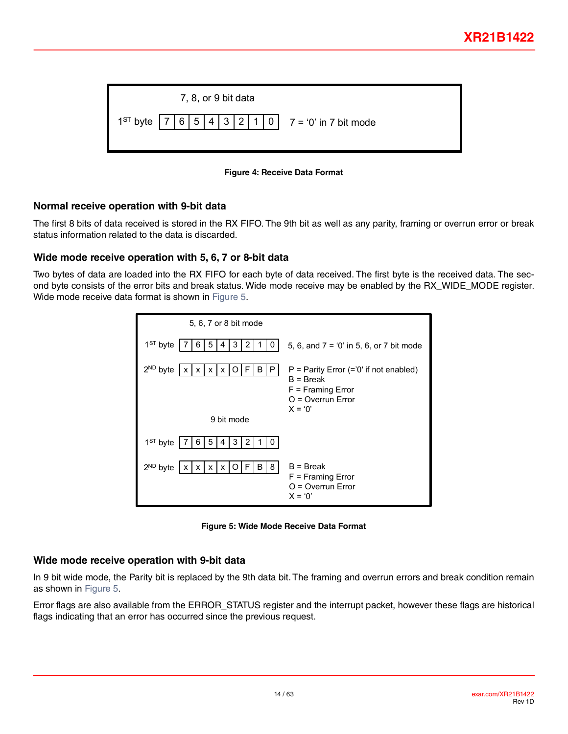7, 8, or 9 bit data

| | | | | | | | | | |
|---|---|---|---|---|---|---|---|---|---|
| 1ST byte | 7 | 6 | 5 | 4 | 3 | 2 | 1 | 0 | 7 = '0' in 7 bit mode |

**Figure 4: Receive Data Format**

### Normal receive operation with 9-bit data

The first 8 bits of data received is stored in the RX FIFO. The 9th bit as well as any parity, framing or overrun error or break status information related to the data is discarded.

### Wide mode receive operation with 5, 6, 7 or 8-bit data

Two bytes of data are loaded into the RX FIFO for each byte of data received. The first byte is the received data. The second byte consists of the error bits and break status. Wide mode receive may be enabled by the RX_WIDE_MODE register. Wide mode receive data format is shown in Figure 5.

5, 6, 7 or 8 bit mode

| | | | | | | | | | |
|---|---|---|---|---|---|---|---|---|---|
| 1ST byte | 7 | 6 | 5 | 4 | 3 | 2 | 1 | 0 | 5, 6, and 7 = '0' in 5, 6, or 7 bit mode |
| 2ND byte | x | x | x | x | O | F | B | P | P = Parity Error (='0' if not enabled)<br>B = Break<br>F = Framing Error<br>O = Overrun Error<br>X = '0' |

9 bit mode

| | | | | | | | | | |
|---|---|---|---|---|---|---|---|---|---|
| 1ST byte | 7 | 6 | 5 | 4 | 3 | 2 | 1 | 0 | |
| 2ND byte | x | x | x | x | O | F | B | 8 | B = Break<br>F = Framing Error<br>O = Overrun Error<br>X = '0' |

**Figure 5: Wide Mode Receive Data Format**

### Wide mode receive operation with 9-bit data

In 9 bit wide mode, the Parity bit is replaced by the 9th data bit. The framing and overrun errors and break condition remain as shown in Figure 5.

Error flags are also available from the ERROR_STATUS register and the interrupt packet, however these flags are historical flags indicating that an error has occurred since the previous request.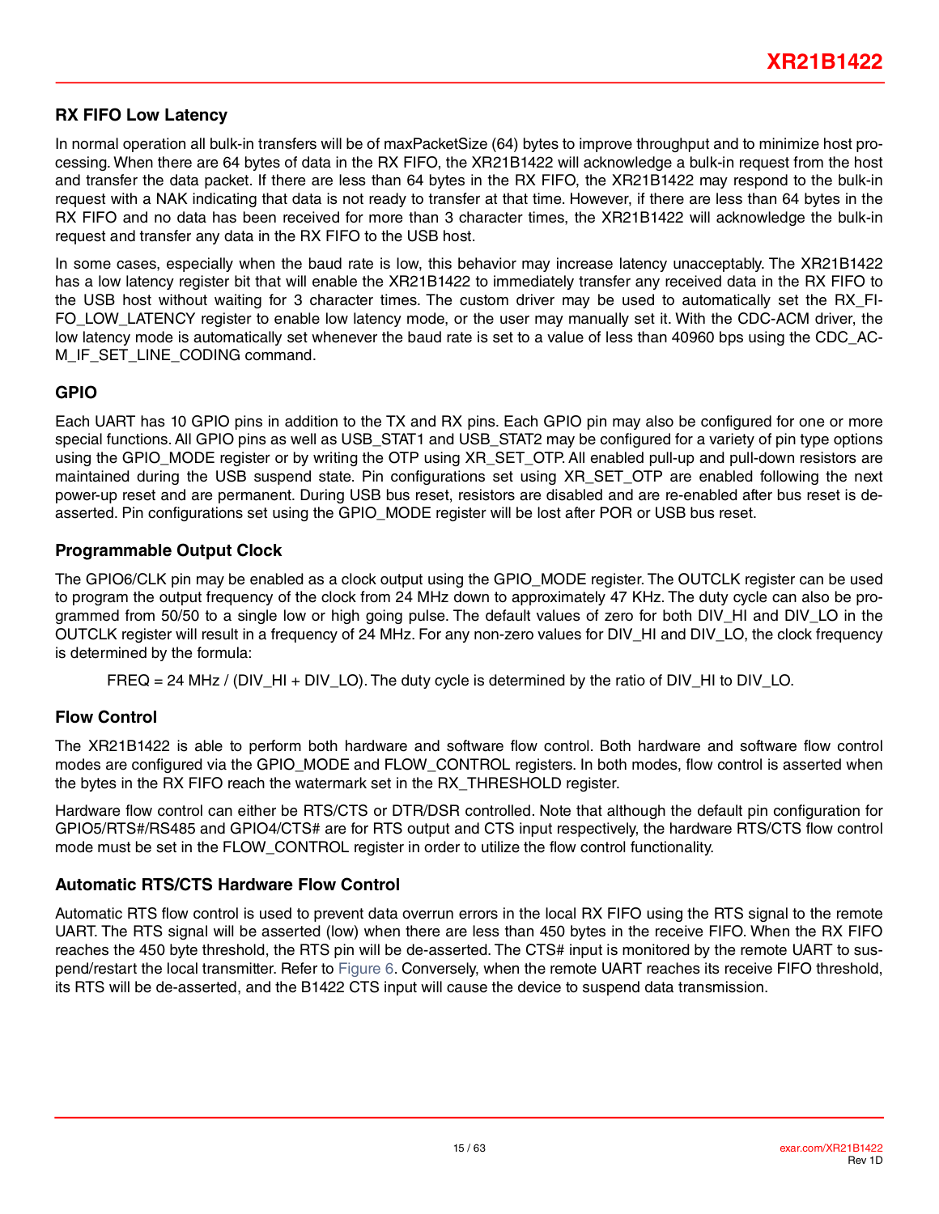## RX FIFO Low Latency

In normal operation all bulk-in transfers will be of maxPacketSize (64) bytes to improve throughput and to minimize host processing. When there are 64 bytes of data in the RX FIFO, the XR21B1422 will acknowledge a bulk-in request from the host and transfer the data packet. If there are less than 64 bytes in the RX FIFO, the XR21B1422 may respond to the bulk-in request with a NAK indicating that data is not ready to transfer at that time. However, if there are less than 64 bytes in the RX FIFO and no data has been received for more than 3 character times, the XR21B1422 will acknowledge the bulk-in request and transfer any data in the RX FIFO to the USB host.

In some cases, especially when the baud rate is low, this behavior may increase latency unacceptably. The XR21B1422 has a low latency register bit that will enable the XR21B1422 to immediately transfer any received data in the RX FIFO to the USB host without waiting for 3 character times. The custom driver may be used to automatically set the RX_FIFO_LOW_LATENCY register to enable low latency mode, or the user may manually set it. With the CDC-ACM driver, the low latency mode is automatically set whenever the baud rate is set to a value of less than 40960 bps using the CDC_ACM_IF_SET_LINE_CODING command.

## GPIO

Each UART has 10 GPIO pins in addition to the TX and RX pins. Each GPIO pin may also be configured for one or more special functions. All GPIO pins as well as USB_STAT1 and USB_STAT2 may be configured for a variety of pin type options using the GPIO_MODE register or by writing the OTP using XR_SET_OTP. All enabled pull-up and pull-down resistors are maintained during the USB suspend state. Pin configurations set using XR_SET_OTP are enabled following the next power-up reset and are permanent. During USB bus reset, resistors are disabled and are re-enabled after bus reset is de-asserted. Pin configurations set using the GPIO_MODE register will be lost after POR or USB bus reset.

## Programmable Output Clock

The GPIO6/CLK pin may be enabled as a clock output using the GPIO_MODE register. The OUTCLK register can be used to program the output frequency of the clock from 24 MHz down to approximately 47 KHz. The duty cycle can also be programmed from 50/50 to a single low or high going pulse. The default values of zero for both DIV_HI and DIV_LO in the OUTCLK register will result in a frequency of 24 MHz. For any non-zero values for DIV_HI and DIV_LO, the clock frequency is determined by the formula:

FREQ = 24 MHz / (DIV_HI + DIV_LO). The duty cycle is determined by the ratio of DIV_HI to DIV_LO.

## Flow Control

The XR21B1422 is able to perform both hardware and software flow control. Both hardware and software flow control modes are configured via the GPIO_MODE and FLOW_CONTROL registers. In both modes, flow control is asserted when the bytes in the RX FIFO reach the watermark set in the RX_THRESHOLD register.

Hardware flow control can either be RTS/CTS or DTR/DSR controlled. Note that although the default pin configuration for GPIO5/RTS#/RS485 and GPIO4/CTS# are for RTS output and CTS input respectively, the hardware RTS/CTS flow control mode must be set in the FLOW_CONTROL register in order to utilize the flow control functionality.

## Automatic RTS/CTS Hardware Flow Control

Automatic RTS flow control is used to prevent data overrun errors in the local RX FIFO using the RTS signal to the remote UART. The RTS signal will be asserted (low) when there are less than 450 bytes in the receive FIFO. When the RX FIFO reaches the 450 byte threshold, the RTS pin will be de-asserted. The CTS# input is monitored by the remote UART to suspend/restart the local transmitter. Refer to Figure 6. Conversely, when the remote UART reaches its receive FIFO threshold, its RTS will be de-asserted, and the B1422 CTS input will cause the device to suspend data transmission.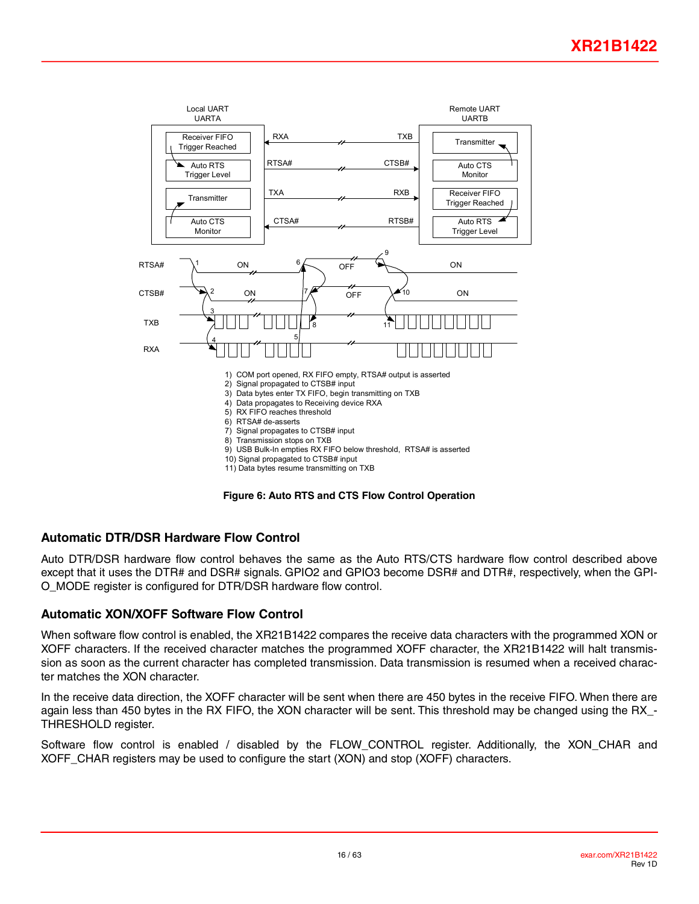Local UART
UARTA

Remote UART
UARTB

1) COM port opened, RX FIFO empty, RTSA# output is asserted
2) Signal propagated to CTSB# input
3) Data bytes enter TX FIFO, begin transmitting on TXB
4) Data propagates to Receiving device RXA
5) RX FIFO reaches threshold
6) RTSA# de-asserts
7) Signal propagates to CTSB# input
8) Transmission stops on TXB
9) USB Bulk-In empties RX FIFO below threshold, RTSA# is asserted
10) Signal propagated to CTSB# input
11) Data bytes resume transmitting on TXB

**Figure 6: Auto RTS and CTS Flow Control Operation**

## Automatic DTR/DSR Hardware Flow Control

Auto DTR/DSR hardware flow control behaves the same as the Auto RTS/CTS hardware flow control described above except that it uses the DTR# and DSR# signals. GPIO2 and GPIO3 become DSR# and DTR#, respectively, when the GPIO_MODE register is configured for DTR/DSR hardware flow control.

## Automatic XON/XOFF Software Flow Control

When software flow control is enabled, the XR21B1422 compares the receive data characters with the programmed XON or XOFF characters. If the received character matches the programmed XOFF character, the XR21B1422 will halt transmission as soon as the current character has completed transmission. Data transmission is resumed when a received character matches the XON character.

In the receive data direction, the XOFF character will be sent when there are 450 bytes in the receive FIFO. When there are again less than 450 bytes in the RX FIFO, the XON character will be sent. This threshold may be changed using the RX_THRESHOLD register.

Software flow control is enabled / disabled by the FLOW_CONTROL register. Additionally, the XON_CHAR and XOFF_CHAR registers may be used to configure the start (XON) and stop (XOFF) characters.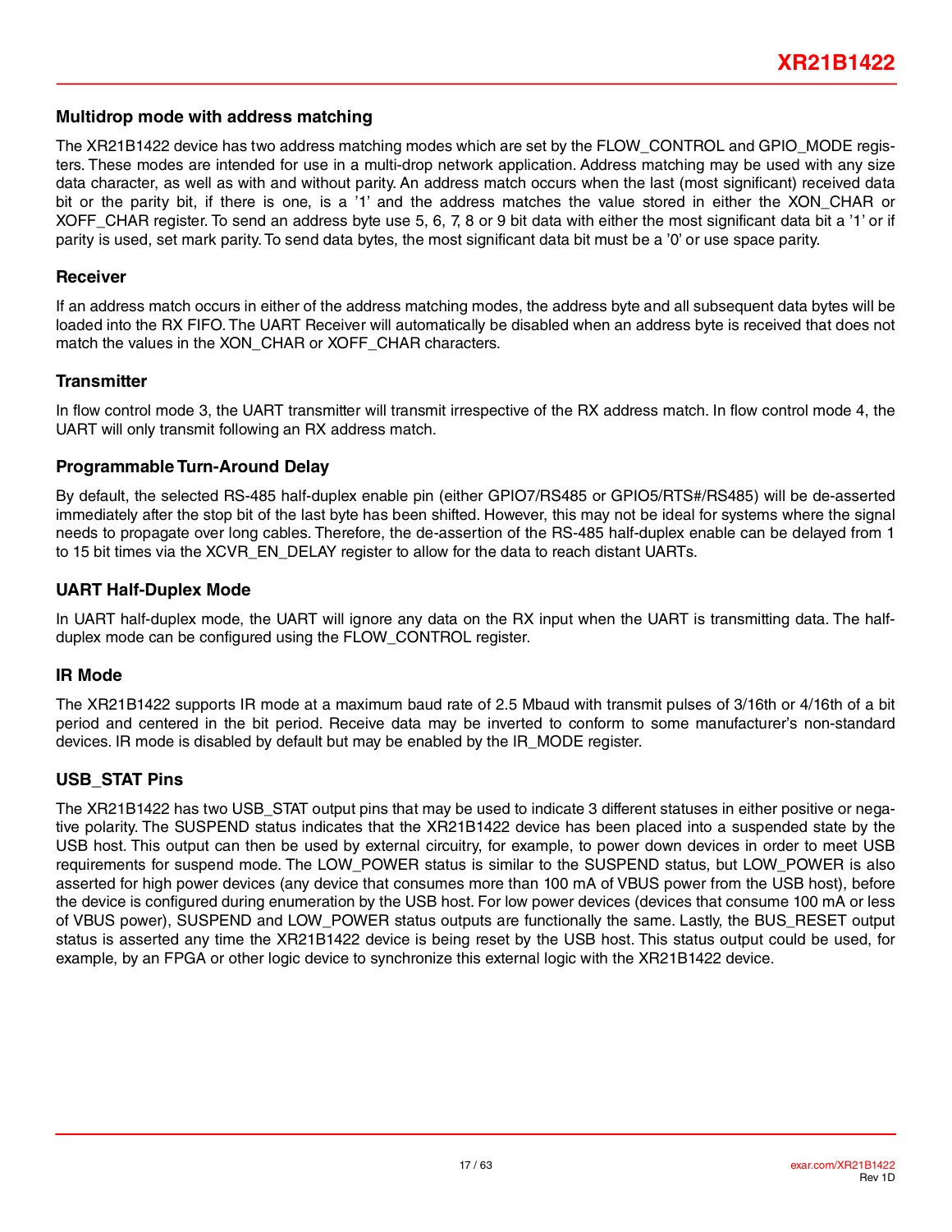### Multidrop mode with address matching

The XR21B1422 device has two address matching modes which are set by the FLOW_CONTROL and GPIO_MODE registers. These modes are intended for use in a multi-drop network application. Address matching may be used with any size data character, as well as with and without parity. An address match occurs when the last (most significant) received data bit or the parity bit, if there is one, is a '1' and the address matches the value stored in either the XON_CHAR or XOFF_CHAR register. To send an address byte use 5, 6, 7, 8 or 9 bit data with either the most significant data bit a '1' or if parity is used, set mark parity. To send data bytes, the most significant data bit must be a '0' or use space parity.

### Receiver

If an address match occurs in either of the address matching modes, the address byte and all subsequent data bytes will be loaded into the RX FIFO. The UART Receiver will automatically be disabled when an address byte is received that does not match the values in the XON_CHAR or XOFF_CHAR characters.

### Transmitter

In flow control mode 3, the UART transmitter will transmit irrespective of the RX address match. In flow control mode 4, the UART will only transmit following an RX address match.

### Programmable Turn-Around Delay

By default, the selected RS-485 half-duplex enable pin (either GPIO7/RS485 or GPIO5/RTS#/RS485) will be de-asserted immediately after the stop bit of the last byte has been shifted. However, this may not be ideal for systems where the signal needs to propagate over long cables. Therefore, the de-assertion of the RS-485 half-duplex enable can be delayed from 1 to 15 bit times via the XCVR_EN_DELAY register to allow for the data to reach distant UARTs.

### UART Half-Duplex Mode

In UART half-duplex mode, the UART will ignore any data on the RX input when the UART is transmitting data. The half-duplex mode can be configured using the FLOW_CONTROL register.

### IR Mode

The XR21B1422 supports IR mode at a maximum baud rate of 2.5 Mbaud with transmit pulses of 3/16th or 4/16th of a bit period and centered in the bit period. Receive data may be inverted to conform to some manufacturer's non-standard devices. IR mode is disabled by default but may be enabled by the IR_MODE register.

### USB_STAT Pins

The XR21B1422 has two USB_STAT output pins that may be used to indicate 3 different statuses in either positive or negative polarity. The SUSPEND status indicates that the XR21B1422 device has been placed into a suspended state by the USB host. This output can then be used by external circuitry, for example, to power down devices in order to meet USB requirements for suspend mode. The LOW_POWER status is similar to the SUSPEND status, but LOW_POWER is also asserted for high power devices (any device that consumes more than 100 mA of VBUS power from the USB host), before the device is configured during enumeration by the USB host. For low power devices (devices that consume 100 mA or less of VBUS power), SUSPEND and LOW_POWER status outputs are functionally the same. Lastly, the BUS_RESET output status is asserted any time the XR21B1422 device is being reset by the USB host. This status output could be used, for example, by an FPGA or other logic device to synchronize this external logic with the XR21B1422 device.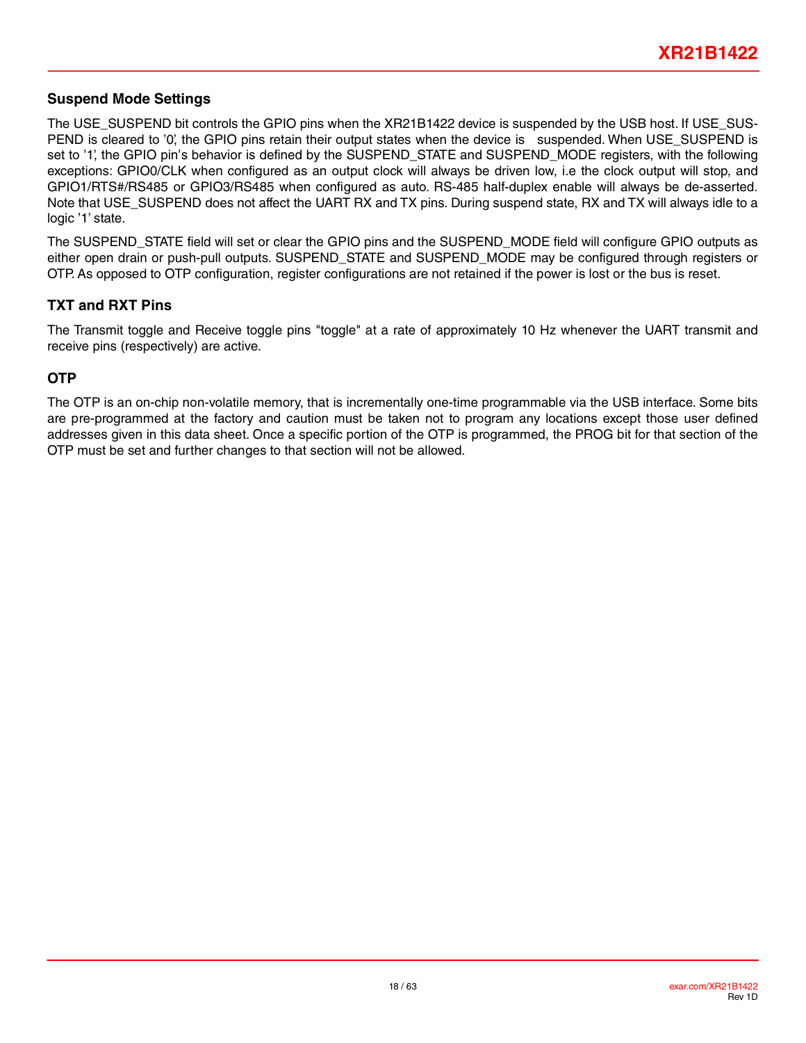## Suspend Mode Settings

The USE_SUSPEND bit controls the GPIO pins when the XR21B1422 device is suspended by the USB host. If USE_SUSPEND is cleared to '0', the GPIO pins retain their output states when the device is suspended. When USE_SUSPEND is set to '1', the GPIO pin's behavior is defined by the SUSPEND_STATE and SUSPEND_MODE registers, with the following exceptions: GPIO0/CLK when configured as an output clock will always be driven low, i.e the clock output will stop, and GPIO1/RTS#/RS485 or GPIO3/RS485 when configured as auto. RS-485 half-duplex enable will always be de-asserted. Note that USE_SUSPEND does not affect the UART RX and TX pins. During suspend state, RX and TX will always idle to a logic '1' state.

The SUSPEND_STATE field will set or clear the GPIO pins and the SUSPEND_MODE field will configure GPIO outputs as either open drain or push-pull outputs. SUSPEND_STATE and SUSPEND_MODE may be configured through registers or OTP. As opposed to OTP configuration, register configurations are not retained if the power is lost or the bus is reset.

## TXT and RXT Pins

The Transmit toggle and Receive toggle pins "toggle" at a rate of approximately 10 Hz whenever the UART transmit and receive pins (respectively) are active.

## OTP

The OTP is an on-chip non-volatile memory, that is incrementally one-time programmable via the USB interface. Some bits are pre-programmed at the factory and caution must be taken not to program any locations except those user defined addresses given in this data sheet. Once a specific portion of the OTP is programmed, the PROG bit for that section of the OTP must be set and further changes to that section will not be allowed.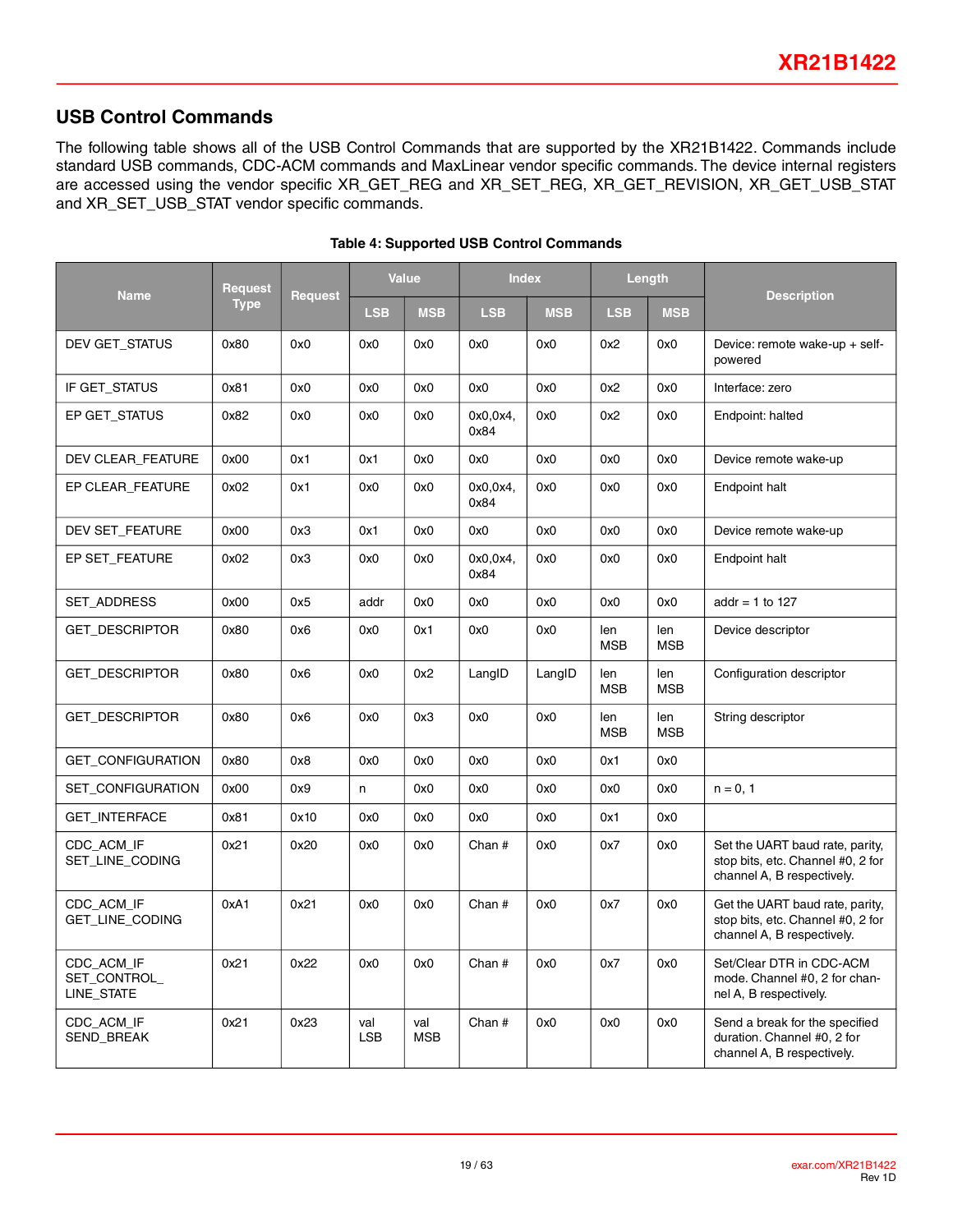## USB Control Commands

The following table shows all of the USB Control Commands that are supported by the XR21B1422. Commands include standard USB commands, CDC-ACM commands and MaxLinear vendor specific commands. The device internal registers are accessed using the vendor specific XR_GET_REG and XR_SET_REG, XR_GET_REVISION, XR_GET_USB_STAT and XR_SET_USB_STAT vendor specific commands.

**Table 4: Supported USB Control Commands**

| Name | Request Type | Request | Value | | Index | | Length | | Description |
|---|---|---|---|---|---|---|---|---|---|
| | | | LSB | MSB | LSB | MSB | LSB | MSB | |
| DEV GET_STATUS | 0x80 | 0x0 | 0x0 | 0x0 | 0x0 | 0x0 | 0x2 | 0x0 | Device: remote wake-up + self-powered |
| IF GET_STATUS | 0x81 | 0x0 | 0x0 | 0x0 | 0x0 | 0x0 | 0x2 | 0x0 | Interface: zero |
| EP GET_STATUS | 0x82 | 0x0 | 0x0 | 0x0 | 0x0,0x4, 0x84 | 0x0 | 0x2 | 0x0 | Endpoint: halted |
| DEV CLEAR_FEATURE | 0x00 | 0x1 | 0x1 | 0x0 | 0x0 | 0x0 | 0x0 | 0x0 | Device remote wake-up |
| EP CLEAR_FEATURE | 0x02 | 0x1 | 0x0 | 0x0 | 0x0,0x4, 0x84 | 0x0 | 0x0 | 0x0 | Endpoint halt |
| DEV SET_FEATURE | 0x00 | 0x3 | 0x1 | 0x0 | 0x0 | 0x0 | 0x0 | 0x0 | Device remote wake-up |
| EP SET_FEATURE | 0x02 | 0x3 | 0x0 | 0x0 | 0x0,0x4, 0x84 | 0x0 | 0x0 | 0x0 | Endpoint halt |
| SET_ADDRESS | 0x00 | 0x5 | addr | 0x0 | 0x0 | 0x0 | 0x0 | 0x0 | addr = 1 to 127 |
| GET_DESCRIPTOR | 0x80 | 0x6 | 0x0 | 0x1 | 0x0 | 0x0 | len MSB | len MSB | Device descriptor |
| GET_DESCRIPTOR | 0x80 | 0x6 | 0x0 | 0x2 | LangID | LangID | len MSB | len MSB | Configuration descriptor |
| GET_DESCRIPTOR | 0x80 | 0x6 | 0x0 | 0x3 | 0x0 | 0x0 | len MSB | len MSB | String descriptor |
| GET_CONFIGURATION | 0x80 | 0x8 | 0x0 | 0x0 | 0x0 | 0x0 | 0x1 | 0x0 | |
| SET_CONFIGURATION | 0x00 | 0x9 | n | 0x0 | 0x0 | 0x0 | 0x0 | 0x0 | n = 0, 1 |
| GET_INTERFACE | 0x81 | 0x10 | 0x0 | 0x0 | 0x0 | 0x0 | 0x1 | 0x0 | |
| CDC_ACM_IF SET_LINE_CODING | 0x21 | 0x20 | 0x0 | 0x0 | Chan # | 0x0 | 0x7 | 0x0 | Set the UART baud rate, parity, stop bits, etc. Channel #0, 2 for channel A, B respectively. |
| CDC_ACM_IF GET_LINE_CODING | 0xA1 | 0x21 | 0x0 | 0x0 | Chan # | 0x0 | 0x7 | 0x0 | Get the UART baud rate, parity, stop bits, etc. Channel #0, 2 for channel A, B respectively. |
| CDC_ACM_IF SET_CONTROL_ LINE_STATE | 0x21 | 0x22 | 0x0 | 0x0 | Chan # | 0x0 | 0x7 | 0x0 | Set/Clear DTR in CDC-ACM mode. Channel #0, 2 for channel A, B respectively. |
| CDC_ACM_IF SEND_BREAK | 0x21 | 0x23 | val LSB | val MSB | Chan # | 0x0 | 0x0 | 0x0 | Send a break for the specified duration. Channel #0, 2 for channel A, B respectively. |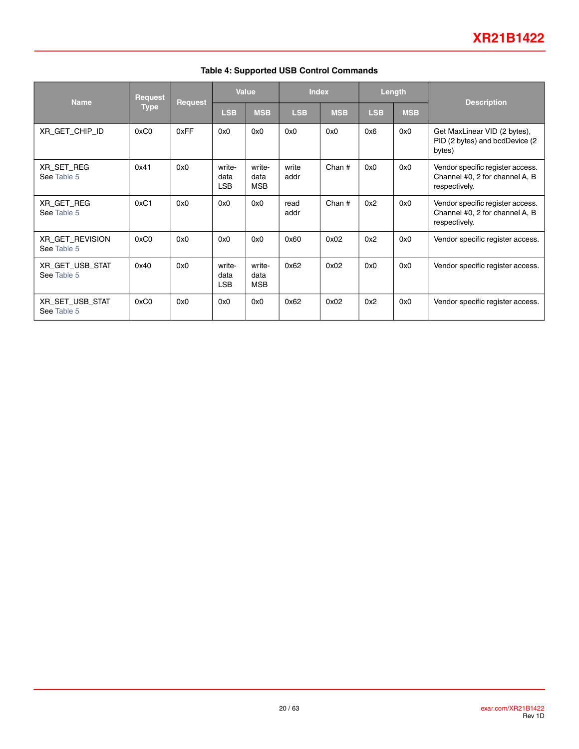**Table 4: Supported USB Control Commands**

| Name | Request Type | Request | Value | | Index | | Length | | Description |
|---|---|---|---|---|---|---|---|---|---|
| | | | LSB | MSB | LSB | MSB | LSB | MSB | |
| XR_GET_CHIP_ID | 0xC0 | 0xFF | 0x0 | 0x0 | 0x0 | 0x0 | 0x6 | 0x0 | Get MaxLinear VID (2 bytes), PID (2 bytes) and bcdDevice (2 bytes) |
| XR_SET_REG See Table 5 | 0x41 | 0x0 | write-data LSB | write-data MSB | write addr | Chan # | 0x0 | 0x0 | Vendor specific register access. Channel #0, 2 for channel A, B respectively. |
| XR_GET_REG See Table 5 | 0xC1 | 0x0 | 0x0 | 0x0 | read addr | Chan # | 0x2 | 0x0 | Vendor specific register access. Channel #0, 2 for channel A, B respectively. |
| XR_GET_REVISION See Table 5 | 0xC0 | 0x0 | 0x0 | 0x0 | 0x60 | 0x02 | 0x2 | 0x0 | Vendor specific register access. |
| XR_GET_USB_STAT See Table 5 | 0x40 | 0x0 | write-data LSB | write-data MSB | 0x62 | 0x02 | 0x0 | 0x0 | Vendor specific register access. |
| XR_SET_USB_STAT See Table 5 | 0xC0 | 0x0 | 0x0 | 0x0 | 0x62 | 0x02 | 0x2 | 0x0 | Vendor specific register access. |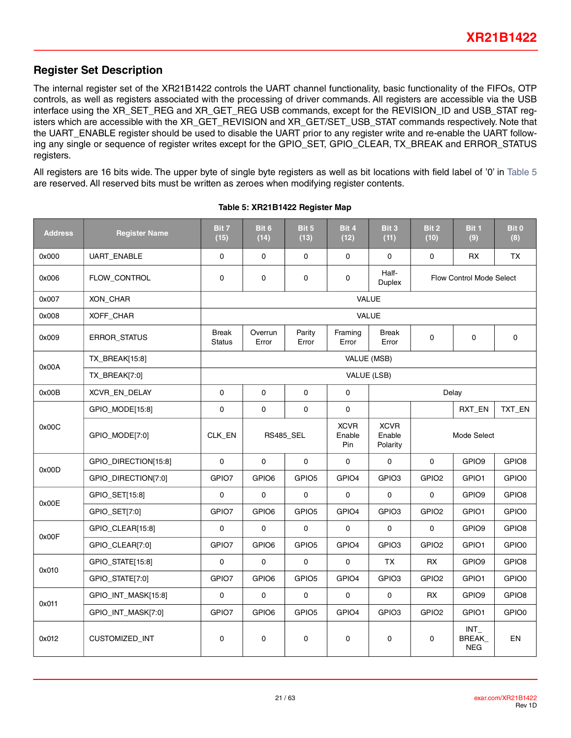## Register Set Description

The internal register set of the XR21B1422 controls the UART channel functionality, basic functionality of the FIFOs, OTP controls, as well as registers associated with the processing of driver commands. All registers are accessible via the USB interface using the XR_SET_REG and XR_GET_REG USB commands, except for the REVISION_ID and USB_STAT registers which are accessible with the XR_GET_REVISION and XR_GET/SET_USB_STAT commands respectively. Note that the UART_ENABLE register should be used to disable the UART prior to any register write and re-enable the UART following any single or sequence of register writes except for the GPIO_SET, GPIO_CLEAR, TX_BREAK and ERROR_STATUS registers.

All registers are 16 bits wide. The upper byte of single byte registers as well as bit locations with field label of '0' in Table 5 are reserved. All reserved bits must be written as zeroes when modifying register contents.

**Table 5: XR21B1422 Register Map**

| Address | Register Name | Bit 7 (15) | Bit 6 (14) | Bit 5 (13) | Bit 4 (12) | Bit 3 (11) | Bit 2 (10) | Bit 1 (9) | Bit 0 (8) |
|---|---|---|---|---|---|---|---|---|---|
| 0x000 | UART_ENABLE | 0 | 0 | 0 | 0 | 0 | 0 | RX | TX |
| 0x006 | FLOW_CONTROL | 0 | 0 | 0 | 0 | Half-Duplex | Flow Control Mode Select | | |
| 0x007 | XON_CHAR | VALUE | | | | | | | |
| 0x008 | XOFF_CHAR | VALUE | | | | | | | |
| 0x009 | ERROR_STATUS | Break Status | Overrun Error | Parity Error | Framing Error | Break Error | 0 | 0 | 0 |
| 0x00A | TX_BREAK[15:8] | VALUE (MSB) | | | | | | | |
| | TX_BREAK[7:0] | VALUE (LSB) | | | | | | | |
| 0x00B | XCVR_EN_DELAY | 0 | 0 | 0 | 0 | Delay | | | |
| 0x00C | GPIO_MODE[15:8] | 0 | 0 | 0 | 0 | | | RXT_EN | TXT_EN |
| | GPIO_MODE[7:0] | CLK_EN | RS485_SEL | | XCVR Enable Pin | XCVR Enable Polarity | Mode Select | | |
| 0x00D | GPIO_DIRECTION[15:8] | 0 | 0 | 0 | 0 | 0 | 0 | GPIO9 | GPIO8 |
| | GPIO_DIRECTION[7:0] | GPIO7 | GPIO6 | GPIO5 | GPIO4 | GPIO3 | GPIO2 | GPIO1 | GPIO0 |
| 0x00E | GPIO_SET[15:8] | 0 | 0 | 0 | 0 | 0 | 0 | GPIO9 | GPIO8 |
| | GPIO_SET[7:0] | GPIO7 | GPIO6 | GPIO5 | GPIO4 | GPIO3 | GPIO2 | GPIO1 | GPIO0 |
| 0x00F | GPIO_CLEAR[15:8] | 0 | 0 | 0 | 0 | 0 | 0 | GPIO9 | GPIO8 |
| | GPIO_CLEAR[7:0] | GPIO7 | GPIO6 | GPIO5 | GPIO4 | GPIO3 | GPIO2 | GPIO1 | GPIO0 |
| 0x010 | GPIO_STATE[15:8] | 0 | 0 | 0 | 0 | TX | RX | GPIO9 | GPIO8 |
| | GPIO_STATE[7:0] | GPIO7 | GPIO6 | GPIO5 | GPIO4 | GPIO3 | GPIO2 | GPIO1 | GPIO0 |
| 0x011 | GPIO_INT_MASK[15:8] | 0 | 0 | 0 | 0 | 0 | RX | GPIO9 | GPIO8 |
| | GPIO_INT_MASK[7:0] | GPIO7 | GPIO6 | GPIO5 | GPIO4 | GPIO3 | GPIO2 | GPIO1 | GPIO0 |
| 0x012 | CUSTOMIZED_INT | 0 | 0 | 0 | 0 | 0 | 0 | INT_BREAK_NEG | EN |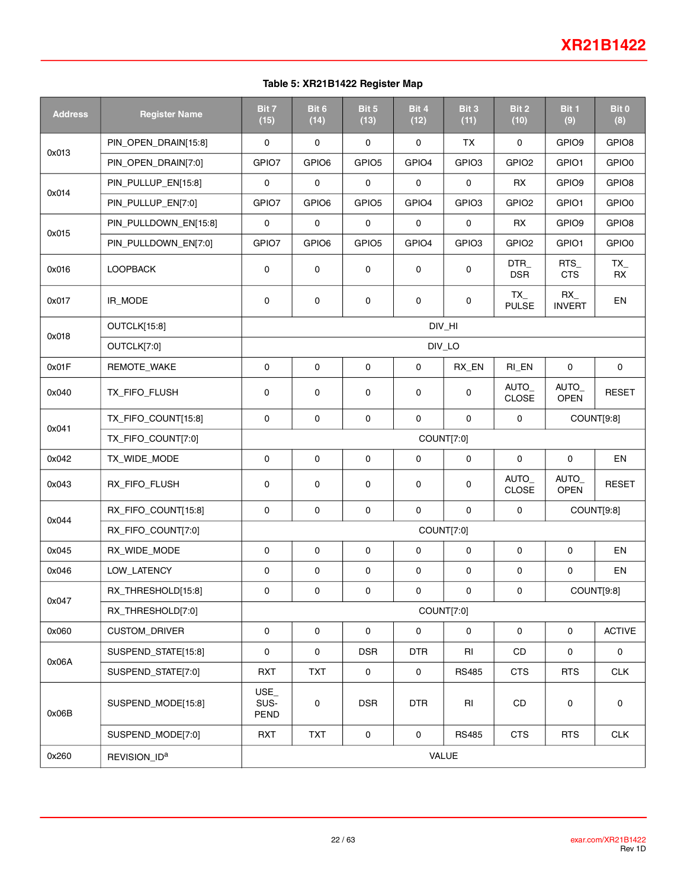**Table 5: XR21B1422 Register Map**

| Address | Register Name | Bit 7 (15) | Bit 6 (14) | Bit 5 (13) | Bit 4 (12) | Bit 3 (11) | Bit 2 (10) | Bit 1 (9) | Bit 0 (8) |
|---|---|---|---|---|---|---|---|---|---|
| 0x013 | PIN_OPEN_DRAIN[15:8] | 0 | 0 | 0 | 0 | TX | 0 | GPIO9 | GPIO8 |
| | PIN_OPEN_DRAIN[7:0] | GPIO7 | GPIO6 | GPIO5 | GPIO4 | GPIO3 | GPIO2 | GPIO1 | GPIO0 |
| 0x014 | PIN_PULLUP_EN[15:8] | 0 | 0 | 0 | 0 | 0 | RX | GPIO9 | GPIO8 |
| | PIN_PULLUP_EN[7:0] | GPIO7 | GPIO6 | GPIO5 | GPIO4 | GPIO3 | GPIO2 | GPIO1 | GPIO0 |
| 0x015 | PIN_PULLDOWN_EN[15:8] | 0 | 0 | 0 | 0 | 0 | RX | GPIO9 | GPIO8 |
| | PIN_PULLDOWN_EN[7:0] | GPIO7 | GPIO6 | GPIO5 | GPIO4 | GPIO3 | GPIO2 | GPIO1 | GPIO0 |
| 0x016 | LOOPBACK | 0 | 0 | 0 | 0 | 0 | DTR_ DSR | RTS_ CTS | TX_ RX |
| 0x017 | IR_MODE | 0 | 0 | 0 | 0 | 0 | TX_ PULSE | RX_ INVERT | EN |
| 0x018 | OUTCLK[15:8] | DIV_HI | | | | | | | |
| | OUTCLK[7:0] | DIV_LO | | | | | | | |
| 0x01F | REMOTE_WAKE | 0 | 0 | 0 | 0 | RX_EN | RI_EN | 0 | 0 |
| 0x040 | TX_FIFO_FLUSH | 0 | 0 | 0 | 0 | 0 | AUTO_ CLOSE | AUTO_ OPEN | RESET |
| 0x041 | TX_FIFO_COUNT[15:8] | 0 | 0 | 0 | 0 | 0 | 0 | COUNT[9:8] | |
| | TX_FIFO_COUNT[7:0] | COUNT[7:0] | | | | | | | |
| 0x042 | TX_WIDE_MODE | 0 | 0 | 0 | 0 | 0 | 0 | 0 | EN |
| 0x043 | RX_FIFO_FLUSH | 0 | 0 | 0 | 0 | 0 | AUTO_ CLOSE | AUTO_ OPEN | RESET |
| 0x044 | RX_FIFO_COUNT[15:8] | 0 | 0 | 0 | 0 | 0 | 0 | COUNT[9:8] | |
| | RX_FIFO_COUNT[7:0] | COUNT[7:0] | | | | | | | |
| 0x045 | RX_WIDE_MODE | 0 | 0 | 0 | 0 | 0 | 0 | 0 | EN |
| 0x046 | LOW_LATENCY | 0 | 0 | 0 | 0 | 0 | 0 | 0 | EN |
| 0x047 | RX_THRESHOLD[15:8] | 0 | 0 | 0 | 0 | 0 | 0 | COUNT[9:8] | |
| | RX_THRESHOLD[7:0] | COUNT[7:0] | | | | | | | |
| 0x060 | CUSTOM_DRIVER | 0 | 0 | 0 | 0 | 0 | 0 | 0 | ACTIVE |
| 0x06A | SUSPEND_STATE[15:8] | 0 | 0 | DSR | DTR | RI | CD | 0 | 0 |
| | SUSPEND_STATE[7:0] | RXT | TXT | 0 | 0 | RS485 | CTS | RTS | CLK |
| 0x06B | SUSPEND_MODE[15:8] | USE_ SUS- PEND | 0 | DSR | DTR | RI | CD | 0 | 0 |
| | SUSPEND_MODE[7:0] | RXT | TXT | 0 | 0 | RS485 | CTS | RTS | CLK |
| 0x260 | REVISION_ID[a] | VALUE | | | | | | | |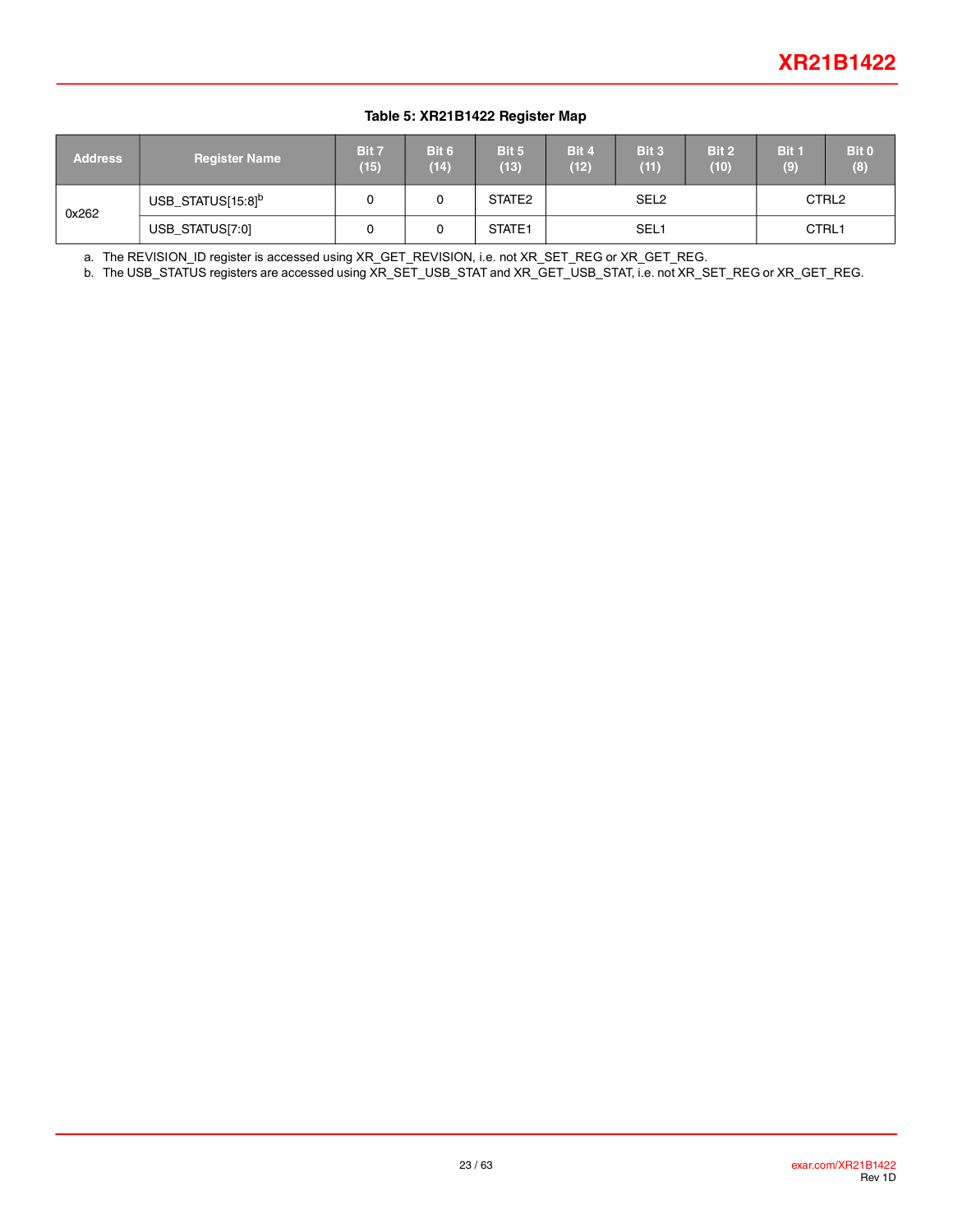**Table 5: XR21B1422 Register Map**

| Address | Register Name | Bit 7 (15) | Bit 6 (14) | Bit 5 (13) | Bit 4 (12) | Bit 3 (11) | Bit 2 (10) | Bit 1 (9) | Bit 0 (8) |
|---|---|---|---|---|---|---|---|---|---|
| 0x262 | USB_STATUS[15:8][b] | 0 | 0 | STATE2 | SEL2 | | | CTRL2 | |
| | USB_STATUS[7:0] | 0 | 0 | STATE1 | SEL1 | | | CTRL1 | |

a. The REVISION_ID register is accessed using XR_GET_REVISION, i.e. not XR_SET_REG or XR_GET_REG.

b. The USB_STATUS registers are accessed using XR_SET_USB_STAT and XR_GET_USB_STAT, i.e. not XR_SET_REG or XR_GET_REG.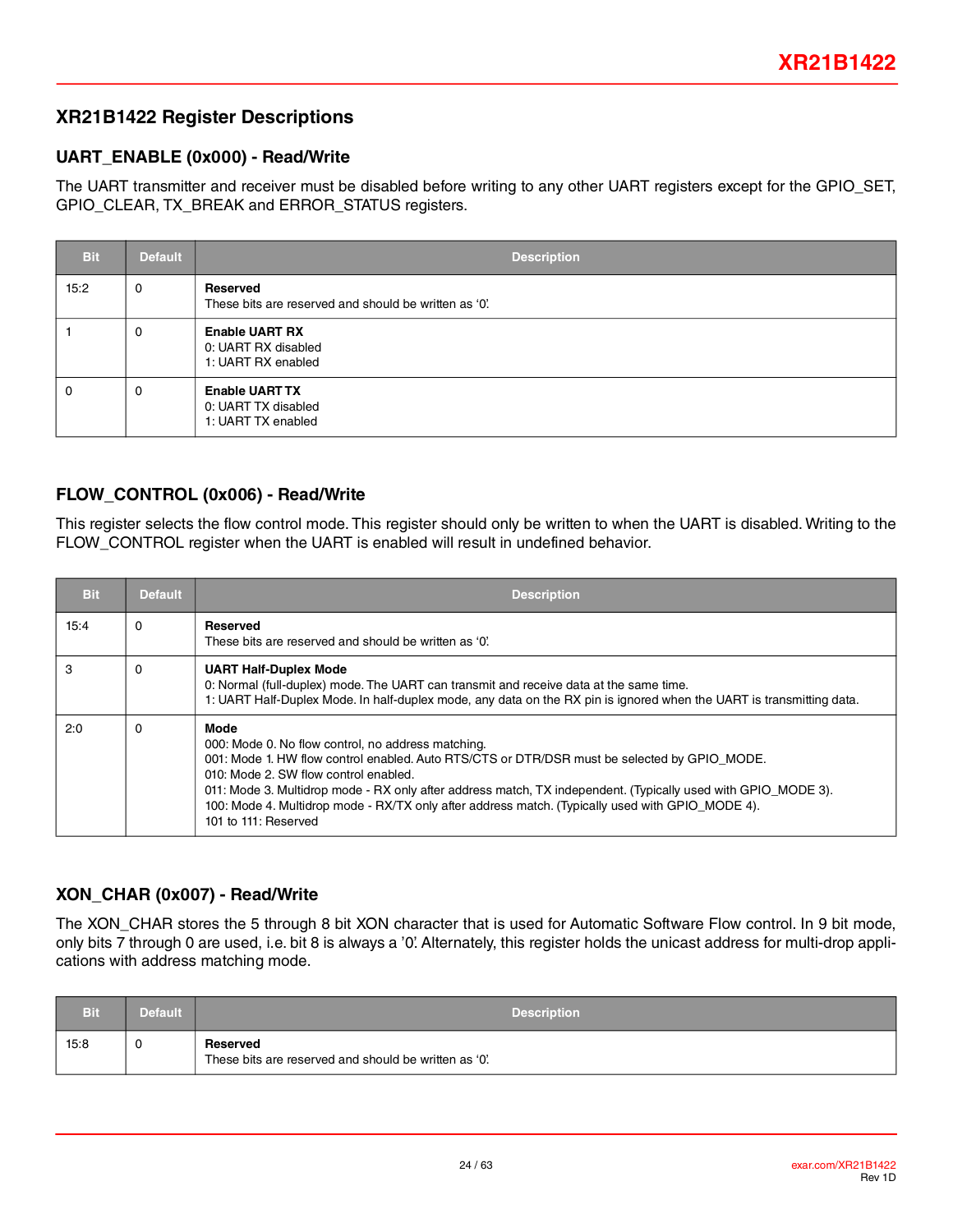## XR21B1422 Register Descriptions

### UART_ENABLE (0x000) - Read/Write

The UART transmitter and receiver must be disabled before writing to any other UART registers except for the GPIO_SET, GPIO_CLEAR, TX_BREAK and ERROR_STATUS registers.

| Bit | Default | Description |
|---|---|---|
| 15:2 | 0 | **Reserved**<br>These bits are reserved and should be written as '0'. |
| 1 | 0 | **Enable UART RX**<br>0: UART RX disabled<br>1: UART RX enabled |
| 0 | 0 | **Enable UART TX**<br>0: UART TX disabled<br>1: UART TX enabled |

### FLOW_CONTROL (0x006) - Read/Write

This register selects the flow control mode. This register should only be written to when the UART is disabled. Writing to the FLOW_CONTROL register when the UART is enabled will result in undefined behavior.

| Bit | Default | Description |
|---|---|---|
| 15:4 | 0 | **Reserved**<br>These bits are reserved and should be written as '0'. |
| 3 | 0 | **UART Half-Duplex Mode**<br>0: Normal (full-duplex) mode. The UART can transmit and receive data at the same time.<br>1: UART Half-Duplex Mode. In half-duplex mode, any data on the RX pin is ignored when the UART is transmitting data. |
| 2:0 | 0 | **Mode**<br>000: Mode 0. No flow control, no address matching.<br>001: Mode 1. HW flow control enabled. Auto RTS/CTS or DTR/DSR must be selected by GPIO_MODE.<br>010: Mode 2. SW flow control enabled.<br>011: Mode 3. Multidrop mode - RX only after address match, TX independent. (Typically used with GPIO_MODE 3).<br>100: Mode 4. Multidrop mode - RX/TX only after address match. (Typically used with GPIO_MODE 4).<br>101 to 111: Reserved |

### XON_CHAR (0x007) - Read/Write

The XON_CHAR stores the 5 through 8 bit XON character that is used for Automatic Software Flow control. In 9 bit mode, only bits 7 through 0 are used, i.e. bit 8 is always a '0'. Alternately, this register holds the unicast address for multi-drop applications with address matching mode.

| Bit | Default | Description |
|---|---|---|
| 15:8 | 0 | **Reserved**<br>These bits are reserved and should be written as '0'. |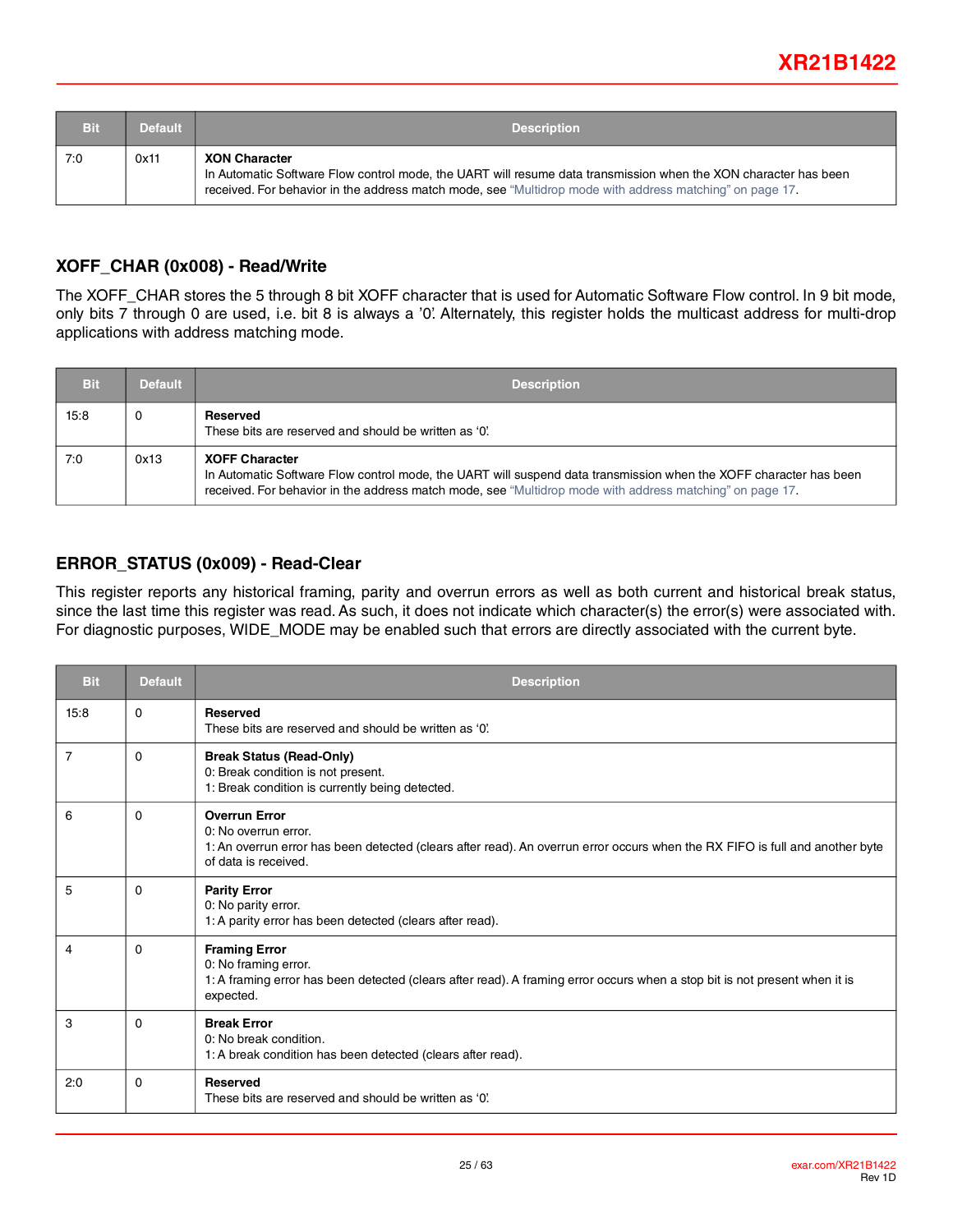| Bit | Default | Description |
|---|---|---|
| 7:0 | 0x11 | **XON Character**<br>In Automatic Software Flow control mode, the UART will resume data transmission when the XON character has been received. For behavior in the address match mode, see "Multidrop mode with address matching" on page 17. |

### XOFF_CHAR (0x008) - Read/Write

The XOFF_CHAR stores the 5 through 8 bit XOFF character that is used for Automatic Software Flow control. In 9 bit mode, only bits 7 through 0 are used, i.e. bit 8 is always a '0'. Alternately, this register holds the multicast address for multi-drop applications with address matching mode.

| Bit | Default | Description |
|---|---|---|
| 15:8 | 0 | **Reserved**<br>These bits are reserved and should be written as '0'. |
| 7:0 | 0x13 | **XOFF Character**<br>In Automatic Software Flow control mode, the UART will suspend data transmission when the XOFF character has been received. For behavior in the address match mode, see "Multidrop mode with address matching" on page 17. |

### ERROR_STATUS (0x009) - Read-Clear

This register reports any historical framing, parity and overrun errors as well as both current and historical break status, since the last time this register was read. As such, it does not indicate which character(s) the error(s) were associated with. For diagnostic purposes, WIDE_MODE may be enabled such that errors are directly associated with the current byte.

| Bit | Default | Description |
|---|---|---|
| 15:8 | 0 | **Reserved**<br>These bits are reserved and should be written as '0'. |
| 7 | 0 | **Break Status (Read-Only)**<br>0: Break condition is not present.<br>1: Break condition is currently being detected. |
| 6 | 0 | **Overrun Error**<br>0: No overrun error.<br>1: An overrun error has been detected (clears after read). An overrun error occurs when the RX FIFO is full and another byte of data is received. |
| 5 | 0 | **Parity Error**<br>0: No parity error.<br>1: A parity error has been detected (clears after read). |
| 4 | 0 | **Framing Error**<br>0: No framing error.<br>1: A framing error has been detected (clears after read). A framing error occurs when a stop bit is not present when it is expected. |
| 3 | 0 | **Break Error**<br>0: No break condition.<br>1: A break condition has been detected (clears after read). |
| 2:0 | 0 | **Reserved**<br>These bits are reserved and should be written as '0'. |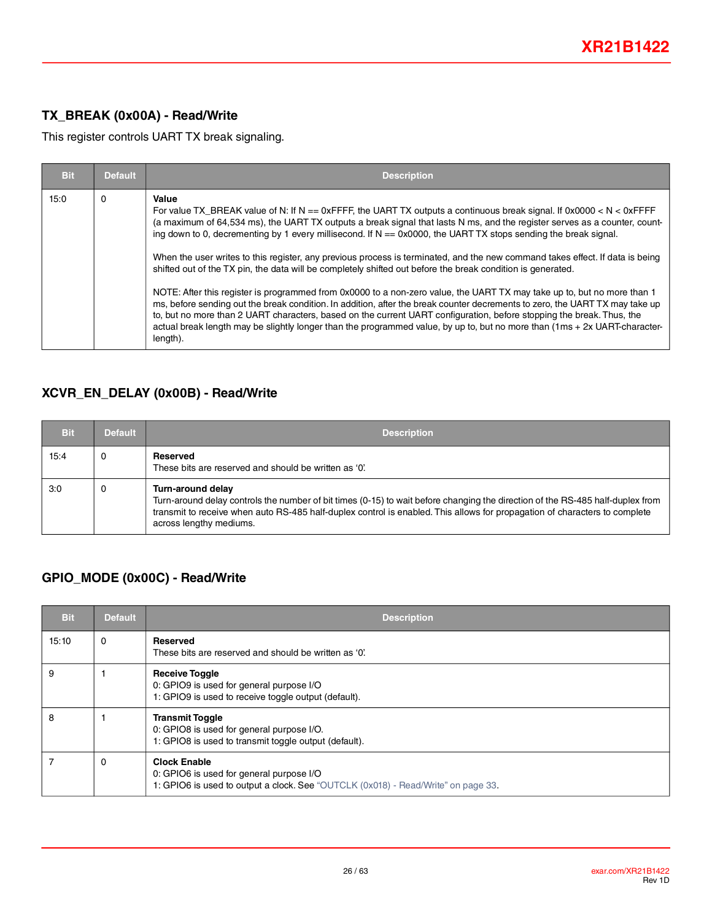## TX_BREAK (0x00A) - Read/Write

This register controls UART TX break signaling.

| Bit | Default | Description |
|---|---|---|
| 15:0 | 0 | **Value**<br>For value TX_BREAK value of N: If N == 0xFFFF, the UART TX outputs a continuous break signal. If 0x0000 < N < 0xFFFF (a maximum of 64,534 ms), the UART TX outputs a break signal that lasts N ms, and the register serves as a counter, counting down to 0, decrementing by 1 every millisecond. If N == 0x0000, the UART TX stops sending the break signal.<br><br>When the user writes to this register, any previous process is terminated, and the new command takes effect. If data is being shifted out of the TX pin, the data will be completely shifted out before the break condition is generated.<br><br>NOTE: After this register is programmed from 0x0000 to a non-zero value, the UART TX may take up to, but no more than 1 ms, before sending out the break condition. In addition, after the break counter decrements to zero, the UART TX may take up to, but no more than 2 UART characters, based on the current UART configuration, before stopping the break. Thus, the actual break length may be slightly longer than the programmed value, by up to, but no more than (1ms + 2x UART-character-length). |

## XCVR_EN_DELAY (0x00B) - Read/Write

| Bit | Default | Description |
|---|---|---|
| 15:4 | 0 | **Reserved**<br>These bits are reserved and should be written as '0'. |
| 3:0 | 0 | **Turn-around delay**<br>Turn-around delay controls the number of bit times (0-15) to wait before changing the direction of the RS-485 half-duplex from transmit to receive when auto RS-485 half-duplex control is enabled. This allows for propagation of characters to complete across lengthy mediums. |

## GPIO_MODE (0x00C) - Read/Write

| Bit | Default | Description |
|---|---|---|
| 15:10 | 0 | **Reserved**<br>These bits are reserved and should be written as '0'. |
| 9 | 1 | **Receive Toggle**<br>0: GPIO9 is used for general purpose I/O<br>1: GPIO9 is used to receive toggle output (default). |
| 8 | 1 | **Transmit Toggle**<br>0: GPIO8 is used for general purpose I/O.<br>1: GPIO8 is used to transmit toggle output (default). |
| 7 | 0 | **Clock Enable**<br>0: GPIO6 is used for general purpose I/O<br>1: GPIO6 is used to output a clock. See "OUTCLK (0x018) - Read/Write" on page 33. |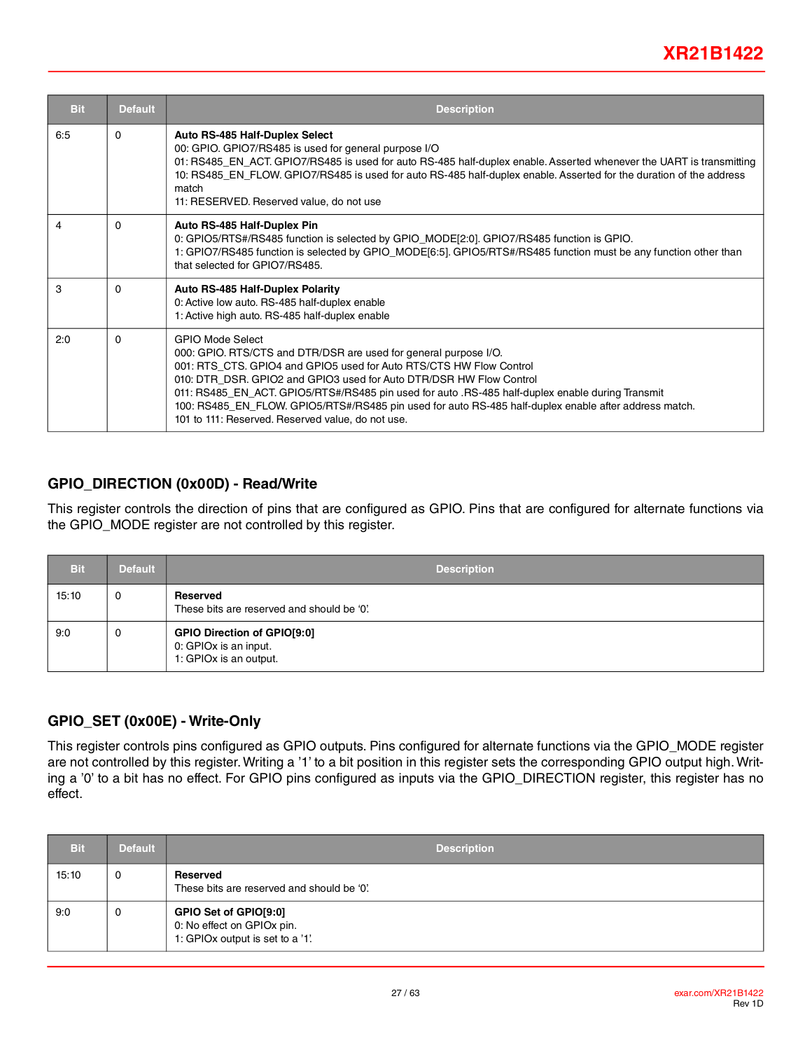| Bit | Default | Description |
|---|---|---|
| 6:5 | 0 | **Auto RS-485 Half-Duplex Select**<br>00: GPIO. GPIO7/RS485 is used for general purpose I/O<br>01: RS485_EN_ACT. GPIO7/RS485 is used for auto RS-485 half-duplex enable. Asserted whenever the UART is transmitting<br>10: RS485_EN_FLOW. GPIO7/RS485 is used for auto RS-485 half-duplex enable. Asserted for the duration of the address match<br>11: RESERVED. Reserved value, do not use |
| 4 | 0 | **Auto RS-485 Half-Duplex Pin**<br>0: GPIO5/RTS#/RS485 function is selected by GPIO_MODE[2:0]. GPIO7/RS485 function is GPIO.<br>1: GPIO7/RS485 function is selected by GPIO_MODE[6:5]. GPIO5/RTS#/RS485 function must be any function other than that selected for GPIO7/RS485. |
| 3 | 0 | **Auto RS-485 Half-Duplex Polarity**<br>0: Active low auto. RS-485 half-duplex enable<br>1: Active high auto. RS-485 half-duplex enable |
| 2:0 | 0 | GPIO Mode Select<br>000: GPIO. RTS/CTS and DTR/DSR are used for general purpose I/O.<br>001: RTS_CTS. GPIO4 and GPIO5 used for Auto RTS/CTS HW Flow Control<br>010: DTR_DSR. GPIO2 and GPIO3 used for Auto DTR/DSR HW Flow Control<br>011: RS485_EN_ACT. GPIO5/RTS#/RS485 pin used for auto .RS-485 half-duplex enable during Transmit<br>100: RS485_EN_FLOW. GPIO5/RTS#/RS485 pin used for auto RS-485 half-duplex enable after address match.<br>101 to 111: Reserved. Reserved value, do not use. |

## GPIO_DIRECTION (0x00D) - Read/Write

This register controls the direction of pins that are configured as GPIO. Pins that are configured for alternate functions via the GPIO_MODE register are not controlled by this register.

| Bit | Default | Description |
|---|---|---|
| 15:10 | 0 | **Reserved**<br>These bits are reserved and should be '0'. |
| 9:0 | 0 | **GPIO Direction of GPIO[9:0]**<br>0: GPIOx is an input.<br>1: GPIOx is an output. |

## GPIO_SET (0x00E) - Write-Only

This register controls pins configured as GPIO outputs. Pins configured for alternate functions via the GPIO_MODE register are not controlled by this register. Writing a '1' to a bit position in this register sets the corresponding GPIO output high. Writing a '0' to a bit has no effect. For GPIO pins configured as inputs via the GPIO_DIRECTION register, this register has no effect.

| Bit | Default | Description |
|---|---|---|
| 15:10 | 0 | **Reserved**<br>These bits are reserved and should be '0'. |
| 9:0 | 0 | **GPIO Set of GPIO[9:0]**<br>0: No effect on GPIOx pin.<br>1: GPIOx output is set to a '1'. |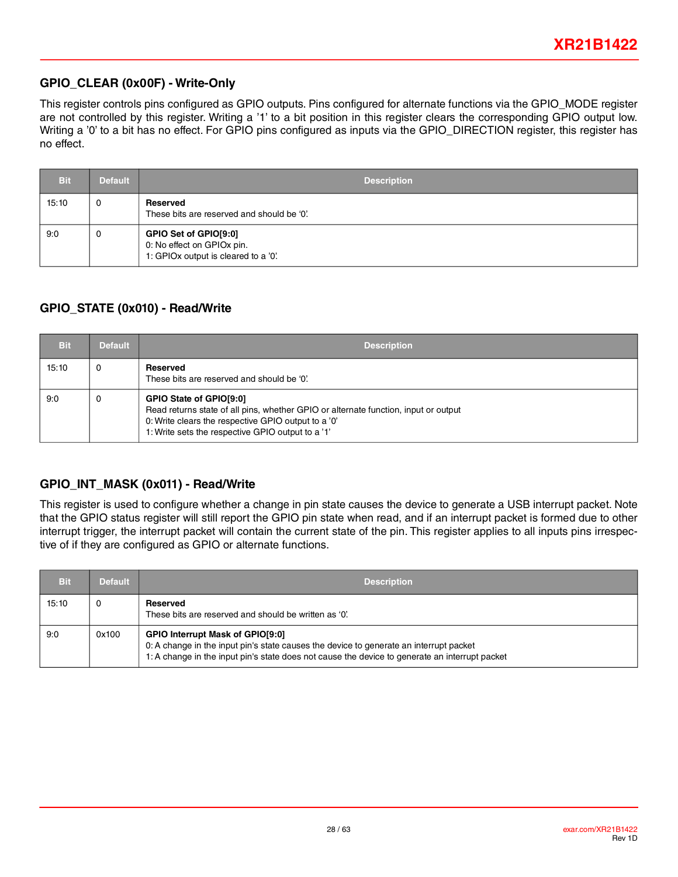## GPIO_CLEAR (0x00F) - Write-Only

This register controls pins configured as GPIO outputs. Pins configured for alternate functions via the GPIO_MODE register are not controlled by this register. Writing a '1' to a bit position in this register clears the corresponding GPIO output low. Writing a '0' to a bit has no effect. For GPIO pins configured as inputs via the GPIO_DIRECTION register, this register has no effect.

| Bit | Default | Description |
|---|---|---|
| 15:10 | 0 | **Reserved**<br>These bits are reserved and should be '0'. |
| 9:0 | 0 | **GPIO Set of GPIO[9:0]**<br>0: No effect on GPIOx pin.<br>1: GPIOx output is cleared to a '0'. |

## GPIO_STATE (0x010) - Read/Write

| Bit | Default | Description |
|---|---|---|
| 15:10 | 0 | **Reserved**<br>These bits are reserved and should be '0'. |
| 9:0 | 0 | **GPIO State of GPIO[9:0]**<br>Read returns state of all pins, whether GPIO or alternate function, input or output<br>0: Write clears the respective GPIO output to a '0'<br>1: Write sets the respective GPIO output to a '1' |

## GPIO_INT_MASK (0x011) - Read/Write

This register is used to configure whether a change in pin state causes the device to generate a USB interrupt packet. Note that the GPIO status register will still report the GPIO pin state when read, and if an interrupt packet is formed due to other interrupt trigger, the interrupt packet will contain the current state of the pin. This register applies to all inputs pins irrespective of if they are configured as GPIO or alternate functions.

| Bit | Default | Description |
|---|---|---|
| 15:10 | 0 | **Reserved**<br>These bits are reserved and should be written as '0'. |
| 9:0 | 0x100 | **GPIO Interrupt Mask of GPIO[9:0]**<br>0: A change in the input pin's state causes the device to generate an interrupt packet<br>1: A change in the input pin's state does not cause the device to generate an interrupt packet |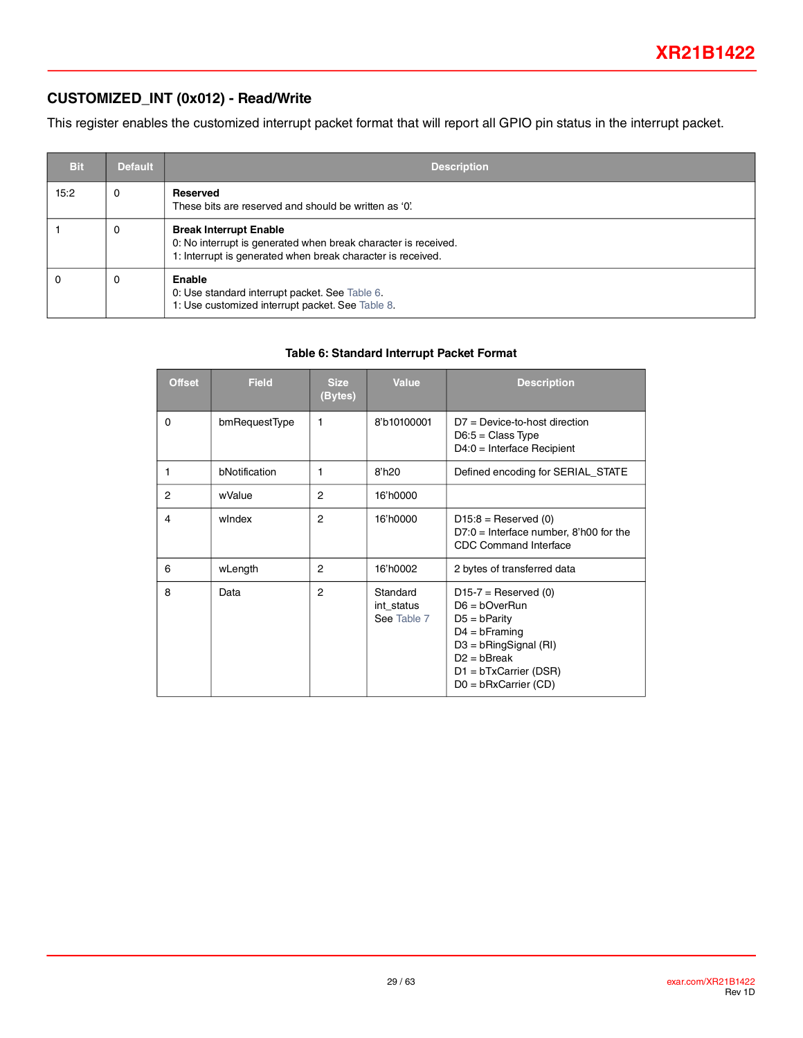## CUSTOMIZED_INT (0x012) - Read/Write

This register enables the customized interrupt packet format that will report all GPIO pin status in the interrupt packet.

| Bit | Default | Description |
|---|---|---|
| 15:2 | 0 | **Reserved**<br>These bits are reserved and should be written as '0'. |
| 1 | 0 | **Break Interrupt Enable**<br>0: No interrupt is generated when break character is received.<br>1: Interrupt is generated when break character is received. |
| 0 | 0 | **Enable**<br>0: Use standard interrupt packet. See Table 6.<br>1: Use customized interrupt packet. See Table 8. |

**Table 6: Standard Interrupt Packet Format**

| Offset | Field | Size (Bytes) | Value | Description |
|---|---|---|---|---|
| 0 | bmRequestType | 1 | 8'b10100001 | D7 = Device-to-host direction<br>D6:5 = Class Type<br>D4:0 = Interface Recipient |
| 1 | bNotification | 1 | 8'h20 | Defined encoding for SERIAL_STATE |
| 2 | wValue | 2 | 16'h0000 | |
| 4 | wIndex | 2 | 16'h0000 | D15:8 = Reserved (0)<br>D7:0 = Interface number, 8'h00 for the CDC Command Interface |
| 6 | wLength | 2 | 16'h0002 | 2 bytes of transferred data |
| 8 | Data | 2 | Standard int_status See Table 7 | D15-7 = Reserved (0)<br>D6 = bOverRun<br>D5 = bParity<br>D4 = bFraming<br>D3 = bRingSignal (RI)<br>D2 = bBreak<br>D1 = bTxCarrier (DSR)<br>D0 = bRxCarrier (CD) |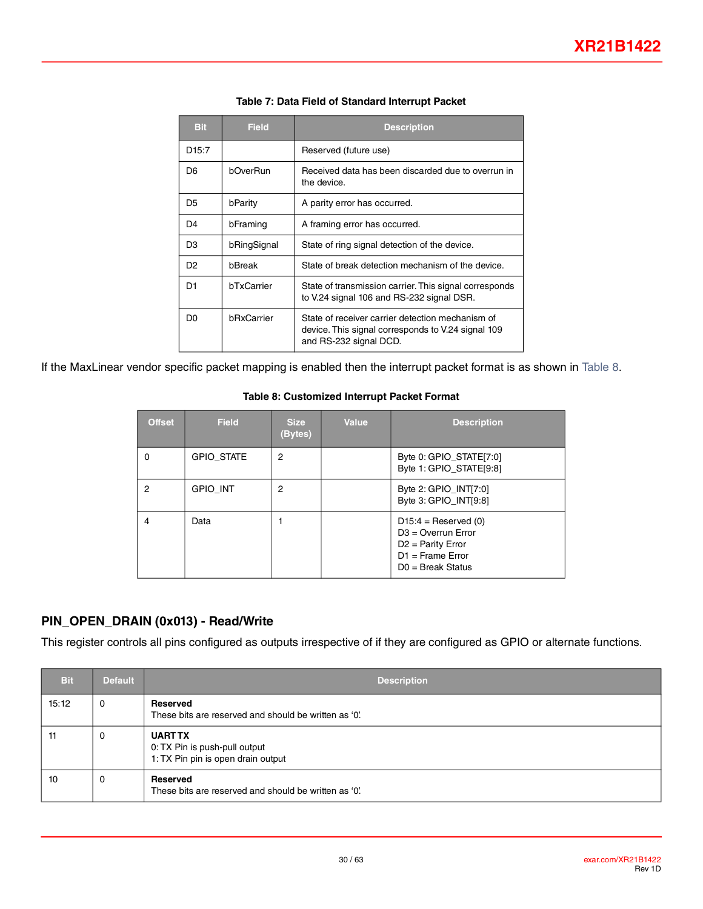**Table 7: Data Field of Standard Interrupt Packet**

| Bit | Field | Description |
|---|---|---|
| D15:7 | | Reserved (future use) |
| D6 | bOverRun | Received data has been discarded due to overrun in the device. |
| D5 | bParity | A parity error has occurred. |
| D4 | bFraming | A framing error has occurred. |
| D3 | bRingSignal | State of ring signal detection of the device. |
| D2 | bBreak | State of break detection mechanism of the device. |
| D1 | bTxCarrier | State of transmission carrier. This signal corresponds to V.24 signal 106 and RS-232 signal DSR. |
| D0 | bRxCarrier | State of receiver carrier detection mechanism of device. This signal corresponds to V.24 signal 109 and RS-232 signal DCD. |

If the MaxLinear vendor specific packet mapping is enabled then the interrupt packet format is as shown in Table 8.

**Table 8: Customized Interrupt Packet Format**

| Offset | Field | Size (Bytes) | Value | Description |
|---|---|---|---|---|
| 0 | GPIO_STATE | 2 | | Byte 0: GPIO_STATE[7:0]<br>Byte 1: GPIO_STATE[9:8] |
| 2 | GPIO_INT | 2 | | Byte 2: GPIO_INT[7:0]<br>Byte 3: GPIO_INT[9:8] |
| 4 | Data | 1 | | D15:4 = Reserved (0)<br>D3 = Overrun Error<br>D2 = Parity Error<br>D1 = Frame Error<br>D0 = Break Status |

## PIN_OPEN_DRAIN (0x013) - Read/Write

This register controls all pins configured as outputs irrespective of if they are configured as GPIO or alternate functions.

| Bit | Default | Description |
|---|---|---|
| 15:12 | 0 | **Reserved**<br>These bits are reserved and should be written as '0'. |
| 11 | 0 | **UART TX**<br>0: TX Pin is push-pull output<br>1: TX Pin pin is open drain output |
| 10 | 0 | **Reserved**<br>These bits are reserved and should be written as '0'. |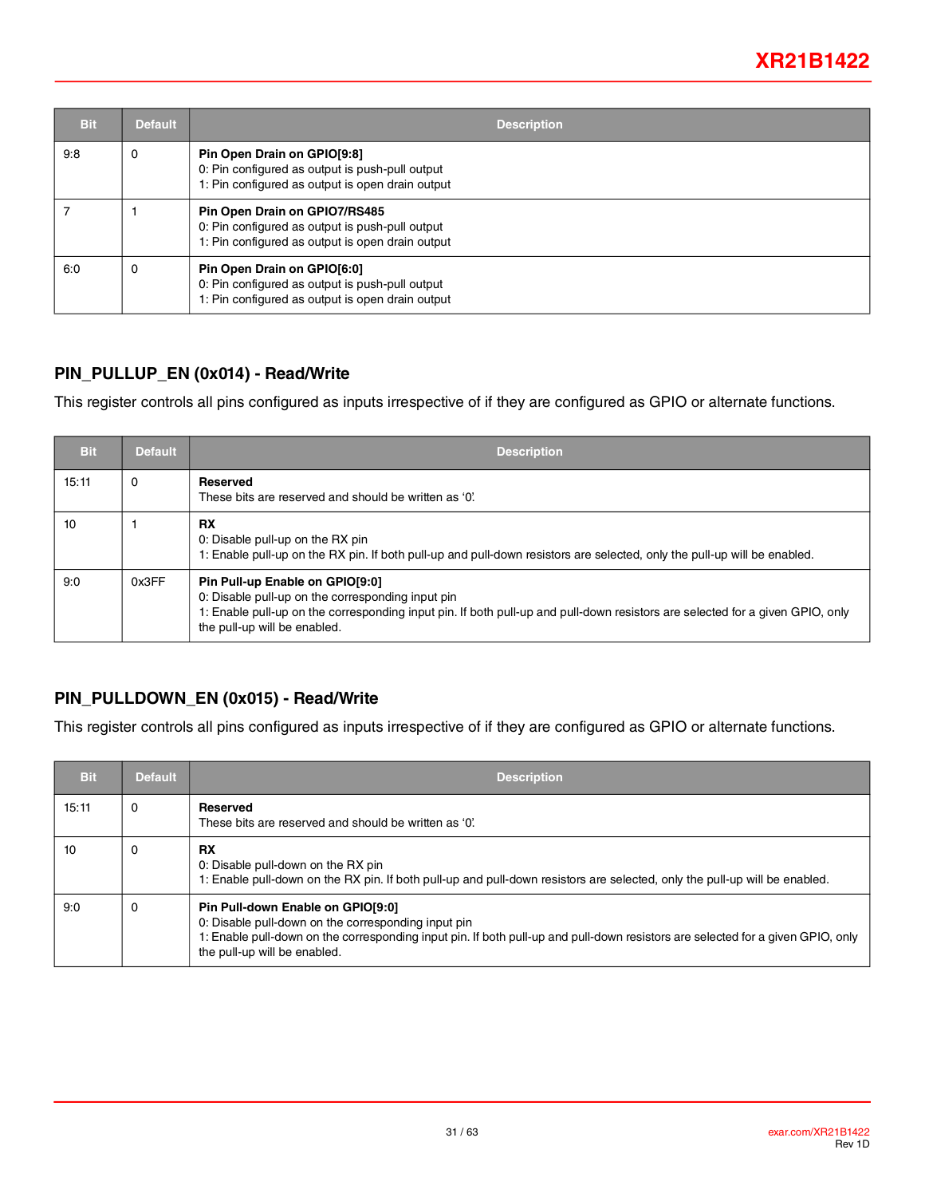| Bit | Default | Description |
|---|---|---|
| 9:8 | 0 | **Pin Open Drain on GPIO[9:8]**<br>0: Pin configured as output is push-pull output<br>1: Pin configured as output is open drain output |
| 7 | 1 | **Pin Open Drain on GPIO7/RS485**<br>0: Pin configured as output is push-pull output<br>1: Pin configured as output is open drain output |
| 6:0 | 0 | **Pin Open Drain on GPIO[6:0]**<br>0: Pin configured as output is push-pull output<br>1: Pin configured as output is open drain output |

### PIN_PULLUP_EN (0x014) - Read/Write

This register controls all pins configured as inputs irrespective of if they are configured as GPIO or alternate functions.

| Bit | Default | Description |
|---|---|---|
| 15:11 | 0 | **Reserved**<br>These bits are reserved and should be written as '0'. |
| 10 | 1 | **RX**<br>0: Disable pull-up on the RX pin<br>1: Enable pull-up on the RX pin. If both pull-up and pull-down resistors are selected, only the pull-up will be enabled. |
| 9:0 | 0x3FF | **Pin Pull-up Enable on GPIO[9:0]**<br>0: Disable pull-up on the corresponding input pin<br>1: Enable pull-up on the corresponding input pin. If both pull-up and pull-down resistors are selected for a given GPIO, only the pull-up will be enabled. |

### PIN_PULLDOWN_EN (0x015) - Read/Write

This register controls all pins configured as inputs irrespective of if they are configured as GPIO or alternate functions.

| Bit | Default | Description |
|---|---|---|
| 15:11 | 0 | **Reserved**<br>These bits are reserved and should be written as '0'. |
| 10 | 0 | **RX**<br>0: Disable pull-down on the RX pin<br>1: Enable pull-down on the RX pin. If both pull-up and pull-down resistors are selected, only the pull-up will be enabled. |
| 9:0 | 0 | **Pin Pull-down Enable on GPIO[9:0]**<br>0: Disable pull-down on the corresponding input pin<br>1: Enable pull-down on the corresponding input pin. If both pull-up and pull-down resistors are selected for a given GPIO, only the pull-up will be enabled. |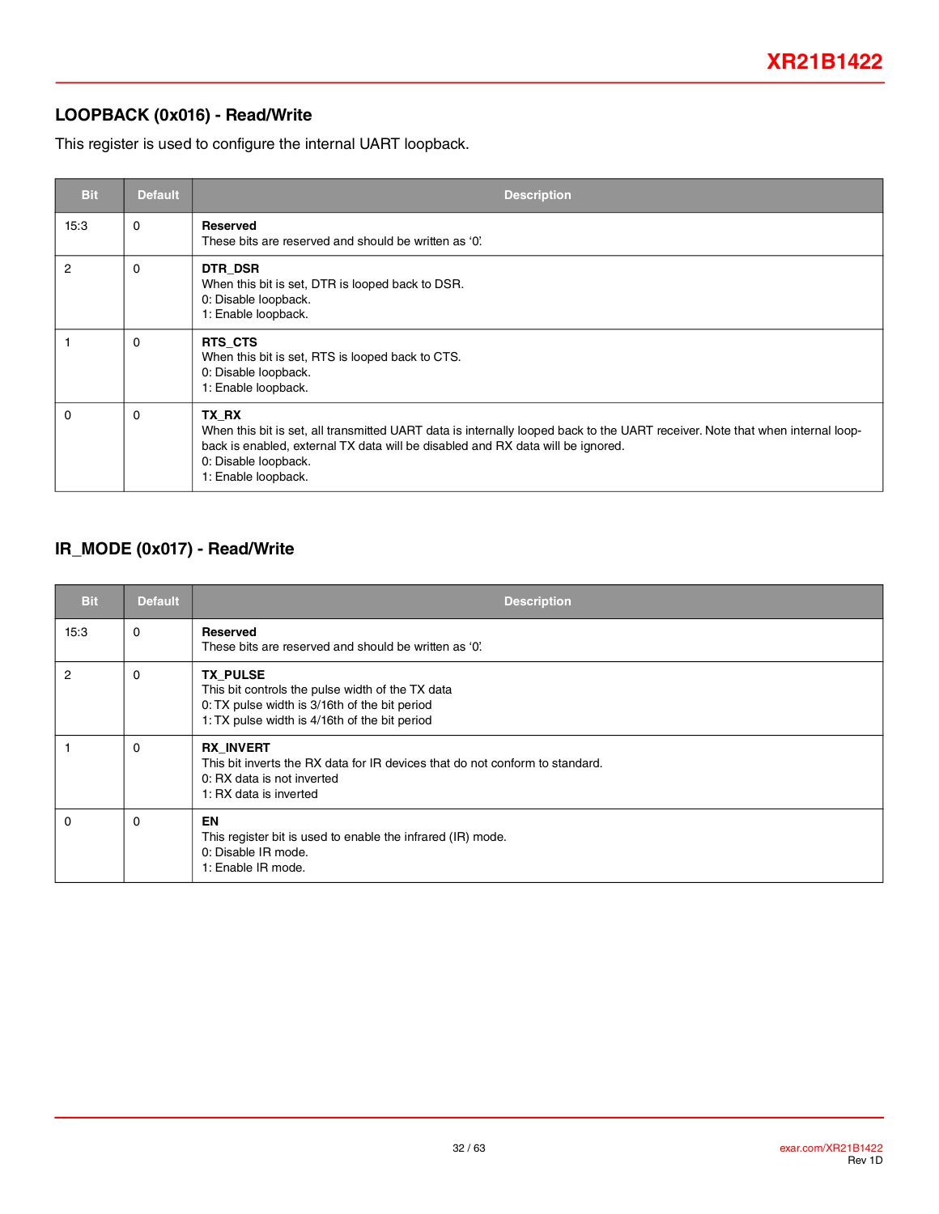## LOOPBACK (0x016) - Read/Write

This register is used to configure the internal UART loopback.

| Bit | Default | Description |
|---|---|---|
| 15:3 | 0 | **Reserved**<br>These bits are reserved and should be written as '0'. |
| 2 | 0 | **DTR_DSR**<br>When this bit is set, DTR is looped back to DSR.<br>0: Disable loopback.<br>1: Enable loopback. |
| 1 | 0 | **RTS_CTS**<br>When this bit is set, RTS is looped back to CTS.<br>0: Disable loopback.<br>1: Enable loopback. |
| 0 | 0 | **TX_RX**<br>When this bit is set, all transmitted UART data is internally looped back to the UART receiver. Note that when internal loop-back is enabled, external TX data will be disabled and RX data will be ignored.<br>0: Disable loopback.<br>1: Enable loopback. |

## IR_MODE (0x017) - Read/Write

| Bit | Default | Description |
|---|---|---|
| 15:3 | 0 | **Reserved**<br>These bits are reserved and should be written as '0'. |
| 2 | 0 | **TX_PULSE**<br>This bit controls the pulse width of the TX data<br>0: TX pulse width is 3/16th of the bit period<br>1: TX pulse width is 4/16th of the bit period |
| 1 | 0 | **RX_INVERT**<br>This bit inverts the RX data for IR devices that do not conform to standard.<br>0: RX data is not inverted<br>1: RX data is inverted |
| 0 | 0 | **EN**<br>This register bit is used to enable the infrared (IR) mode.<br>0: Disable IR mode.<br>1: Enable IR mode. |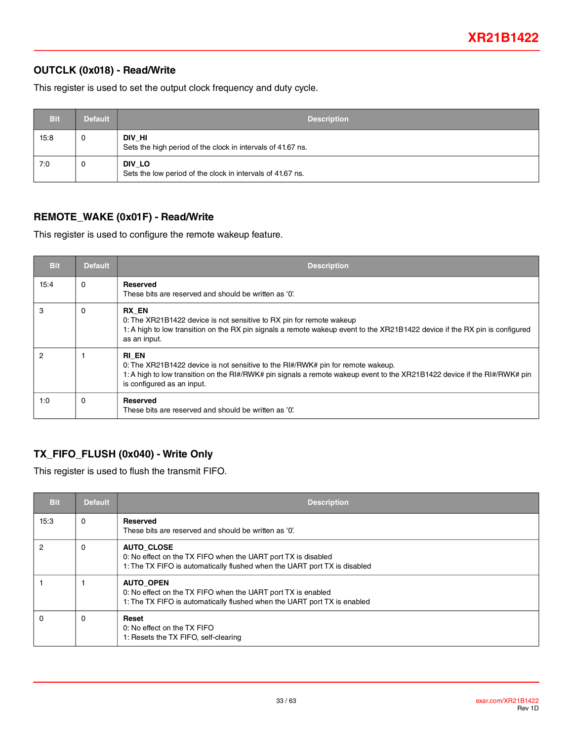### OUTCLK (0x018) - Read/Write

This register is used to set the output clock frequency and duty cycle.

| Bit | Default | Description |
|---|---|---|
| 15:8 | 0 | **DIV_HI**<br>Sets the high period of the clock in intervals of 41.67 ns. |
| 7:0 | 0 | **DIV_LO**<br>Sets the low period of the clock in intervals of 41.67 ns. |

### REMOTE_WAKE (0x01F) - Read/Write

This register is used to configure the remote wakeup feature.

| Bit | Default | Description |
|---|---|---|
| 15:4 | 0 | **Reserved**<br>These bits are reserved and should be written as '0'. |
| 3 | 0 | **RX_EN**<br>0: The XR21B1422 device is not sensitive to RX pin for remote wakeup<br>1: A high to low transition on the RX pin signals a remote wakeup event to the XR21B1422 device if the RX pin is configured as an input. |
| 2 | 1 | **RI_EN**<br>0: The XR21B1422 device is not sensitive to the RI#/RWK# pin for remote wakeup.<br>1: A high to low transition on the RI#/RWK# pin signals a remote wakeup event to the XR21B1422 device if the RI#/RWK# pin is configured as an input. |
| 1:0 | 0 | **Reserved**<br>These bits are reserved and should be written as '0'. |

### TX_FIFO_FLUSH (0x040) - Write Only

This register is used to flush the transmit FIFO.

| Bit | Default | Description |
|---|---|---|
| 15:3 | 0 | **Reserved**<br>These bits are reserved and should be written as '0'. |
| 2 | 0 | **AUTO_CLOSE**<br>0: No effect on the TX FIFO when the UART port TX is disabled<br>1: The TX FIFO is automatically flushed when the UART port TX is disabled |
| 1 | 1 | **AUTO_OPEN**<br>0: No effect on the TX FIFO when the UART port TX is enabled<br>1: The TX FIFO is automatically flushed when the UART port TX is enabled |
| 0 | 0 | **Reset**<br>0: No effect on the TX FIFO<br>1: Resets the TX FIFO, self-clearing |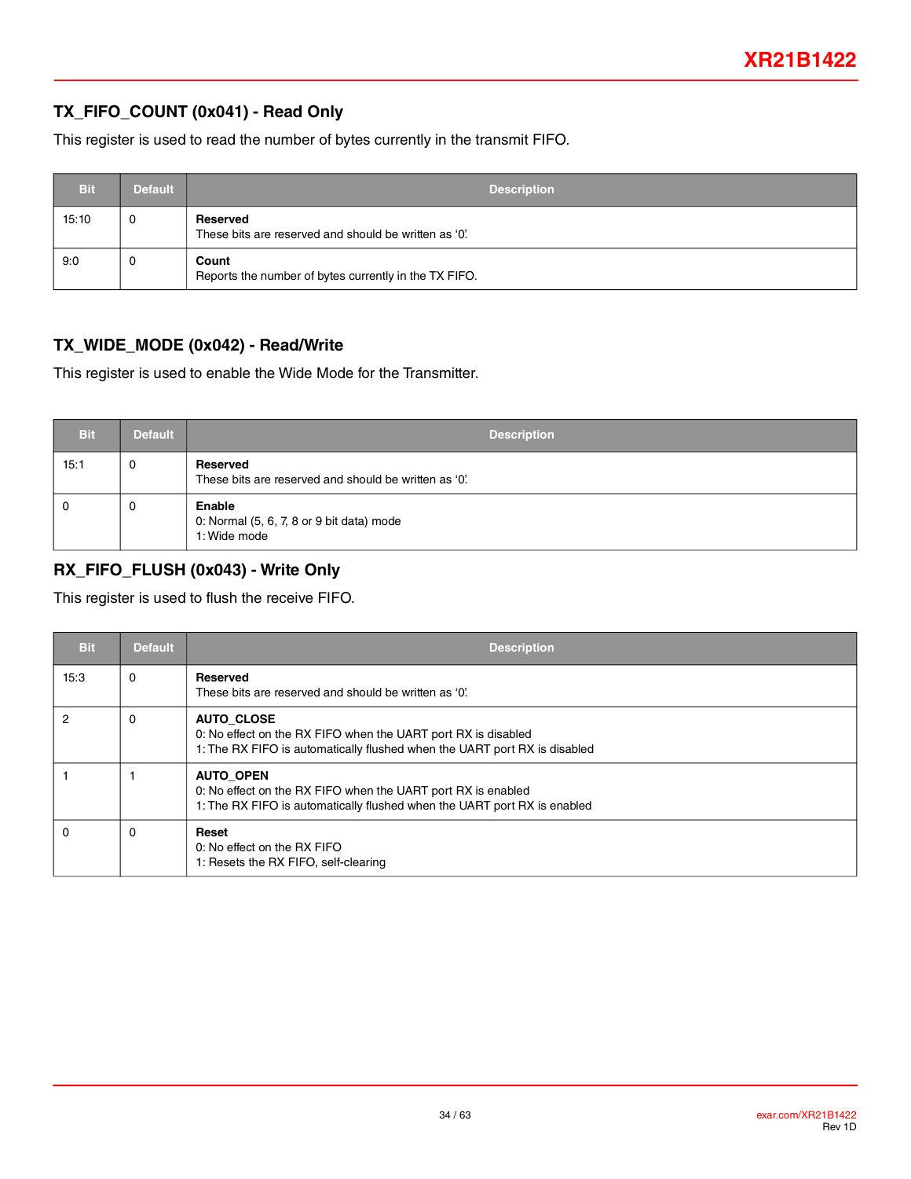## TX_FIFO_COUNT (0x041) - Read Only

This register is used to read the number of bytes currently in the transmit FIFO.

| Bit | Default | Description |
|---|---|---|
| 15:10 | 0 | **Reserved**<br>These bits are reserved and should be written as '0'. |
| 9:0 | 0 | **Count**<br>Reports the number of bytes currently in the TX FIFO. |

## TX_WIDE_MODE (0x042) - Read/Write

This register is used to enable the Wide Mode for the Transmitter.

| Bit | Default | Description |
|---|---|---|
| 15:1 | 0 | **Reserved**<br>These bits are reserved and should be written as '0'. |
| 0 | 0 | **Enable**<br>0: Normal (5, 6, 7, 8 or 9 bit data) mode<br>1: Wide mode |

## RX_FIFO_FLUSH (0x043) - Write Only

This register is used to flush the receive FIFO.

| Bit | Default | Description |
|---|---|---|
| 15:3 | 0 | **Reserved**<br>These bits are reserved and should be written as '0'. |
| 2 | 0 | **AUTO_CLOSE**<br>0: No effect on the RX FIFO when the UART port RX is disabled<br>1: The RX FIFO is automatically flushed when the UART port RX is disabled |
| 1 | 1 | **AUTO_OPEN**<br>0: No effect on the RX FIFO when the UART port RX is enabled<br>1: The RX FIFO is automatically flushed when the UART port RX is enabled |
| 0 | 0 | **Reset**<br>0: No effect on the RX FIFO<br>1: Resets the RX FIFO, self-clearing |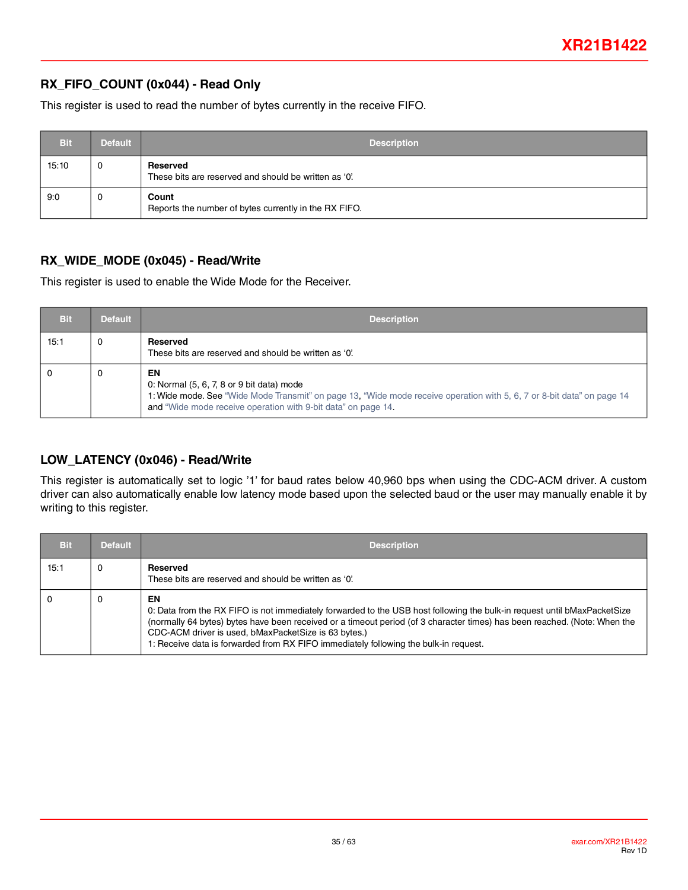## RX_FIFO_COUNT (0x044) - Read Only

This register is used to read the number of bytes currently in the receive FIFO.

| Bit | Default | Description |
|---|---|---|
| 15:10 | 0 | **Reserved**<br>These bits are reserved and should be written as ‘0’. |
| 9:0 | 0 | **Count**<br>Reports the number of bytes currently in the RX FIFO. |

## RX_WIDE_MODE (0x045) - Read/Write

This register is used to enable the Wide Mode for the Receiver.

| Bit | Default | Description |
|---|---|---|
| 15:1 | 0 | **Reserved**<br>These bits are reserved and should be written as ‘0’. |
| 0 | 0 | **EN**<br>0: Normal (5, 6, 7, 8 or 9 bit data) mode<br>1: Wide mode. See “Wide Mode Transmit” on page 13, “Wide mode receive operation with 5, 6, 7 or 8-bit data” on page 14 and “Wide mode receive operation with 9-bit data” on page 14. |

## LOW_LATENCY (0x046) - Read/Write

This register is automatically set to logic ’1’ for baud rates below 40,960 bps when using the CDC-ACM driver. A custom driver can also automatically enable low latency mode based upon the selected baud or the user may manually enable it by writing to this register.

| Bit | Default | Description |
|---|---|---|
| 15:1 | 0 | **Reserved**<br>These bits are reserved and should be written as ‘0’. |
| 0 | 0 | **EN**<br>0: Data from the RX FIFO is not immediately forwarded to the USB host following the bulk-in request until bMaxPacketSize (normally 64 bytes) bytes have been received or a timeout period (of 3 character times) has been reached. (Note: When the CDC-ACM driver is used, bMaxPacketSize is 63 bytes.)<br>1: Receive data is forwarded from RX FIFO immediately following the bulk-in request. |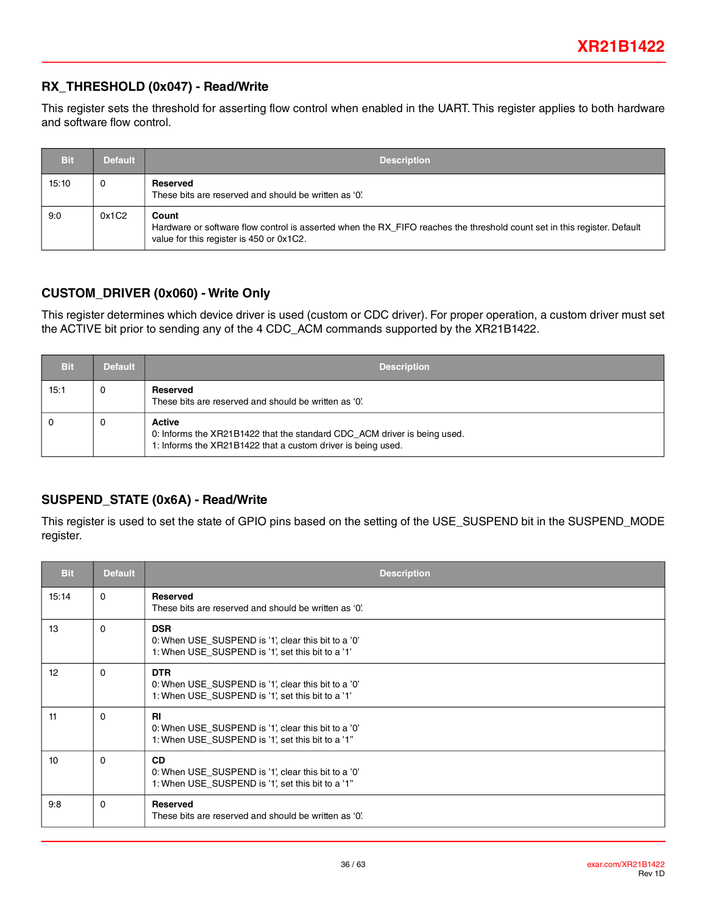## RX_THRESHOLD (0x047) - Read/Write

This register sets the threshold for asserting flow control when enabled in the UART. This register applies to both hardware and software flow control.

| Bit | Default | Description |
|---|---|---|
| 15:10 | 0 | **Reserved**<br>These bits are reserved and should be written as '0'. |
| 9:0 | 0x1C2 | **Count**<br>Hardware or software flow control is asserted when the RX_FIFO reaches the threshold count set in this register. Default value for this register is 450 or 0x1C2. |

## CUSTOM_DRIVER (0x060) - Write Only

This register determines which device driver is used (custom or CDC driver). For proper operation, a custom driver must set the ACTIVE bit prior to sending any of the 4 CDC_ACM commands supported by the XR21B1422.

| Bit | Default | Description |
|---|---|---|
| 15:1 | 0 | **Reserved**<br>These bits are reserved and should be written as '0'. |
| 0 | 0 | **Active**<br>0: Informs the XR21B1422 that the standard CDC_ACM driver is being used.<br>1: Informs the XR21B1422 that a custom driver is being used. |

## SUSPEND_STATE (0x6A) - Read/Write

This register is used to set the state of GPIO pins based on the setting of the USE_SUSPEND bit in the SUSPEND_MODE register.

| Bit | Default | Description |
|---|---|---|
| 15:14 | 0 | **Reserved**<br>These bits are reserved and should be written as '0'. |
| 13 | 0 | **DSR**<br>0: When USE_SUSPEND is '1', clear this bit to a '0'<br>1: When USE_SUSPEND is '1', set this bit to a '1' |
| 12 | 0 | **DTR**<br>0: When USE_SUSPEND is '1', clear this bit to a '0'<br>1: When USE_SUSPEND is '1', set this bit to a '1' |
| 11 | 0 | **RI**<br>0: When USE_SUSPEND is '1', clear this bit to a '0'<br>1: When USE_SUSPEND is '1', set this bit to a '1" |
| 10 | 0 | **CD**<br>0: When USE_SUSPEND is '1', clear this bit to a '0'<br>1: When USE_SUSPEND is '1', set this bit to a '1" |
| 9:8 | 0 | **Reserved**<br>These bits are reserved and should be written as '0'. |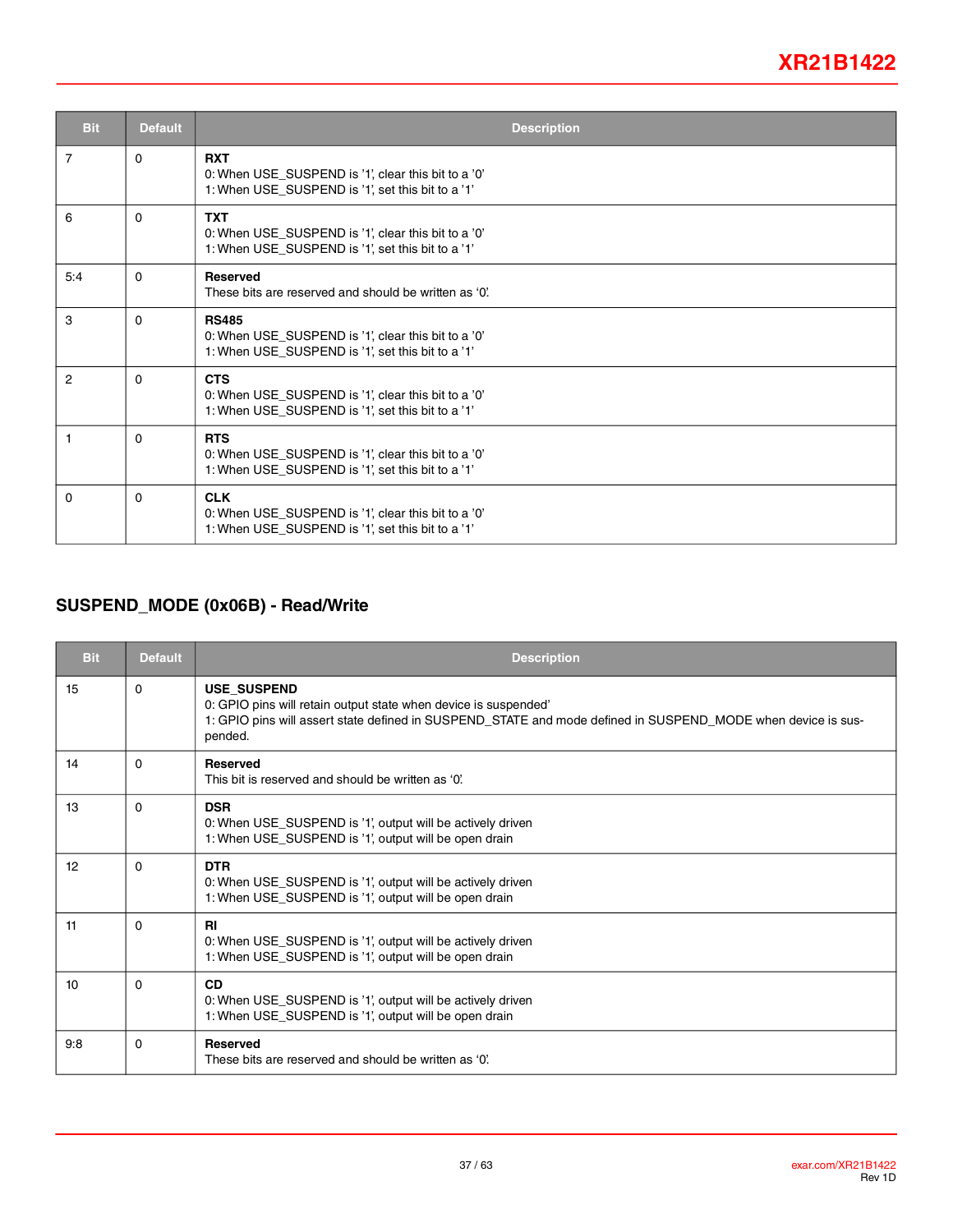| Bit | Default | Description |
|---|---|---|
| 7 | 0 | **RXT**<br>0: When USE_SUSPEND is '1', clear this bit to a '0'<br>1: When USE_SUSPEND is '1', set this bit to a '1' |
| 6 | 0 | **TXT**<br>0: When USE_SUSPEND is '1', clear this bit to a '0'<br>1: When USE_SUSPEND is '1', set this bit to a '1' |
| 5:4 | 0 | **Reserved**<br>These bits are reserved and should be written as '0'. |
| 3 | 0 | **RS485**<br>0: When USE_SUSPEND is '1', clear this bit to a '0'<br>1: When USE_SUSPEND is '1', set this bit to a '1' |
| 2 | 0 | **CTS**<br>0: When USE_SUSPEND is '1', clear this bit to a '0'<br>1: When USE_SUSPEND is '1', set this bit to a '1' |
| 1 | 0 | **RTS**<br>0: When USE_SUSPEND is '1', clear this bit to a '0'<br>1: When USE_SUSPEND is '1', set this bit to a '1' |
| 0 | 0 | **CLK**<br>0: When USE_SUSPEND is '1', clear this bit to a '0'<br>1: When USE_SUSPEND is '1', set this bit to a '1' |

## SUSPEND_MODE (0x06B) - Read/Write

| Bit | Default | Description |
|---|---|---|
| 15 | 0 | **USE_SUSPEND**<br>0: GPIO pins will retain output state when device is suspended'<br>1: GPIO pins will assert state defined in SUSPEND_STATE and mode defined in SUSPEND_MODE when device is suspended. |
| 14 | 0 | **Reserved**<br>This bit is reserved and should be written as '0'. |
| 13 | 0 | **DSR**<br>0: When USE_SUSPEND is '1', output will be actively driven<br>1: When USE_SUSPEND is '1', output will be open drain |
| 12 | 0 | **DTR**<br>0: When USE_SUSPEND is '1', output will be actively driven<br>1: When USE_SUSPEND is '1', output will be open drain |
| 11 | 0 | **RI**<br>0: When USE_SUSPEND is '1', output will be actively driven<br>1: When USE_SUSPEND is '1', output will be open drain |
| 10 | 0 | **CD**<br>0: When USE_SUSPEND is '1', output will be actively driven<br>1: When USE_SUSPEND is '1', output will be open drain |
| 9:8 | 0 | **Reserved**<br>These bits are reserved and should be written as '0'. |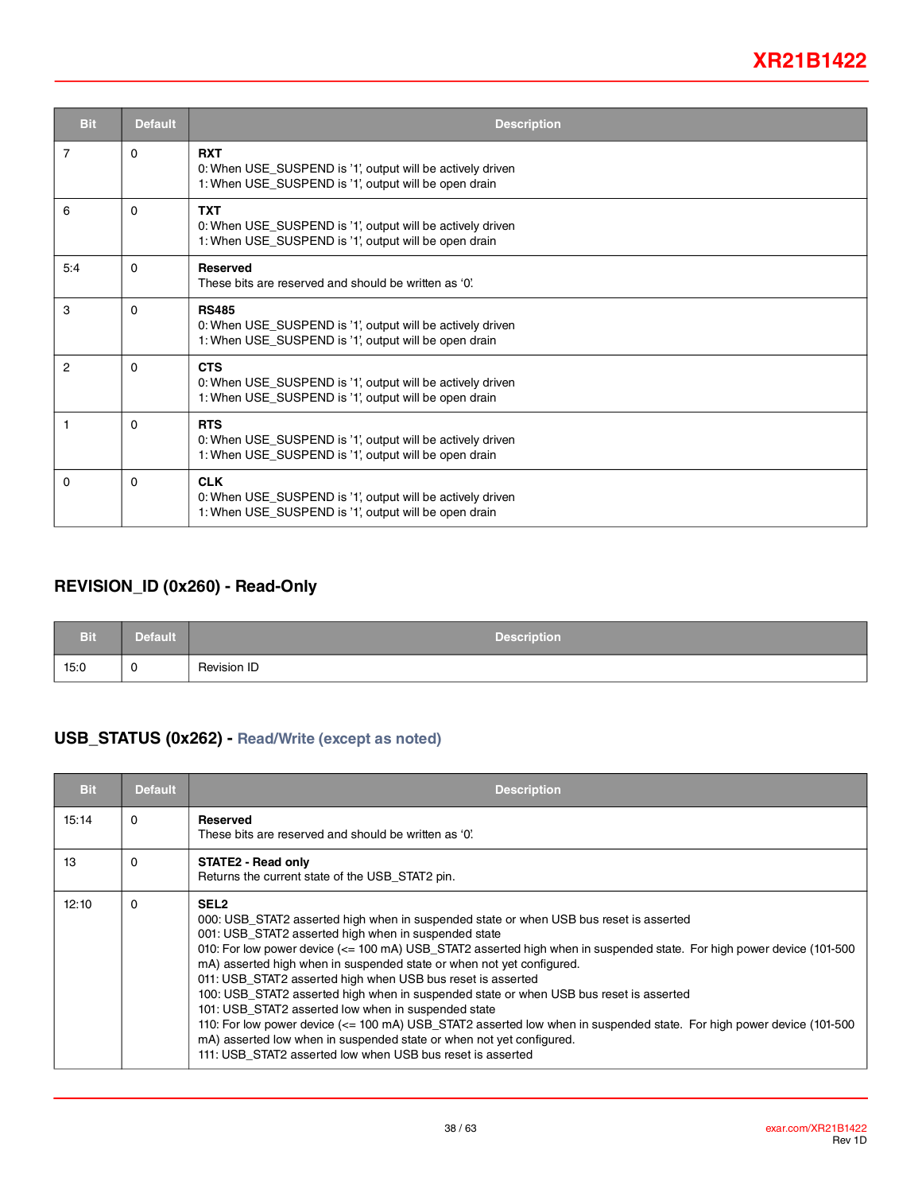| Bit | Default | Description |
|---|---|---|
| 7 | 0 | **RXT**<br>0: When USE_SUSPEND is '1', output will be actively driven<br>1: When USE_SUSPEND is '1', output will be open drain |
| 6 | 0 | **TXT**<br>0: When USE_SUSPEND is '1', output will be actively driven<br>1: When USE_SUSPEND is '1', output will be open drain |
| 5:4 | 0 | **Reserved**<br>These bits are reserved and should be written as '0'. |
| 3 | 0 | **RS485**<br>0: When USE_SUSPEND is '1', output will be actively driven<br>1: When USE_SUSPEND is '1', output will be open drain |
| 2 | 0 | **CTS**<br>0: When USE_SUSPEND is '1', output will be actively driven<br>1: When USE_SUSPEND is '1', output will be open drain |
| 1 | 0 | **RTS**<br>0: When USE_SUSPEND is '1', output will be actively driven<br>1: When USE_SUSPEND is '1', output will be open drain |
| 0 | 0 | **CLK**<br>0: When USE_SUSPEND is '1', output will be actively driven<br>1: When USE_SUSPEND is '1', output will be open drain |

## REVISION_ID (0x260) - Read-Only

| Bit | Default | Description |
|---|---|---|
| 15:0 | 0 | Revision ID |

## USB_STATUS (0x262) - Read/Write (except as noted)

| Bit | Default | Description |
|---|---|---|
| 15:14 | 0 | **Reserved**<br>These bits are reserved and should be written as '0'. |
| 13 | 0 | **STATE2 - Read only**<br>Returns the current state of the USB_STAT2 pin. |
| 12:10 | 0 | **SEL2**<br>000: USB_STAT2 asserted high when in suspended state or when USB bus reset is asserted<br>001: USB_STAT2 asserted high when in suspended state<br>010: For low power device (<= 100 mA) USB_STAT2 asserted high when in suspended state. For high power device (101-500 mA) asserted high when in suspended state or when not yet configured.<br>011: USB_STAT2 asserted high when USB bus reset is asserted<br>100: USB_STAT2 asserted high when in suspended state or when USB bus reset is asserted<br>101: USB_STAT2 asserted low when in suspended state<br>110: For low power device (<= 100 mA) USB_STAT2 asserted low when in suspended state. For high power device (101-500 mA) asserted low when in suspended state or when not yet configured.<br>111: USB_STAT2 asserted low when USB bus reset is asserted |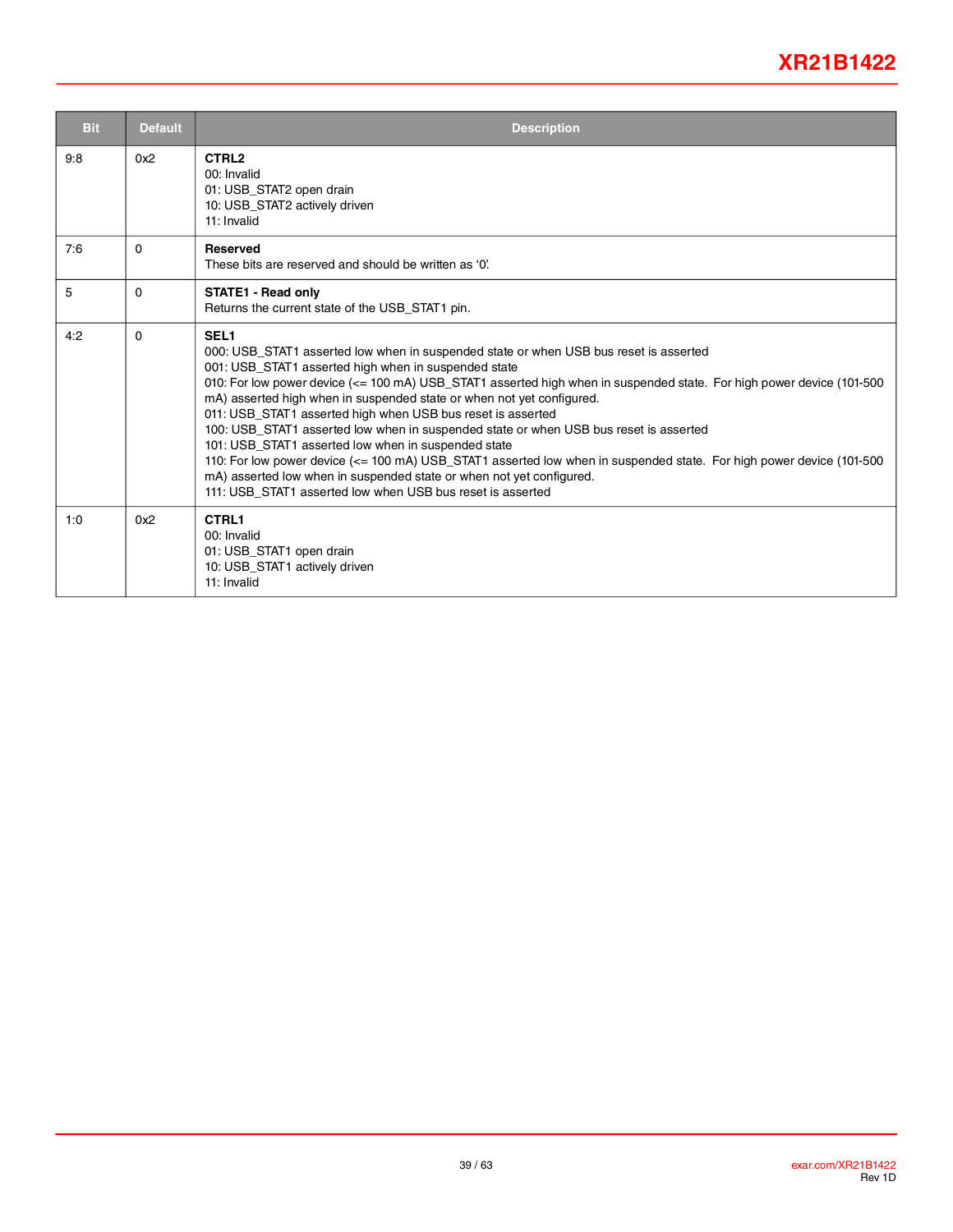| Bit | Default | Description |
|---|---|---|
| 9:8 | 0x2 | **CTRL2**<br>00: Invalid<br>01: USB_STAT2 open drain<br>10: USB_STAT2 actively driven<br>11: Invalid |
| 7:6 | 0 | **Reserved**<br>These bits are reserved and should be written as ‘0’. |
| 5 | 0 | **STATE1 - Read only**<br>Returns the current state of the USB_STAT1 pin. |
| 4:2 | 0 | **SEL1**<br>000: USB_STAT1 asserted low when in suspended state or when USB bus reset is asserted<br>001: USB_STAT1 asserted high when in suspended state<br>010: For low power device (<= 100 mA) USB_STAT1 asserted high when in suspended state. For high power device (101-500 mA) asserted high when in suspended state or when not yet configured.<br>011: USB_STAT1 asserted high when USB bus reset is asserted<br>100: USB_STAT1 asserted low when in suspended state or when USB bus reset is asserted<br>101: USB_STAT1 asserted low when in suspended state<br>110: For low power device (<= 100 mA) USB_STAT1 asserted low when in suspended state. For high power device (101-500 mA) asserted low when in suspended state or when not yet configured.<br>111: USB_STAT1 asserted low when USB bus reset is asserted |
| 1:0 | 0x2 | **CTRL1**<br>00: Invalid<br>01: USB_STAT1 open drain<br>10: USB_STAT1 actively driven<br>11: Invalid |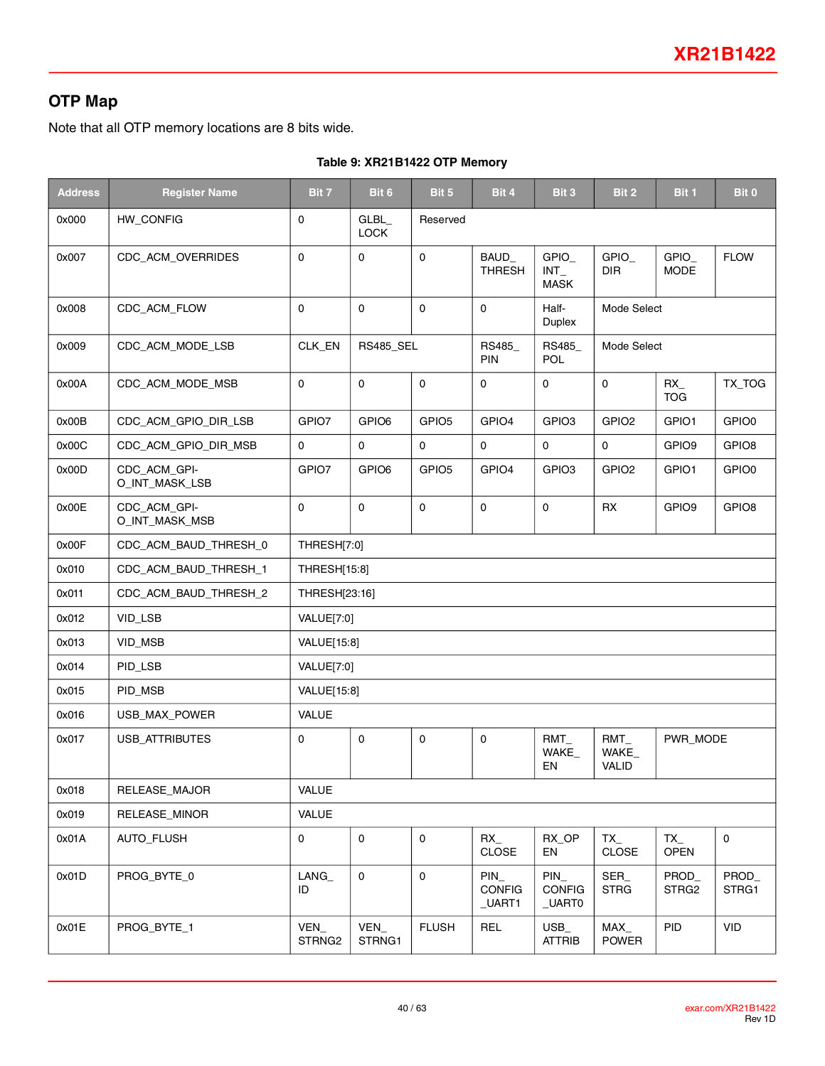## OTP Map

Note that all OTP memory locations are 8 bits wide.

**Table 9: XR21B1422 OTP Memory**

| Address | Register Name | Bit 7 | Bit 6 | Bit 5 | Bit 4 | Bit 3 | Bit 2 | Bit 1 | Bit 0 |
|---|---|---|---|---|---|---|---|---|---|
| 0x000 | HW_CONFIG | 0 | GLBL_ LOCK | Reserved | | | | | |
| 0x007 | CDC_ACM_OVERRIDES | 0 | 0 | 0 | BAUD_ THRESH | GPIO_ INT_ MASK | GPIO_ DIR | GPIO_ MODE | FLOW |
| 0x008 | CDC_ACM_FLOW | 0 | 0 | 0 | 0 | Half- Duplex | Mode Select | | |
| 0x009 | CDC_ACM_MODE_LSB | CLK_EN | RS485_SEL | | RS485_ PIN | RS485_ POL | Mode Select | | |
| 0x00A | CDC_ACM_MODE_MSB | 0 | 0 | 0 | 0 | 0 | 0 | RX_ TOG | TX_TOG |
| 0x00B | CDC_ACM_GPIO_DIR_LSB | GPIO7 | GPIO6 | GPIO5 | GPIO4 | GPIO3 | GPIO2 | GPIO1 | GPIO0 |
| 0x00C | CDC_ACM_GPIO_DIR_MSB | 0 | 0 | 0 | 0 | 0 | 0 | GPIO9 | GPIO8 |
| 0x00D | CDC_ACM_GPI-O_INT_MASK_LSB | GPIO7 | GPIO6 | GPIO5 | GPIO4 | GPIO3 | GPIO2 | GPIO1 | GPIO0 |
| 0x00E | CDC_ACM_GPI-O_INT_MASK_MSB | 0 | 0 | 0 | 0 | 0 | RX | GPIO9 | GPIO8 |
| 0x00F | CDC_ACM_BAUD_THRESH_0 | THRESH[7:0] | | | | | | | |
| 0x010 | CDC_ACM_BAUD_THRESH_1 | THRESH[15:8] | | | | | | | |
| 0x011 | CDC_ACM_BAUD_THRESH_2 | THRESH[23:16] | | | | | | | |
| 0x012 | VID_LSB | VALUE[7:0] | | | | | | | |
| 0x013 | VID_MSB | VALUE[15:8] | | | | | | | |
| 0x014 | PID_LSB | VALUE[7:0] | | | | | | | |
| 0x015 | PID_MSB | VALUE[15:8] | | | | | | | |
| 0x016 | USB_MAX_POWER | VALUE | | | | | | | |
| 0x017 | USB_ATTRIBUTES | 0 | 0 | 0 | 0 | RMT_ WAKE_ EN | RMT_ WAKE_ VALID | PWR_MODE | |
| 0x018 | RELEASE_MAJOR | VALUE | | | | | | | |
| 0x019 | RELEASE_MINOR | VALUE | | | | | | | |
| 0x01A | AUTO_FLUSH | 0 | 0 | 0 | RX_ CLOSE | RX_OP EN | TX_ CLOSE | TX_ OPEN | 0 |
| 0x01D | PROG_BYTE_0 | LANG_ ID | 0 | 0 | PIN_ CONFIG _UART1 | PIN_ CONFIG _UART0 | SER_ STRG | PROD_ STRG2 | PROD_ STRG1 |
| 0x01E | PROG_BYTE_1 | VEN_ STRNG2 | VEN_ STRNG1 | FLUSH | REL | USB_ ATTRIB | MAX_ POWER | PID | VID |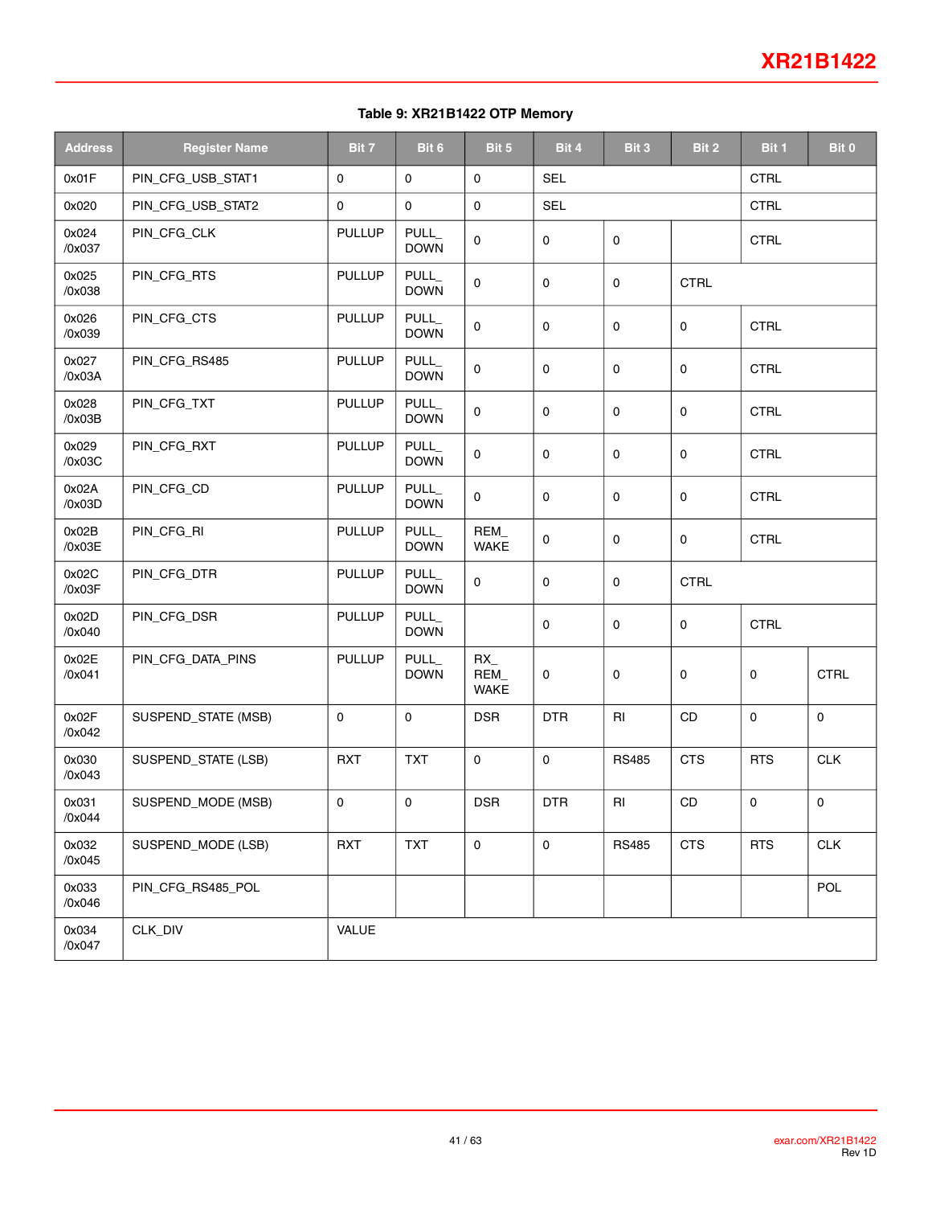**Table 9: XR21B1422 OTP Memory**

| Address | Register Name | Bit 7 | Bit 6 | Bit 5 | Bit 4 | Bit 3 | Bit 2 | Bit 1 | Bit 0 |
|---|---|---|---|---|---|---|---|---|---|
| 0x01F | PIN_CFG_USB_STAT1 | 0 | 0 | 0 | SEL | | | CTRL | |
| 0x020 | PIN_CFG_USB_STAT2 | 0 | 0 | 0 | SEL | | | CTRL | |
| 0x024 /0x037 | PIN_CFG_CLK | PULLUP | PULL_ DOWN | 0 | 0 | 0 | | CTRL | |
| 0x025 /0x038 | PIN_CFG_RTS | PULLUP | PULL_ DOWN | 0 | 0 | 0 | CTRL | | |
| 0x026 /0x039 | PIN_CFG_CTS | PULLUP | PULL_ DOWN | 0 | 0 | 0 | 0 | CTRL | |
| 0x027 /0x03A | PIN_CFG_RS485 | PULLUP | PULL_ DOWN | 0 | 0 | 0 | 0 | CTRL | |
| 0x028 /0x03B | PIN_CFG_TXT | PULLUP | PULL_ DOWN | 0 | 0 | 0 | 0 | CTRL | |
| 0x029 /0x03C | PIN_CFG_RXT | PULLUP | PULL_ DOWN | 0 | 0 | 0 | 0 | CTRL | |
| 0x02A /0x03D | PIN_CFG_CD | PULLUP | PULL_ DOWN | 0 | 0 | 0 | 0 | CTRL | |
| 0x02B /0x03E | PIN_CFG_RI | PULLUP | PULL_ DOWN | REM_ WAKE | 0 | 0 | 0 | CTRL | |
| 0x02C /0x03F | PIN_CFG_DTR | PULLUP | PULL_ DOWN | 0 | 0 | 0 | CTRL | | |
| 0x02D /0x040 | PIN_CFG_DSR | PULLUP | PULL_ DOWN | | 0 | 0 | 0 | CTRL | |
| 0x02E /0x041 | PIN_CFG_DATA_PINS | PULLUP | PULL_ DOWN | RX_ REM_ WAKE | 0 | 0 | 0 | 0 | CTRL |
| 0x02F /0x042 | SUSPEND_STATE (MSB) | 0 | 0 | DSR | DTR | RI | CD | 0 | 0 |
| 0x030 /0x043 | SUSPEND_STATE (LSB) | RXT | TXT | 0 | 0 | RS485 | CTS | RTS | CLK |
| 0x031 /0x044 | SUSPEND_MODE (MSB) | 0 | 0 | DSR | DTR | RI | CD | 0 | 0 |
| 0x032 /0x045 | SUSPEND_MODE (LSB) | RXT | TXT | 0 | 0 | RS485 | CTS | RTS | CLK |
| 0x033 /0x046 | PIN_CFG_RS485_POL | | | | | | | | POL |
| 0x034 /0x047 | CLK_DIV | VALUE | | | | | | | |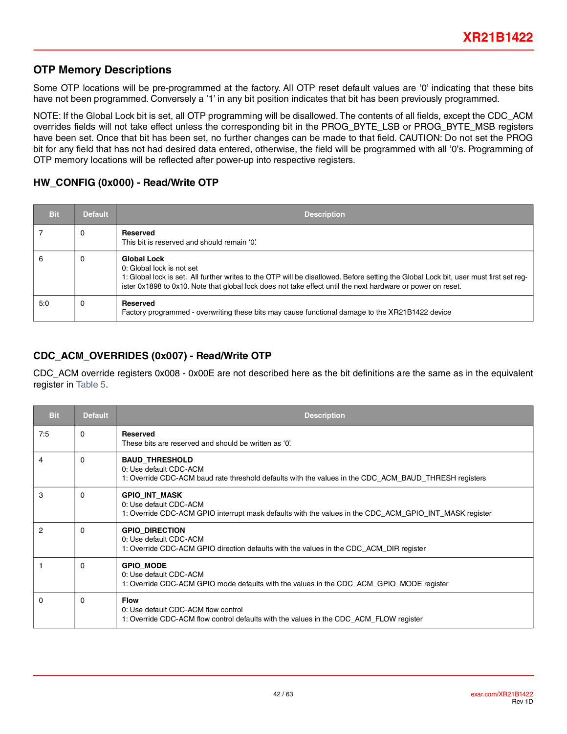## OTP Memory Descriptions

Some OTP locations will be pre-programmed at the factory. All OTP reset default values are '0' indicating that these bits have not been programmed. Conversely a '1' in any bit position indicates that bit has been previously programmed.

NOTE: If the Global Lock bit is set, all OTP programming will be disallowed. The contents of all fields, except the CDC_ACM overrides fields will not take effect unless the corresponding bit in the PROG_BYTE_LSB or PROG_BYTE_MSB registers have been set. Once that bit has been set, no further changes can be made to that field. CAUTION: Do not set the PROG bit for any field that has not had desired data entered, otherwise, the field will be programmed with all '0's. Programming of OTP memory locations will be reflected after power-up into respective registers.

### HW_CONFIG (0x000) - Read/Write OTP

| Bit | Default | Description |
|---|---|---|
| 7 | 0 | **Reserved**<br>This bit is reserved and should remain '0'. |
| 6 | 0 | **Global Lock**<br>0: Global lock is not set<br>1: Global lock is set. All further writes to the OTP will be disallowed. Before setting the Global Lock bit, user must first set register 0x1898 to 0x10. Note that global lock does not take effect until the next hardware or power on reset. |
| 5:0 | 0 | **Reserved**<br>Factory programmed - overwriting these bits may cause functional damage to the XR21B1422 device |

### CDC_ACM_OVERRIDES (0x007) - Read/Write OTP

CDC_ACM override registers 0x008 - 0x00E are not described here as the bit definitions are the same as in the equivalent register in Table 5.

| Bit | Default | Description |
|---|---|---|
| 7:5 | 0 | **Reserved**<br>These bits are reserved and should be written as '0'. |
| 4 | 0 | **BAUD_THRESHOLD**<br>0: Use default CDC-ACM<br>1: Override CDC-ACM baud rate threshold defaults with the values in the CDC_ACM_BAUD_THRESH registers |
| 3 | 0 | **GPIO_INT_MASK**<br>0: Use default CDC-ACM<br>1: Override CDC-ACM GPIO interrupt mask defaults with the values in the CDC_ACM_GPIO_INT_MASK register |
| 2 | 0 | **GPIO_DIRECTION**<br>0: Use default CDC-ACM<br>1: Override CDC-ACM GPIO direction defaults with the values in the CDC_ACM_DIR register |
| 1 | 0 | **GPIO_MODE**<br>0: Use default CDC-ACM<br>1: Override CDC-ACM GPIO mode defaults with the values in the CDC_ACM_GPIO_MODE register |
| 0 | 0 | **Flow**<br>0: Use default CDC-ACM flow control<br>1: Override CDC-ACM flow control defaults with the values in the CDC_ACM_FLOW register |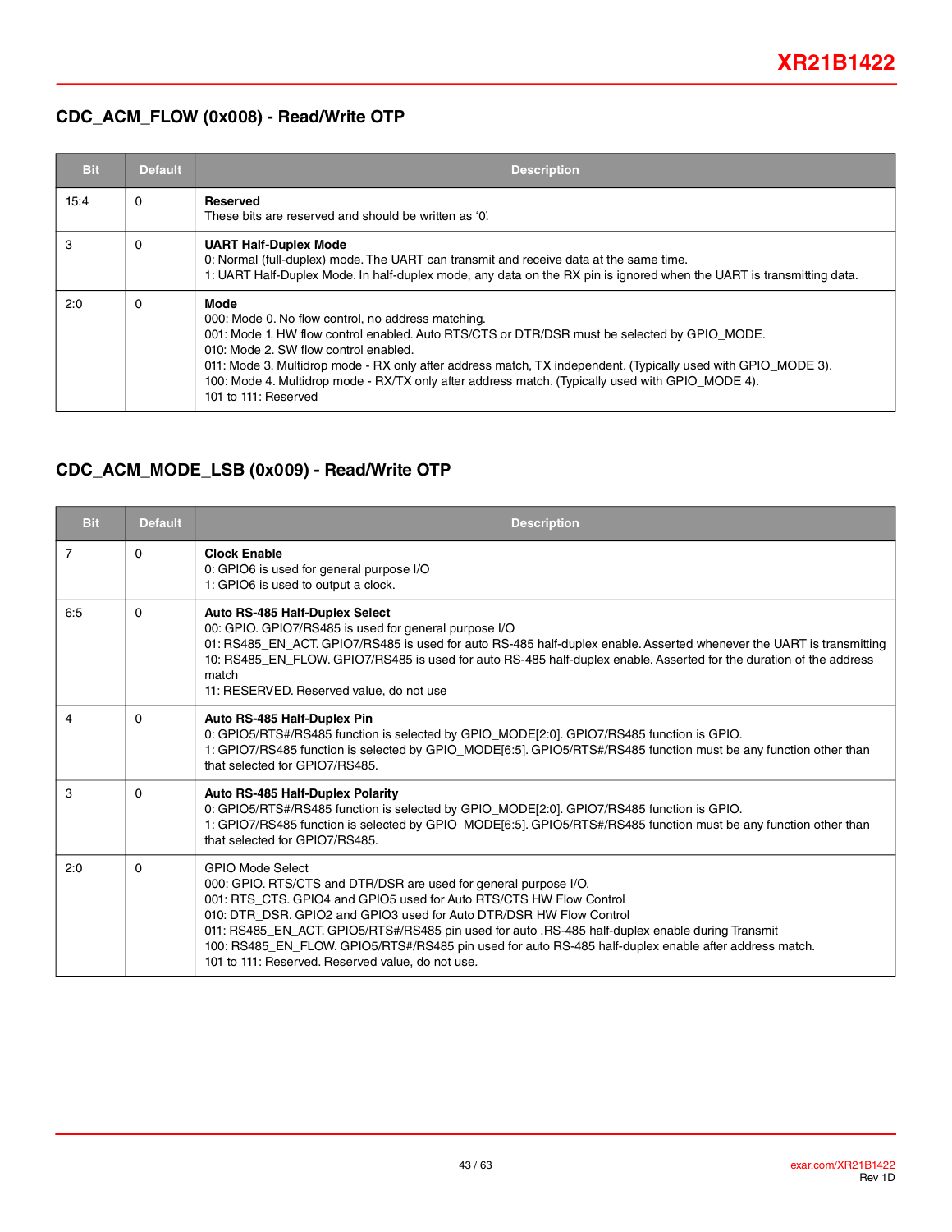## CDC_ACM_FLOW (0x008) - Read/Write OTP

| Bit | Default | Description |
|---|---|---|
| 15:4 | 0 | **Reserved**<br>These bits are reserved and should be written as '0'. |
| 3 | 0 | **UART Half-Duplex Mode**<br>0: Normal (full-duplex) mode. The UART can transmit and receive data at the same time.<br>1: UART Half-Duplex Mode. In half-duplex mode, any data on the RX pin is ignored when the UART is transmitting data. |
| 2:0 | 0 | **Mode**<br>000: Mode 0. No flow control, no address matching.<br>001: Mode 1. HW flow control enabled. Auto RTS/CTS or DTR/DSR must be selected by GPIO_MODE.<br>010: Mode 2. SW flow control enabled.<br>011: Mode 3. Multidrop mode - RX only after address match, TX independent. (Typically used with GPIO_MODE 3).<br>100: Mode 4. Multidrop mode - RX/TX only after address match. (Typically used with GPIO_MODE 4).<br>101 to 111: Reserved |

## CDC_ACM_MODE_LSB (0x009) - Read/Write OTP

| Bit | Default | Description |
|---|---|---|
| 7 | 0 | **Clock Enable**<br>0: GPIO6 is used for general purpose I/O<br>1: GPIO6 is used to output a clock. |
| 6:5 | 0 | **Auto RS-485 Half-Duplex Select**<br>00: GPIO. GPIO7/RS485 is used for general purpose I/O<br>01: RS485_EN_ACT. GPIO7/RS485 is used for auto RS-485 half-duplex enable. Asserted whenever the UART is transmitting<br>10: RS485_EN_FLOW. GPIO7/RS485 is used for auto RS-485 half-duplex enable. Asserted for the duration of the address match<br>11: RESERVED. Reserved value, do not use |
| 4 | 0 | **Auto RS-485 Half-Duplex Pin**<br>0: GPIO5/RTS#/RS485 function is selected by GPIO_MODE[2:0]. GPIO7/RS485 function is GPIO.<br>1: GPIO7/RS485 function is selected by GPIO_MODE[6:5]. GPIO5/RTS#/RS485 function must be any function other than that selected for GPIO7/RS485. |
| 3 | 0 | **Auto RS-485 Half-Duplex Polarity**<br>0: GPIO5/RTS#/RS485 function is selected by GPIO_MODE[2:0]. GPIO7/RS485 function is GPIO.<br>1: GPIO7/RS485 function is selected by GPIO_MODE[6:5]. GPIO5/RTS#/RS485 function must be any function other than that selected for GPIO7/RS485. |
| 2:0 | 0 | GPIO Mode Select<br>000: GPIO. RTS/CTS and DTR/DSR are used for general purpose I/O.<br>001: RTS_CTS. GPIO4 and GPIO5 used for Auto RTS/CTS HW Flow Control<br>010: DTR_DSR. GPIO2 and GPIO3 used for Auto DTR/DSR HW Flow Control<br>011: RS485_EN_ACT. GPIO5/RTS#/RS485 pin used for auto .RS-485 half-duplex enable during Transmit<br>100: RS485_EN_FLOW. GPIO5/RTS#/RS485 pin used for auto RS-485 half-duplex enable after address match.<br>101 to 111: Reserved. Reserved value, do not use. |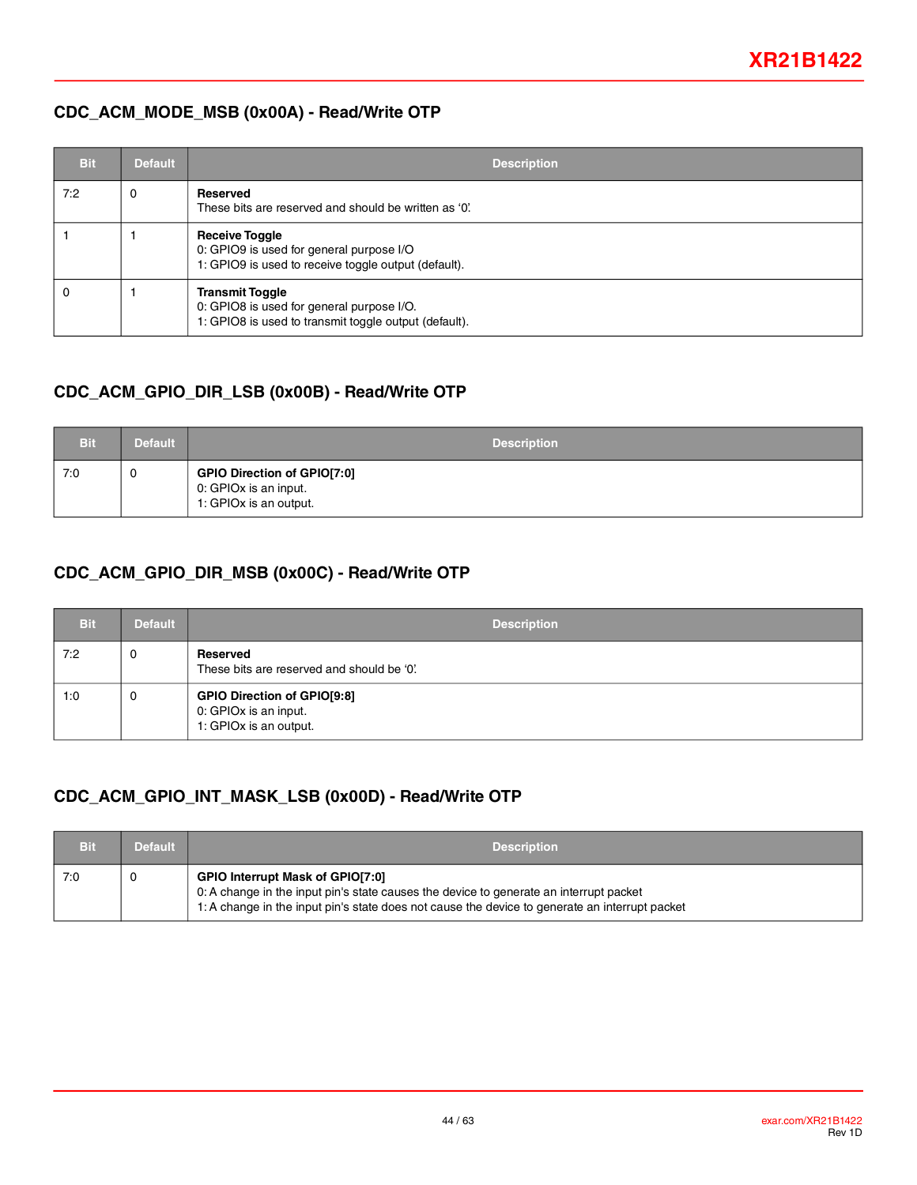### CDC_ACM_MODE_MSB (0x00A) - Read/Write OTP

| Bit | Default | Description |
|---|---|---|
| 7:2 | 0 | **Reserved**<br>These bits are reserved and should be written as '0'. |
| 1 | 1 | **Receive Toggle**<br>0: GPIO9 is used for general purpose I/O<br>1: GPIO9 is used to receive toggle output (default). |
| 0 | 1 | **Transmit Toggle**<br>0: GPIO8 is used for general purpose I/O.<br>1: GPIO8 is used to transmit toggle output (default). |

### CDC_ACM_GPIO_DIR_LSB (0x00B) - Read/Write OTP

| Bit | Default | Description |
|---|---|---|
| 7:0 | 0 | **GPIO Direction of GPIO[7:0]**<br>0: GPIOx is an input.<br>1: GPIOx is an output. |

### CDC_ACM_GPIO_DIR_MSB (0x00C) - Read/Write OTP

| Bit | Default | Description |
|---|---|---|
| 7:2 | 0 | **Reserved**<br>These bits are reserved and should be '0'. |
| 1:0 | 0 | **GPIO Direction of GPIO[9:8]**<br>0: GPIOx is an input.<br>1: GPIOx is an output. |

### CDC_ACM_GPIO_INT_MASK_LSB (0x00D) - Read/Write OTP

| Bit | Default | Description |
|---|---|---|
| 7:0 | 0 | **GPIO Interrupt Mask of GPIO[7:0]**<br>0: A change in the input pin's state causes the device to generate an interrupt packet<br>1: A change in the input pin's state does not cause the device to generate an interrupt packet |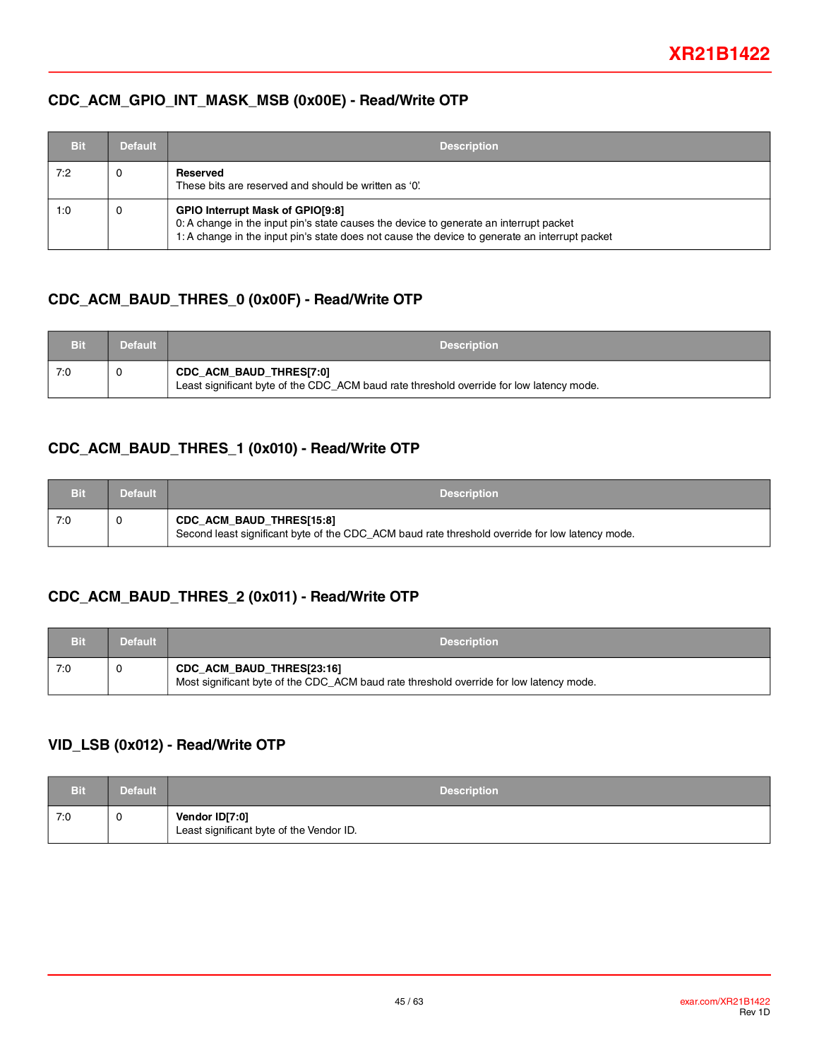## CDC_ACM_GPIO_INT_MASK_MSB (0x00E) - Read/Write OTP

| Bit | Default | Description |
|---|---|---|
| 7:2 | 0 | **Reserved**<br>These bits are reserved and should be written as '0'. |
| 1:0 | 0 | **GPIO Interrupt Mask of GPIO[9:8]**<br>0: A change in the input pin's state causes the device to generate an interrupt packet<br>1: A change in the input pin's state does not cause the device to generate an interrupt packet |

## CDC_ACM_BAUD_THRES_0 (0x00F) - Read/Write OTP

| Bit | Default | Description |
|---|---|---|
| 7:0 | 0 | **CDC_ACM_BAUD_THRES[7:0]**<br>Least significant byte of the CDC_ACM baud rate threshold override for low latency mode. |

## CDC_ACM_BAUD_THRES_1 (0x010) - Read/Write OTP

| Bit | Default | Description |
|---|---|---|
| 7:0 | 0 | **CDC_ACM_BAUD_THRES[15:8]**<br>Second least significant byte of the CDC_ACM baud rate threshold override for low latency mode. |

## CDC_ACM_BAUD_THRES_2 (0x011) - Read/Write OTP

| Bit | Default | Description |
|---|---|---|
| 7:0 | 0 | **CDC_ACM_BAUD_THRES[23:16]**<br>Most significant byte of the CDC_ACM baud rate threshold override for low latency mode. |

## VID_LSB (0x012) - Read/Write OTP

| Bit | Default | Description |
|---|---|---|
| 7:0 | 0 | **Vendor ID[7:0]**<br>Least significant byte of the Vendor ID. |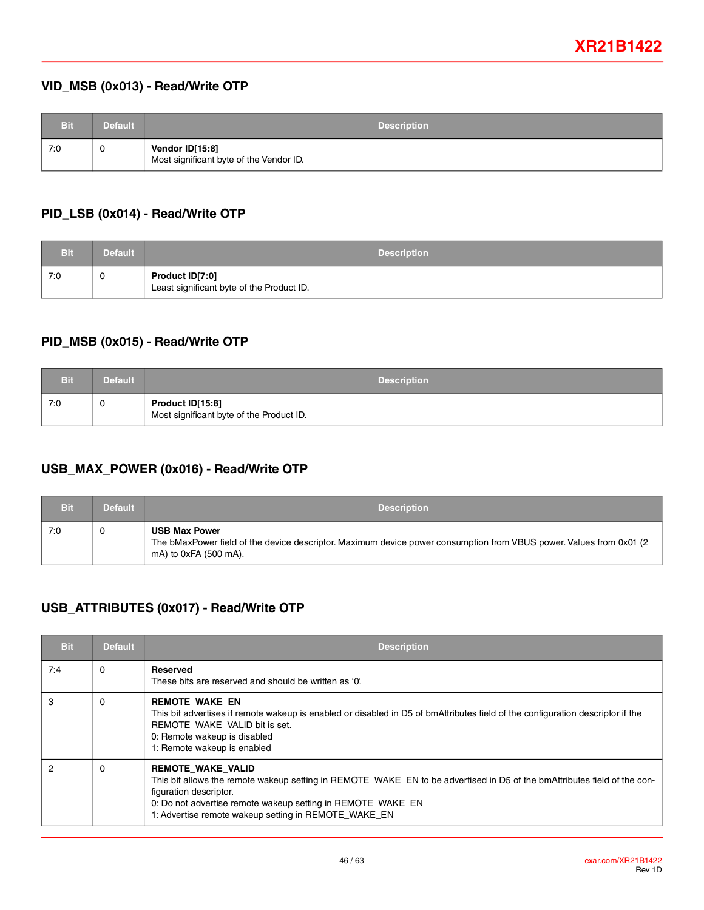### VID_MSB (0x013) - Read/Write OTP

| Bit | Default | Description |
|---|---|---|
| 7:0 | 0 | **Vendor ID[15:8]**<br>Most significant byte of the Vendor ID. |

### PID_LSB (0x014) - Read/Write OTP

| Bit | Default | Description |
|---|---|---|
| 7:0 | 0 | **Product ID[7:0]**<br>Least significant byte of the Product ID. |

### PID_MSB (0x015) - Read/Write OTP

| Bit | Default | Description |
|---|---|---|
| 7:0 | 0 | **Product ID[15:8]**<br>Most significant byte of the Product ID. |

### USB_MAX_POWER (0x016) - Read/Write OTP

| Bit | Default | Description |
|---|---|---|
| 7:0 | 0 | **USB Max Power**<br>The bMaxPower field of the device descriptor. Maximum device power consumption from VBUS power. Values from 0x01 (2 mA) to 0xFA (500 mA). |

### USB_ATTRIBUTES (0x017) - Read/Write OTP

| Bit | Default | Description |
|---|---|---|
| 7:4 | 0 | **Reserved**<br>These bits are reserved and should be written as '0'. |
| 3 | 0 | **REMOTE_WAKE_EN**<br>This bit advertises if remote wakeup is enabled or disabled in D5 of bmAttributes field of the configuration descriptor if the REMOTE_WAKE_VALID bit is set.<br>0: Remote wakeup is disabled<br>1: Remote wakeup is enabled |
| 2 | 0 | **REMOTE_WAKE_VALID**<br>This bit allows the remote wakeup setting in REMOTE_WAKE_EN to be advertised in D5 of the bmAttributes field of the configuration descriptor.<br>0: Do not advertise remote wakeup setting in REMOTE_WAKE_EN<br>1: Advertise remote wakeup setting in REMOTE_WAKE_EN |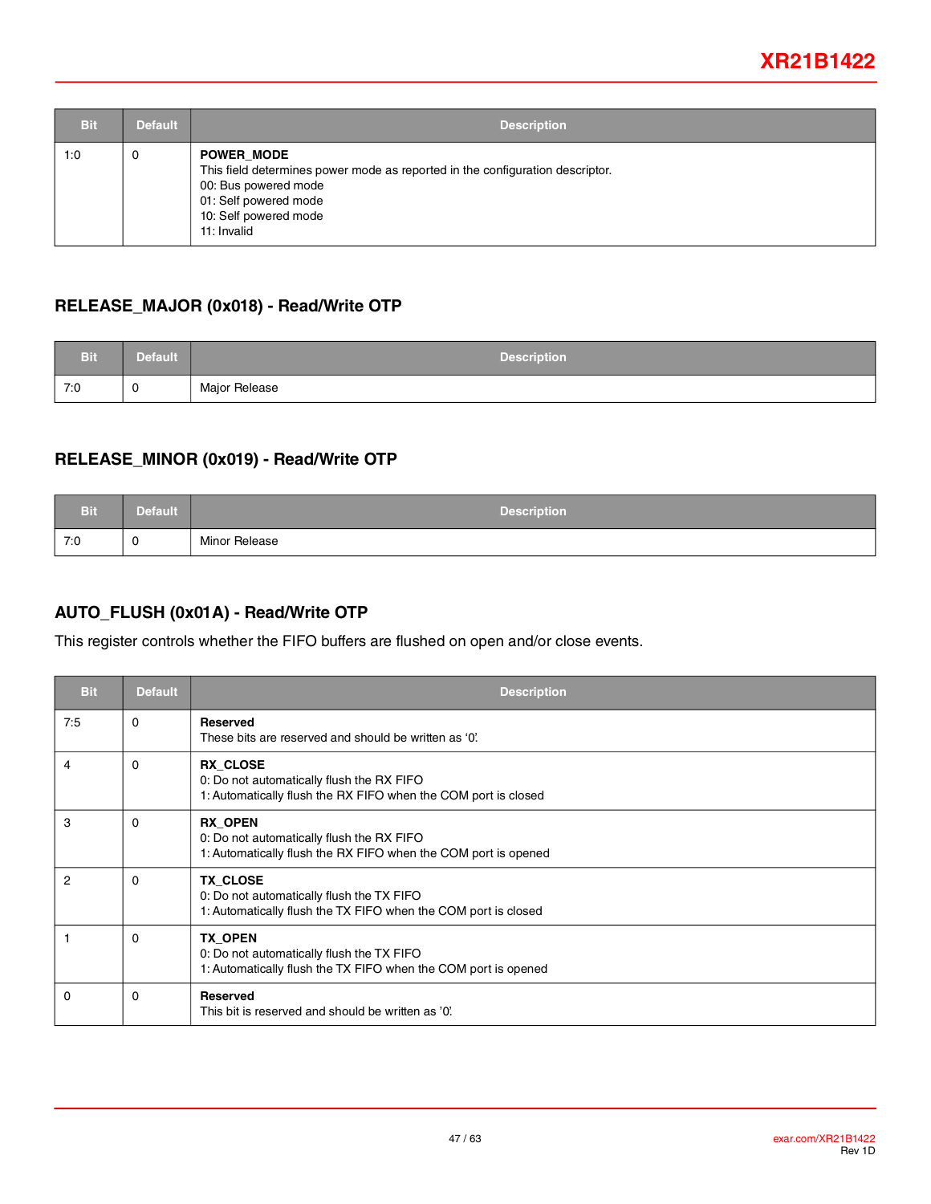| Bit | Default | Description |
|---|---|---|
| 1:0 | 0 | **POWER_MODE**<br>This field determines power mode as reported in the configuration descriptor.<br>00: Bus powered mode<br>01: Self powered mode<br>10: Self powered mode<br>11: Invalid |

## RELEASE_MAJOR (0x018) - Read/Write OTP

| Bit | Default | Description |
|---|---|---|
| 7:0 | 0 | Major Release |

## RELEASE_MINOR (0x019) - Read/Write OTP

| Bit | Default | Description |
|---|---|---|
| 7:0 | 0 | Minor Release |

## AUTO_FLUSH (0x01A) - Read/Write OTP

This register controls whether the FIFO buffers are flushed on open and/or close events.

| Bit | Default | Description |
|---|---|---|
| 7:5 | 0 | **Reserved**<br>These bits are reserved and should be written as '0'. |
| 4 | 0 | **RX_CLOSE**<br>0: Do not automatically flush the RX FIFO<br>1: Automatically flush the RX FIFO when the COM port is closed |
| 3 | 0 | **RX_OPEN**<br>0: Do not automatically flush the RX FIFO<br>1: Automatically flush the RX FIFO when the COM port is opened |
| 2 | 0 | **TX_CLOSE**<br>0: Do not automatically flush the TX FIFO<br>1: Automatically flush the TX FIFO when the COM port is closed |
| 1 | 0 | **TX_OPEN**<br>0: Do not automatically flush the TX FIFO<br>1: Automatically flush the TX FIFO when the COM port is opened |
| 0 | 0 | **Reserved**<br>This bit is reserved and should be written as '0'. |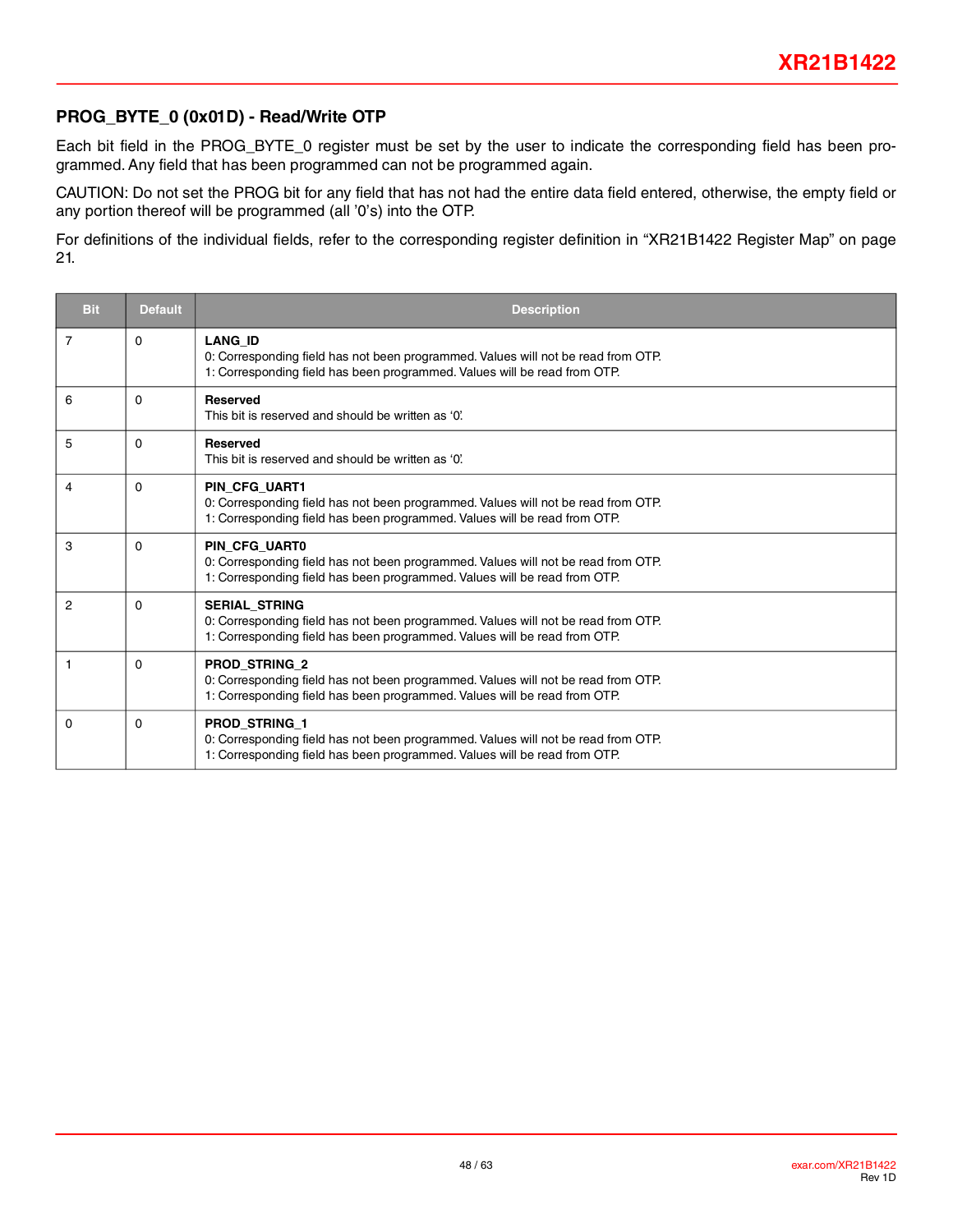## PROG_BYTE_0 (0x01D) - Read/Write OTP

Each bit field in the PROG_BYTE_0 register must be set by the user to indicate the corresponding field has been programmed. Any field that has been programmed can not be programmed again.

CAUTION: Do not set the PROG bit for any field that has not had the entire data field entered, otherwise, the empty field or any portion thereof will be programmed (all '0's) into the OTP.

For definitions of the individual fields, refer to the corresponding register definition in "XR21B1422 Register Map" on page 21.

| Bit | Default | Description |
|---|---|---|
| 7 | 0 | **LANG_ID**<br>0: Corresponding field has not been programmed. Values will not be read from OTP.<br>1: Corresponding field has been programmed. Values will be read from OTP. |
| 6 | 0 | **Reserved**<br>This bit is reserved and should be written as '0'. |
| 5 | 0 | **Reserved**<br>This bit is reserved and should be written as '0'. |
| 4 | 0 | **PIN_CFG_UART1**<br>0: Corresponding field has not been programmed. Values will not be read from OTP.<br>1: Corresponding field has been programmed. Values will be read from OTP. |
| 3 | 0 | **PIN_CFG_UART0**<br>0: Corresponding field has not been programmed. Values will not be read from OTP.<br>1: Corresponding field has been programmed. Values will be read from OTP. |
| 2 | 0 | **SERIAL_STRING**<br>0: Corresponding field has not been programmed. Values will not be read from OTP.<br>1: Corresponding field has been programmed. Values will be read from OTP. |
| 1 | 0 | **PROD_STRING_2**<br>0: Corresponding field has not been programmed. Values will not be read from OTP.<br>1: Corresponding field has been programmed. Values will be read from OTP. |
| 0 | 0 | **PROD_STRING_1**<br>0: Corresponding field has not been programmed. Values will not be read from OTP.<br>1: Corresponding field has been programmed. Values will be read from OTP. |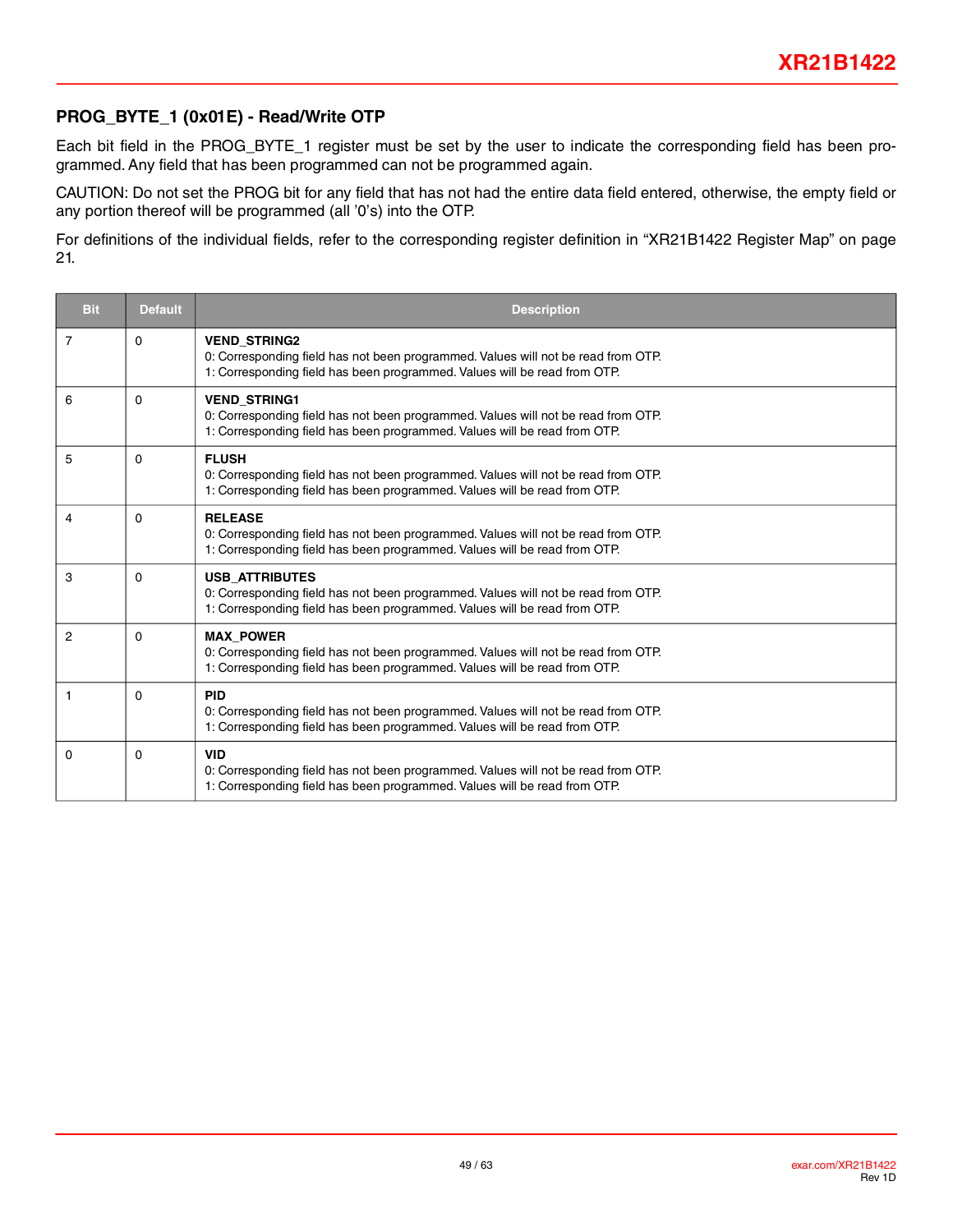## PROG_BYTE_1 (0x01E) - Read/Write OTP

Each bit field in the PROG_BYTE_1 register must be set by the user to indicate the corresponding field has been programmed. Any field that has been programmed can not be programmed again.

CAUTION: Do not set the PROG bit for any field that has not had the entire data field entered, otherwise, the empty field or any portion thereof will be programmed (all '0's) into the OTP.

For definitions of the individual fields, refer to the corresponding register definition in "XR21B1422 Register Map" on page 21.

| Bit | Default | Description |
|---|---|---|
| 7 | 0 | **VEND_STRING2**<br>0: Corresponding field has not been programmed. Values will not be read from OTP.<br>1: Corresponding field has been programmed. Values will be read from OTP. |
| 6 | 0 | **VEND_STRING1**<br>0: Corresponding field has not been programmed. Values will not be read from OTP.<br>1: Corresponding field has been programmed. Values will be read from OTP. |
| 5 | 0 | **FLUSH**<br>0: Corresponding field has not been programmed. Values will not be read from OTP.<br>1: Corresponding field has been programmed. Values will be read from OTP. |
| 4 | 0 | **RELEASE**<br>0: Corresponding field has not been programmed. Values will not be read from OTP.<br>1: Corresponding field has been programmed. Values will be read from OTP. |
| 3 | 0 | **USB_ATTRIBUTES**<br>0: Corresponding field has not been programmed. Values will not be read from OTP.<br>1: Corresponding field has been programmed. Values will be read from OTP. |
| 2 | 0 | **MAX_POWER**<br>0: Corresponding field has not been programmed. Values will not be read from OTP.<br>1: Corresponding field has been programmed. Values will be read from OTP. |
| 1 | 0 | **PID**<br>0: Corresponding field has not been programmed. Values will not be read from OTP.<br>1: Corresponding field has been programmed. Values will be read from OTP. |
| 0 | 0 | **VID**<br>0: Corresponding field has not been programmed. Values will not be read from OTP.<br>1: Corresponding field has been programmed. Values will be read from OTP. |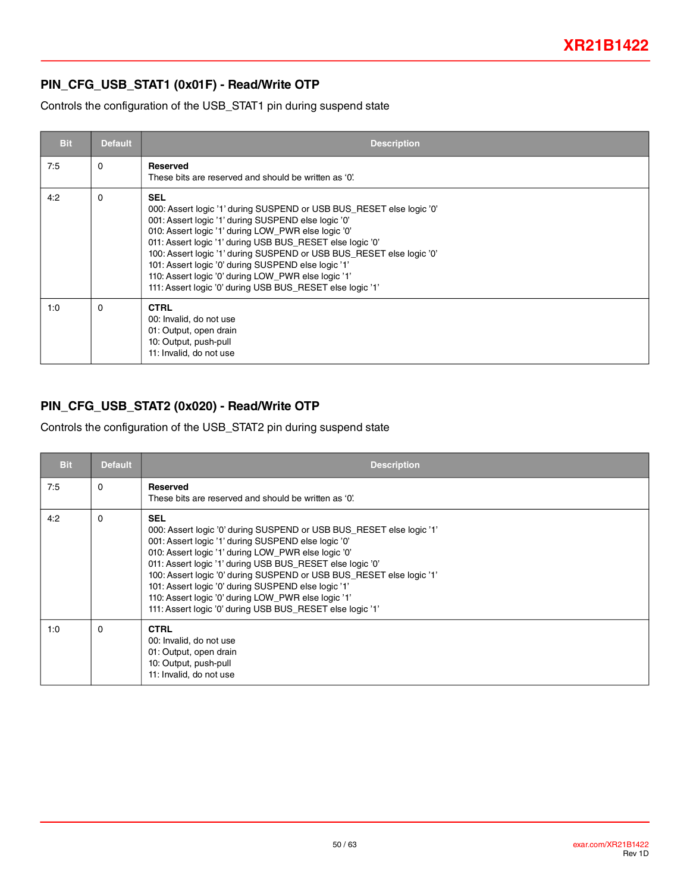## PIN_CFG_USB_STAT1 (0x01F) - Read/Write OTP

Controls the configuration of the USB_STAT1 pin during suspend state

| Bit | Default | Description |
|---|---|---|
| 7:5 | 0 | **Reserved**<br>These bits are reserved and should be written as '0'. |
| 4:2 | 0 | **SEL**<br>000: Assert logic '1' during SUSPEND or USB BUS_RESET else logic '0'<br>001: Assert logic '1' during SUSPEND else logic '0'<br>010: Assert logic '1' during LOW_PWR else logic '0'<br>011: Assert logic '1' during USB BUS_RESET else logic '0'<br>100: Assert logic '1' during SUSPEND or USB BUS_RESET else logic '0'<br>101: Assert logic '0' during SUSPEND else logic '1'<br>110: Assert logic '0' during LOW_PWR else logic '1'<br>111: Assert logic '0' during USB BUS_RESET else logic '1' |
| 1:0 | 0 | **CTRL**<br>00: Invalid, do not use<br>01: Output, open drain<br>10: Output, push-pull<br>11: Invalid, do not use |

## PIN_CFG_USB_STAT2 (0x020) - Read/Write OTP

Controls the configuration of the USB_STAT2 pin during suspend state

| Bit | Default | Description |
|---|---|---|
| 7:5 | 0 | **Reserved**<br>These bits are reserved and should be written as '0'. |
| 4:2 | 0 | **SEL**<br>000: Assert logic '0' during SUSPEND or USB BUS_RESET else logic '1'<br>001: Assert logic '1' during SUSPEND else logic '0'<br>010: Assert logic '1' during LOW_PWR else logic '0'<br>011: Assert logic '1' during USB BUS_RESET else logic '0'<br>100: Assert logic '0' during SUSPEND or USB BUS_RESET else logic '1'<br>101: Assert logic '0' during SUSPEND else logic '1'<br>110: Assert logic '0' during LOW_PWR else logic '1'<br>111: Assert logic '0' during USB BUS_RESET else logic '1' |
| 1:0 | 0 | **CTRL**<br>00: Invalid, do not use<br>01: Output, open drain<br>10: Output, push-pull<br>11: Invalid, do not use |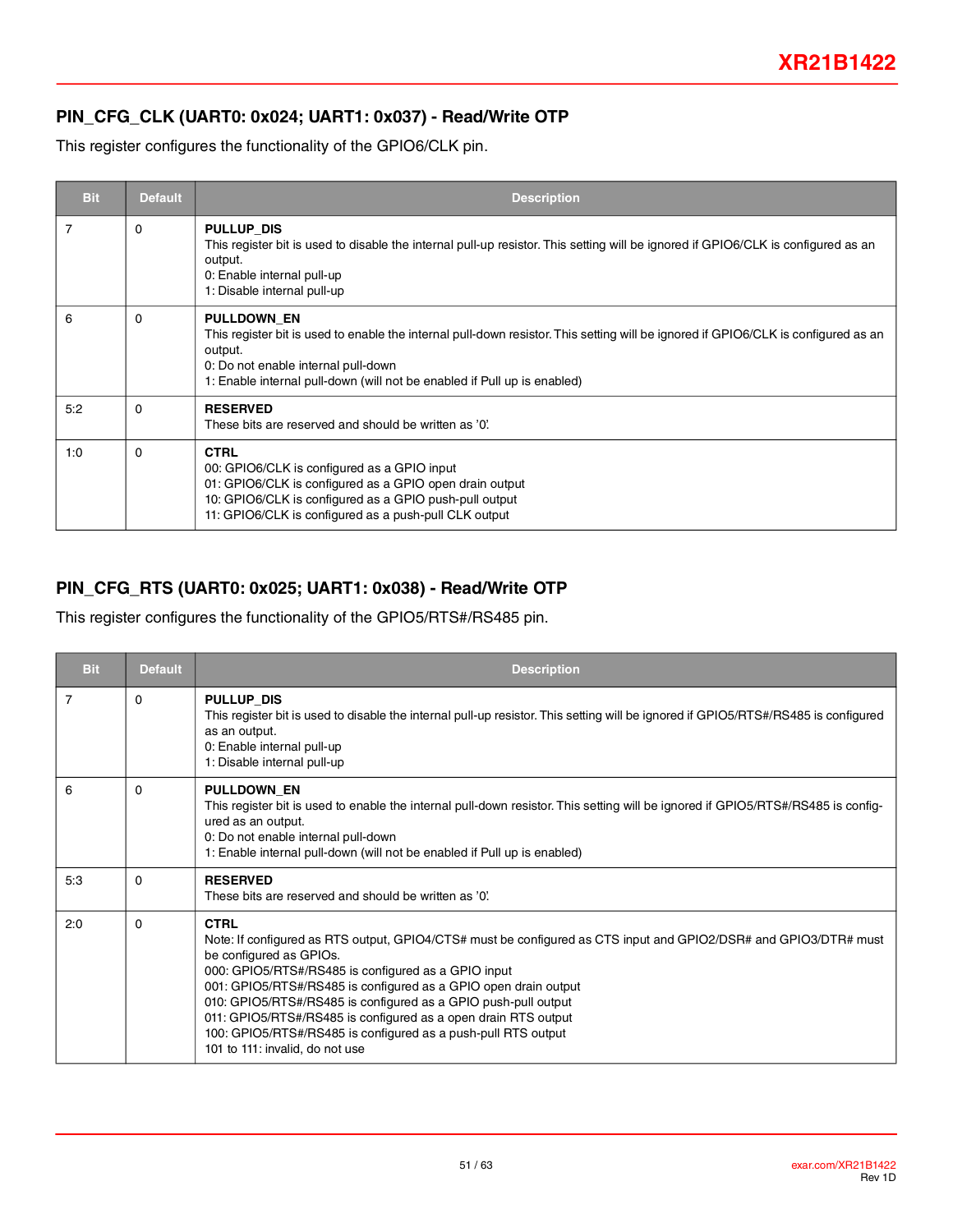## PIN_CFG_CLK (UART0: 0x024; UART1: 0x037) - Read/Write OTP

This register configures the functionality of the GPIO6/CLK pin.

| Bit | Default | Description |
|---|---|---|
| 7 | 0 | **PULLUP_DIS**<br>This register bit is used to disable the internal pull-up resistor. This setting will be ignored if GPIO6/CLK is configured as an output.<br>0: Enable internal pull-up<br>1: Disable internal pull-up |
| 6 | 0 | **PULLDOWN_EN**<br>This register bit is used to enable the internal pull-down resistor. This setting will be ignored if GPIO6/CLK is configured as an output.<br>0: Do not enable internal pull-down<br>1: Enable internal pull-down (will not be enabled if Pull up is enabled) |
| 5:2 | 0 | **RESERVED**<br>These bits are reserved and should be written as '0'. |
| 1:0 | 0 | **CTRL**<br>00: GPIO6/CLK is configured as a GPIO input<br>01: GPIO6/CLK is configured as a GPIO open drain output<br>10: GPIO6/CLK is configured as a GPIO push-pull output<br>11: GPIO6/CLK is configured as a push-pull CLK output |

## PIN_CFG_RTS (UART0: 0x025; UART1: 0x038) - Read/Write OTP

This register configures the functionality of the GPIO5/RTS#/RS485 pin.

| Bit | Default | Description |
|---|---|---|
| 7 | 0 | **PULLUP_DIS**<br>This register bit is used to disable the internal pull-up resistor. This setting will be ignored if GPIO5/RTS#/RS485 is configured as an output.<br>0: Enable internal pull-up<br>1: Disable internal pull-up |
| 6 | 0 | **PULLDOWN_EN**<br>This register bit is used to enable the internal pull-down resistor. This setting will be ignored if GPIO5/RTS#/RS485 is configured as an output.<br>0: Do not enable internal pull-down<br>1: Enable internal pull-down (will not be enabled if Pull up is enabled) |
| 5:3 | 0 | **RESERVED**<br>These bits are reserved and should be written as '0'. |
| 2:0 | 0 | **CTRL**<br>Note: If configured as RTS output, GPIO4/CTS# must be configured as CTS input and GPIO2/DSR# and GPIO3/DTR# must be configured as GPIOs.<br>000: GPIO5/RTS#/RS485 is configured as a GPIO input<br>001: GPIO5/RTS#/RS485 is configured as a GPIO open drain output<br>010: GPIO5/RTS#/RS485 is configured as a GPIO push-pull output<br>011: GPIO5/RTS#/RS485 is configured as a open drain RTS output<br>100: GPIO5/RTS#/RS485 is configured as a push-pull RTS output<br>101 to 111: invalid, do not use |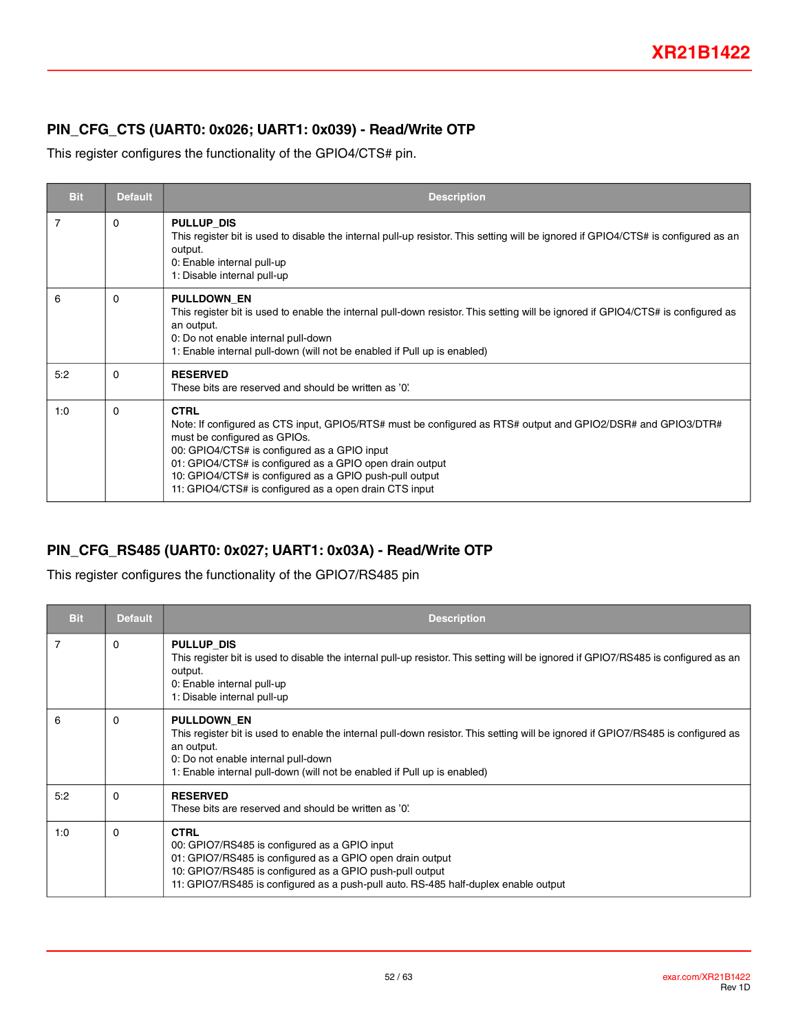## PIN_CFG_CTS (UART0: 0x026; UART1: 0x039) - Read/Write OTP

This register configures the functionality of the GPIO4/CTS# pin.

| Bit | Default | Description |
|---|---|---|
| 7 | 0 | **PULLUP_DIS**<br>This register bit is used to disable the internal pull-up resistor. This setting will be ignored if GPIO4/CTS# is configured as an output.<br>0: Enable internal pull-up<br>1: Disable internal pull-up |
| 6 | 0 | **PULLDOWN_EN**<br>This register bit is used to enable the internal pull-down resistor. This setting will be ignored if GPIO4/CTS# is configured as an output.<br>0: Do not enable internal pull-down<br>1: Enable internal pull-down (will not be enabled if Pull up is enabled) |
| 5:2 | 0 | **RESERVED**<br>These bits are reserved and should be written as '0'. |
| 1:0 | 0 | **CTRL**<br>Note: If configured as CTS input, GPIO5/RTS# must be configured as RTS# output and GPIO2/DSR# and GPIO3/DTR# must be configured as GPIOs.<br>00: GPIO4/CTS# is configured as a GPIO input<br>01: GPIO4/CTS# is configured as a GPIO open drain output<br>10: GPIO4/CTS# is configured as a GPIO push-pull output<br>11: GPIO4/CTS# is configured as a open drain CTS input |

## PIN_CFG_RS485 (UART0: 0x027; UART1: 0x03A) - Read/Write OTP

This register configures the functionality of the GPIO7/RS485 pin

| Bit | Default | Description |
|---|---|---|
| 7 | 0 | **PULLUP_DIS**<br>This register bit is used to disable the internal pull-up resistor. This setting will be ignored if GPIO7/RS485 is configured as an output.<br>0: Enable internal pull-up<br>1: Disable internal pull-up |
| 6 | 0 | **PULLDOWN_EN**<br>This register bit is used to enable the internal pull-down resistor. This setting will be ignored if GPIO7/RS485 is configured as an output.<br>0: Do not enable internal pull-down<br>1: Enable internal pull-down (will not be enabled if Pull up is enabled) |
| 5:2 | 0 | **RESERVED**<br>These bits are reserved and should be written as '0'. |
| 1:0 | 0 | **CTRL**<br>00: GPIO7/RS485 is configured as a GPIO input<br>01: GPIO7/RS485 is configured as a GPIO open drain output<br>10: GPIO7/RS485 is configured as a GPIO push-pull output<br>11: GPIO7/RS485 is configured as a push-pull auto. RS-485 half-duplex enable output |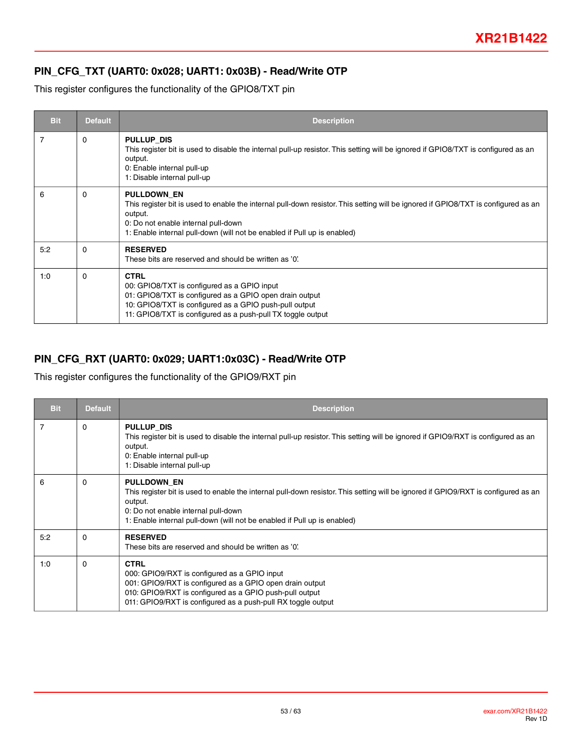## PIN_CFG_TXT (UART0: 0x028; UART1: 0x03B) - Read/Write OTP

This register configures the functionality of the GPIO8/TXT pin

| Bit | Default | Description |
|---|---|---|
| 7 | 0 | **PULLUP_DIS**<br>This register bit is used to disable the internal pull-up resistor. This setting will be ignored if GPIO8/TXT is configured as an output.<br>0: Enable internal pull-up<br>1: Disable internal pull-up |
| 6 | 0 | **PULLDOWN_EN**<br>This register bit is used to enable the internal pull-down resistor. This setting will be ignored if GPIO8/TXT is configured as an output.<br>0: Do not enable internal pull-down<br>1: Enable internal pull-down (will not be enabled if Pull up is enabled) |
| 5:2 | 0 | **RESERVED**<br>These bits are reserved and should be written as '0'. |
| 1:0 | 0 | **CTRL**<br>00: GPIO8/TXT is configured as a GPIO input<br>01: GPIO8/TXT is configured as a GPIO open drain output<br>10: GPIO8/TXT is configured as a GPIO push-pull output<br>11: GPIO8/TXT is configured as a push-pull TX toggle output |

## PIN_CFG_RXT (UART0: 0x029; UART1:0x03C) - Read/Write OTP

This register configures the functionality of the GPIO9/RXT pin

| Bit | Default | Description |
|---|---|---|
| 7 | 0 | **PULLUP_DIS**<br>This register bit is used to disable the internal pull-up resistor. This setting will be ignored if GPIO9/RXT is configured as an output.<br>0: Enable internal pull-up<br>1: Disable internal pull-up |
| 6 | 0 | **PULLDOWN_EN**<br>This register bit is used to enable the internal pull-down resistor. This setting will be ignored if GPIO9/RXT is configured as an output.<br>0: Do not enable internal pull-down<br>1: Enable internal pull-down (will not be enabled if Pull up is enabled) |
| 5:2 | 0 | **RESERVED**<br>These bits are reserved and should be written as '0'. |
| 1:0 | 0 | **CTRL**<br>000: GPIO9/RXT is configured as a GPIO input<br>001: GPIO9/RXT is configured as a GPIO open drain output<br>010: GPIO9/RXT is configured as a GPIO push-pull output<br>011: GPIO9/RXT is configured as a push-pull RX toggle output |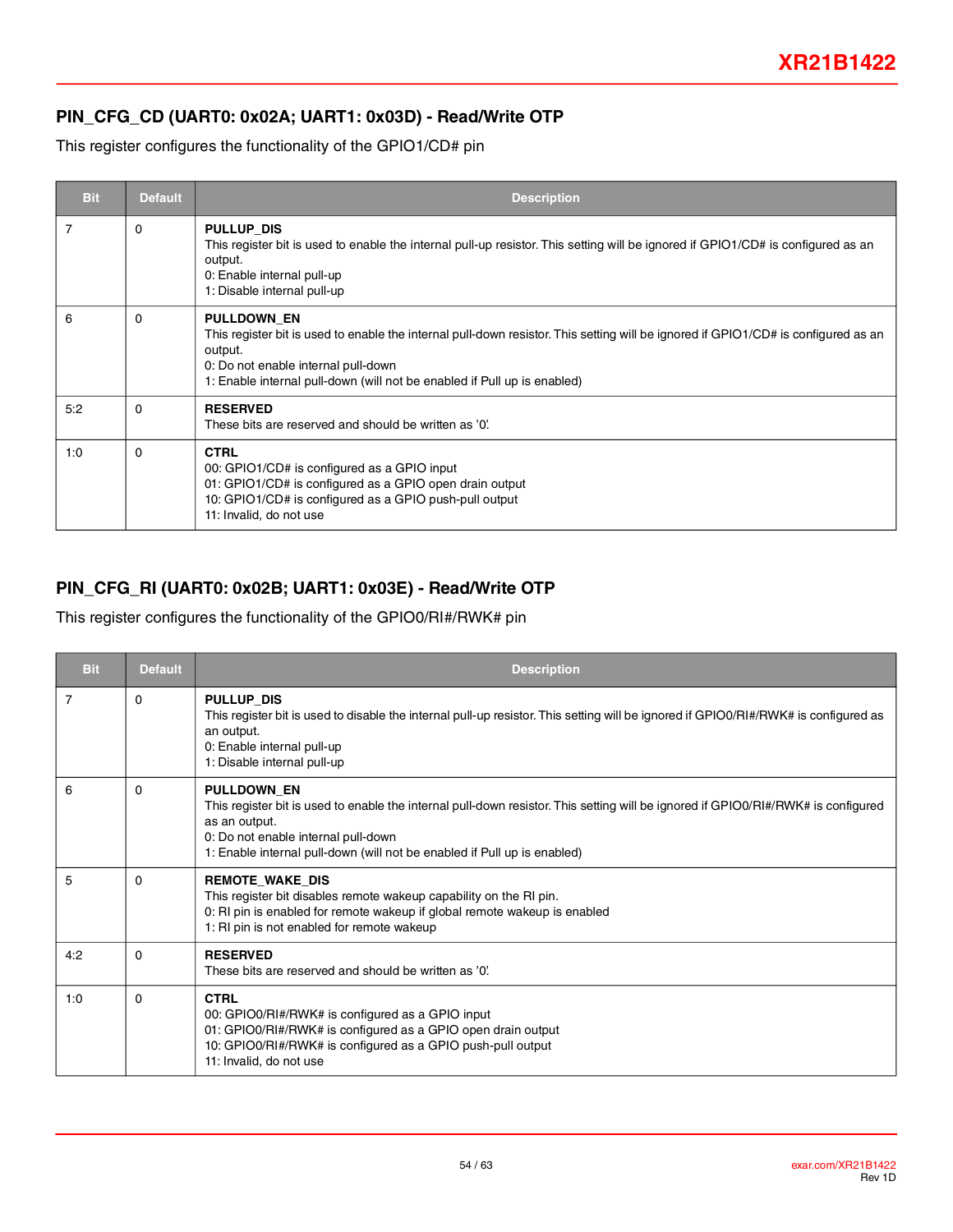## PIN_CFG_CD (UART0: 0x02A; UART1: 0x03D) - Read/Write OTP

This register configures the functionality of the GPIO1/CD# pin

| Bit | Default | Description |
|---|---|---|
| 7 | 0 | **PULLUP_DIS**<br>This register bit is used to enable the internal pull-up resistor. This setting will be ignored if GPIO1/CD# is configured as an output.<br>0: Enable internal pull-up<br>1: Disable internal pull-up |
| 6 | 0 | **PULLDOWN_EN**<br>This register bit is used to enable the internal pull-down resistor. This setting will be ignored if GPIO1/CD# is configured as an output.<br>0: Do not enable internal pull-down<br>1: Enable internal pull-down (will not be enabled if Pull up is enabled) |
| 5:2 | 0 | **RESERVED**<br>These bits are reserved and should be written as '0'. |
| 1:0 | 0 | **CTRL**<br>00: GPIO1/CD# is configured as a GPIO input<br>01: GPIO1/CD# is configured as a GPIO open drain output<br>10: GPIO1/CD# is configured as a GPIO push-pull output<br>11: Invalid, do not use |

## PIN_CFG_RI (UART0: 0x02B; UART1: 0x03E) - Read/Write OTP

This register configures the functionality of the GPIO0/RI#/RWK# pin

| Bit | Default | Description |
|---|---|---|
| 7 | 0 | **PULLUP_DIS**<br>This register bit is used to disable the internal pull-up resistor. This setting will be ignored if GPIO0/RI#/RWK# is configured as an output.<br>0: Enable internal pull-up<br>1: Disable internal pull-up |
| 6 | 0 | **PULLDOWN_EN**<br>This register bit is used to enable the internal pull-down resistor. This setting will be ignored if GPIO0/RI#/RWK# is configured as an output.<br>0: Do not enable internal pull-down<br>1: Enable internal pull-down (will not be enabled if Pull up is enabled) |
| 5 | 0 | **REMOTE_WAKE_DIS**<br>This register bit disables remote wakeup capability on the RI pin.<br>0: RI pin is enabled for remote wakeup if global remote wakeup is enabled<br>1: RI pin is not enabled for remote wakeup |
| 4:2 | 0 | **RESERVED**<br>These bits are reserved and should be written as '0'. |
| 1:0 | 0 | **CTRL**<br>00: GPIO0/RI#/RWK# is configured as a GPIO input<br>01: GPIO0/RI#/RWK# is configured as a GPIO open drain output<br>10: GPIO0/RI#/RWK# is configured as a GPIO push-pull output<br>11: Invalid, do not use |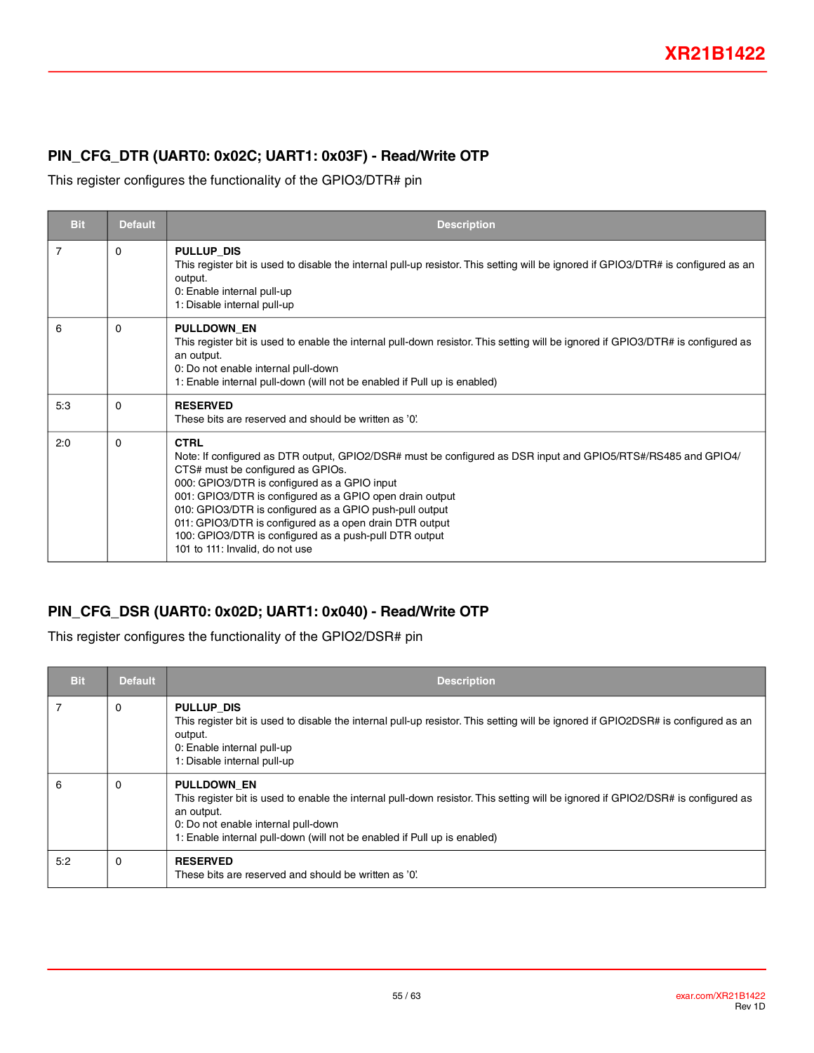## PIN_CFG_DTR (UART0: 0x02C; UART1: 0x03F) - Read/Write OTP

This register configures the functionality of the GPIO3/DTR# pin

| Bit | Default | Description |
|---|---|---|
| 7 | 0 | **PULLUP_DIS**<br>This register bit is used to disable the internal pull-up resistor. This setting will be ignored if GPIO3/DTR# is configured as an output.<br>0: Enable internal pull-up<br>1: Disable internal pull-up |
| 6 | 0 | **PULLDOWN_EN**<br>This register bit is used to enable the internal pull-down resistor. This setting will be ignored if GPIO3/DTR# is configured as an output.<br>0: Do not enable internal pull-down<br>1: Enable internal pull-down (will not be enabled if Pull up is enabled) |
| 5:3 | 0 | **RESERVED**<br>These bits are reserved and should be written as '0'. |
| 2:0 | 0 | **CTRL**<br>Note: If configured as DTR output, GPIO2/DSR# must be configured as DSR input and GPIO5/RTS#/RS485 and GPIO4/CTS# must be configured as GPIOs.<br>000: GPIO3/DTR is configured as a GPIO input<br>001: GPIO3/DTR is configured as a GPIO open drain output<br>010: GPIO3/DTR is configured as a GPIO push-pull output<br>011: GPIO3/DTR is configured as a open drain DTR output<br>100: GPIO3/DTR is configured as a push-pull DTR output<br>101 to 111: Invalid, do not use |

## PIN_CFG_DSR (UART0: 0x02D; UART1: 0x040) - Read/Write OTP

This register configures the functionality of the GPIO2/DSR# pin

| Bit | Default | Description |
|---|---|---|
| 7 | 0 | **PULLUP_DIS**<br>This register bit is used to disable the internal pull-up resistor. This setting will be ignored if GPIO2DSR# is configured as an output.<br>0: Enable internal pull-up<br>1: Disable internal pull-up |
| 6 | 0 | **PULLDOWN_EN**<br>This register bit is used to enable the internal pull-down resistor. This setting will be ignored if GPIO2/DSR# is configured as an output.<br>0: Do not enable internal pull-down<br>1: Enable internal pull-down (will not be enabled if Pull up is enabled) |
| 5:2 | 0 | **RESERVED**<br>These bits are reserved and should be written as '0'. |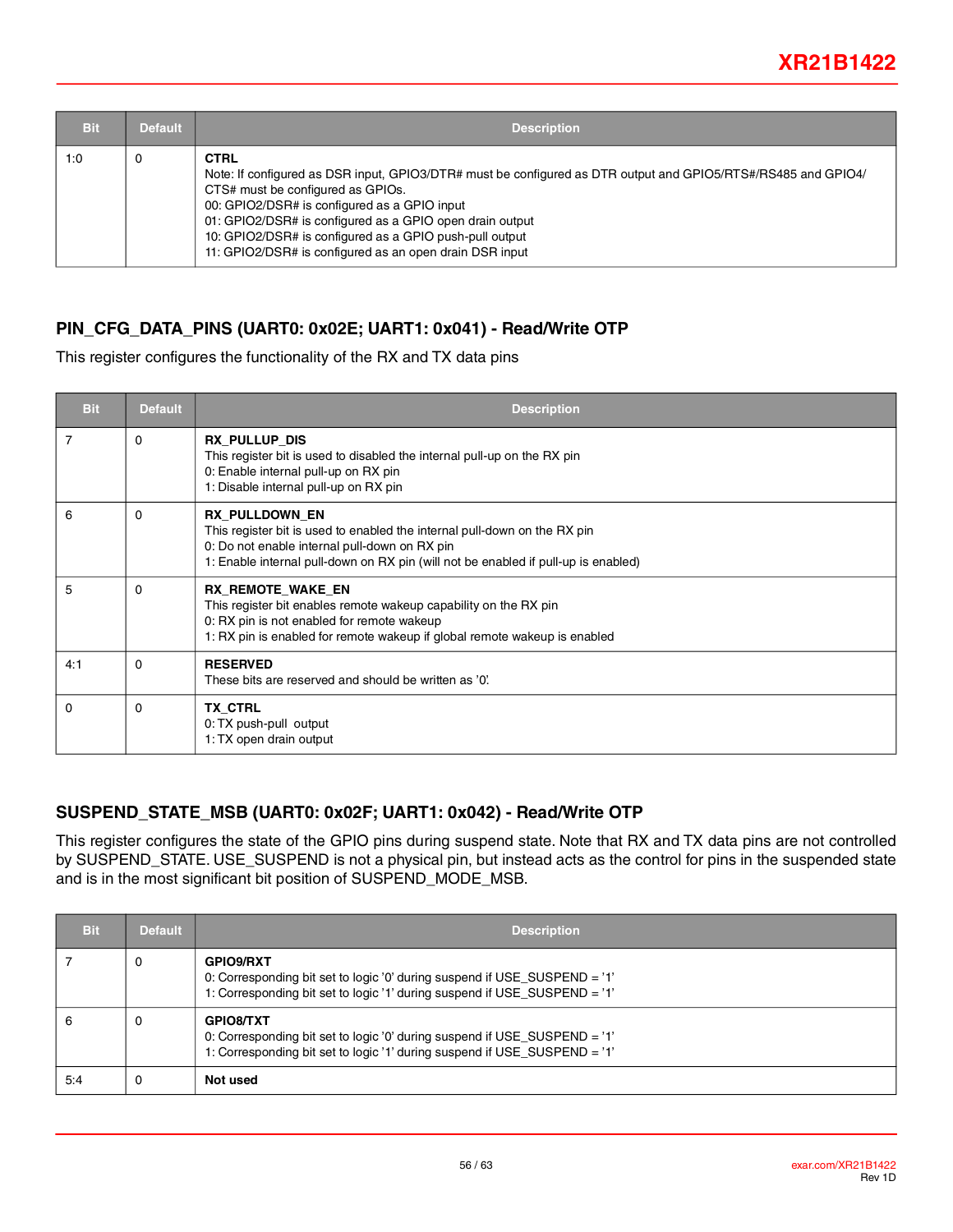| Bit | Default | Description |
|---|---|---|
| 1:0 | 0 | **CTRL**<br>Note: If configured as DSR input, GPIO3/DTR# must be configured as DTR output and GPIO5/RTS#/RS485 and GPIO4/CTS# must be configured as GPIOs.<br>00: GPIO2/DSR# is configured as a GPIO input<br>01: GPIO2/DSR# is configured as a GPIO open drain output<br>10: GPIO2/DSR# is configured as a GPIO push-pull output<br>11: GPIO2/DSR# is configured as an open drain DSR input |

## PIN_CFG_DATA_PINS (UART0: 0x02E; UART1: 0x041) - Read/Write OTP

This register configures the functionality of the RX and TX data pins

| Bit | Default | Description |
|---|---|---|
| 7 | 0 | **RX_PULLUP_DIS**<br>This register bit is used to disabled the internal pull-up on the RX pin<br>0: Enable internal pull-up on RX pin<br>1: Disable internal pull-up on RX pin |
| 6 | 0 | **RX_PULLDOWN_EN**<br>This register bit is used to enabled the internal pull-down on the RX pin<br>0: Do not enable internal pull-down on RX pin<br>1: Enable internal pull-down on RX pin (will not be enabled if pull-up is enabled) |
| 5 | 0 | **RX_REMOTE_WAKE_EN**<br>This register bit enables remote wakeup capability on the RX pin<br>0: RX pin is not enabled for remote wakeup<br>1: RX pin is enabled for remote wakeup if global remote wakeup is enabled |
| 4:1 | 0 | **RESERVED**<br>These bits are reserved and should be written as '0'. |
| 0 | 0 | **TX_CTRL**<br>0: TX push-pull output<br>1: TX open drain output |

## SUSPEND_STATE_MSB (UART0: 0x02F; UART1: 0x042) - Read/Write OTP

This register configures the state of the GPIO pins during suspend state. Note that RX and TX data pins are not controlled by SUSPEND_STATE. USE_SUSPEND is not a physical pin, but instead acts as the control for pins in the suspended state and is in the most significant bit position of SUSPEND_MODE_MSB.

| Bit | Default | Description |
|---|---|---|
| 7 | 0 | **GPIO9/RXT**<br>0: Corresponding bit set to logic '0' during suspend if USE_SUSPEND = '1'<br>1: Corresponding bit set to logic '1' during suspend if USE_SUSPEND = '1' |
| 6 | 0 | **GPIO8/TXT**<br>0: Corresponding bit set to logic '0' during suspend if USE_SUSPEND = '1'<br>1: Corresponding bit set to logic '1' during suspend if USE_SUSPEND = '1' |
| 5:4 | 0 | **Not used** |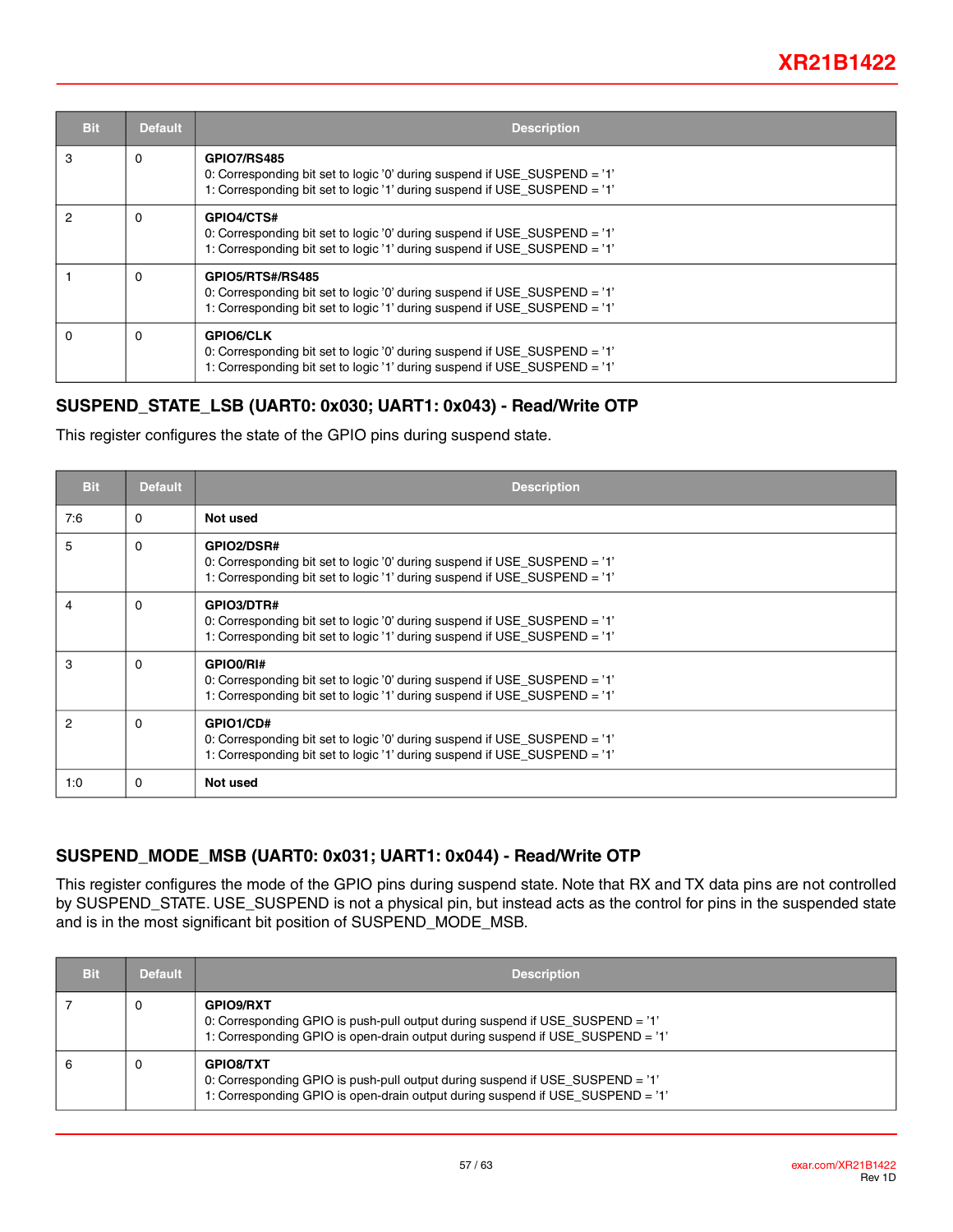| Bit | Default | Description |
|---|---|---|
| 3 | 0 | **GPIO7/RS485**<br>0: Corresponding bit set to logic ’0’ during suspend if USE_SUSPEND = ’1’<br>1: Corresponding bit set to logic ’1’ during suspend if USE_SUSPEND = ’1’ |
| 2 | 0 | **GPIO4/CTS#**<br>0: Corresponding bit set to logic ’0’ during suspend if USE_SUSPEND = ’1’<br>1: Corresponding bit set to logic ’1’ during suspend if USE_SUSPEND = ’1’ |
| 1 | 0 | **GPIO5/RTS#/RS485**<br>0: Corresponding bit set to logic ’0’ during suspend if USE_SUSPEND = ’1’<br>1: Corresponding bit set to logic ’1’ during suspend if USE_SUSPEND = ’1’ |
| 0 | 0 | **GPIO6/CLK**<br>0: Corresponding bit set to logic ’0’ during suspend if USE_SUSPEND = ’1’<br>1: Corresponding bit set to logic ’1’ during suspend if USE_SUSPEND = ’1’ |

### SUSPEND_STATE_LSB (UART0: 0x030; UART1: 0x043) - Read/Write OTP

This register configures the state of the GPIO pins during suspend state.

| Bit | Default | Description |
|---|---|---|
| 7:6 | 0 | **Not used** |
| 5 | 0 | **GPIO2/DSR#**<br>0: Corresponding bit set to logic ’0’ during suspend if USE_SUSPEND = ’1’<br>1: Corresponding bit set to logic ’1’ during suspend if USE_SUSPEND = ’1’ |
| 4 | 0 | **GPIO3/DTR#**<br>0: Corresponding bit set to logic ’0’ during suspend if USE_SUSPEND = ’1’<br>1: Corresponding bit set to logic ’1’ during suspend if USE_SUSPEND = ’1’ |
| 3 | 0 | **GPIO0/RI#**<br>0: Corresponding bit set to logic ’0’ during suspend if USE_SUSPEND = ’1’<br>1: Corresponding bit set to logic ’1’ during suspend if USE_SUSPEND = ’1’ |
| 2 | 0 | **GPIO1/CD#**<br>0: Corresponding bit set to logic ’0’ during suspend if USE_SUSPEND = ’1’<br>1: Corresponding bit set to logic ’1’ during suspend if USE_SUSPEND = ’1’ |
| 1:0 | 0 | **Not used** |

### SUSPEND_MODE_MSB (UART0: 0x031; UART1: 0x044) - Read/Write OTP

This register configures the mode of the GPIO pins during suspend state. Note that RX and TX data pins are not controlled by SUSPEND_STATE. USE_SUSPEND is not a physical pin, but instead acts as the control for pins in the suspended state and is in the most significant bit position of SUSPEND_MODE_MSB.

| Bit | Default | Description |
|---|---|---|
| 7 | 0 | **GPIO9/RXT**<br>0: Corresponding GPIO is push-pull output during suspend if USE_SUSPEND = ’1’<br>1: Corresponding GPIO is open-drain output during suspend if USE_SUSPEND = ’1’ |
| 6 | 0 | **GPIO8/TXT**<br>0: Corresponding GPIO is push-pull output during suspend if USE_SUSPEND = ’1’<br>1: Corresponding GPIO is open-drain output during suspend if USE_SUSPEND = ’1’ |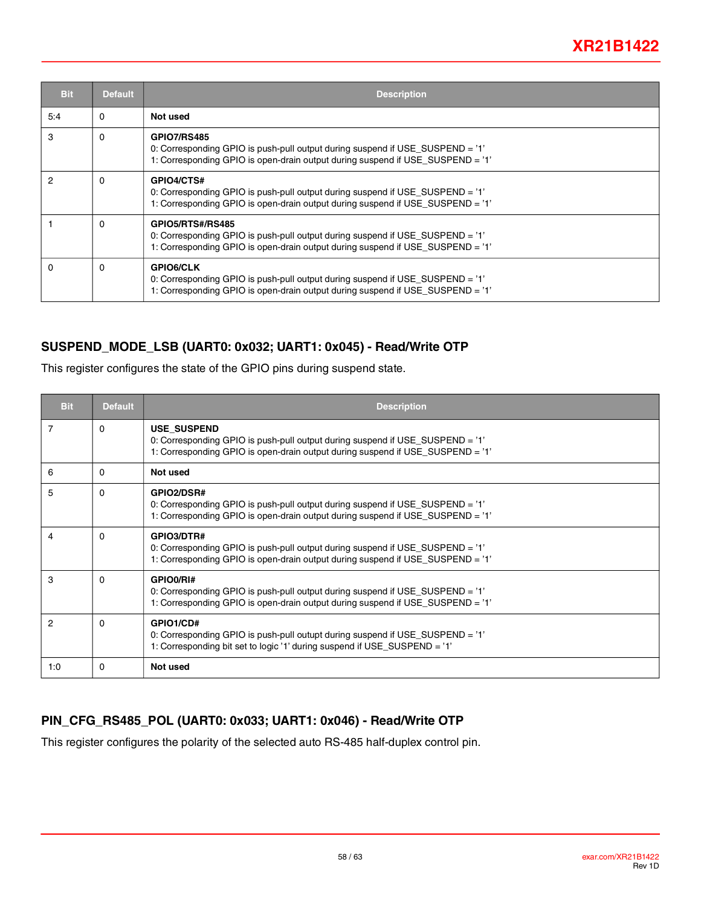| Bit | Default | Description |
|---|---|---|
| 5:4 | 0 | **Not used** |
| 3 | 0 | **GPIO7/RS485**<br>0: Corresponding GPIO is push-pull output during suspend if USE_SUSPEND = '1'<br>1: Corresponding GPIO is open-drain output during suspend if USE_SUSPEND = '1' |
| 2 | 0 | **GPIO4/CTS#**<br>0: Corresponding GPIO is push-pull output during suspend if USE_SUSPEND = '1'<br>1: Corresponding GPIO is open-drain output during suspend if USE_SUSPEND = '1' |
| 1 | 0 | **GPIO5/RTS#/RS485**<br>0: Corresponding GPIO is push-pull output during suspend if USE_SUSPEND = '1'<br>1: Corresponding GPIO is open-drain output during suspend if USE_SUSPEND = '1' |
| 0 | 0 | **GPIO6/CLK**<br>0: Corresponding GPIO is push-pull output during suspend if USE_SUSPEND = '1'<br>1: Corresponding GPIO is open-drain output during suspend if USE_SUSPEND = '1' |

### SUSPEND_MODE_LSB (UART0: 0x032; UART1: 0x045) - Read/Write OTP

This register configures the state of the GPIO pins during suspend state.

| Bit | Default | Description |
|---|---|---|
| 7 | 0 | **USE_SUSPEND**<br>0: Corresponding GPIO is push-pull output during suspend if USE_SUSPEND = '1'<br>1: Corresponding GPIO is open-drain output during suspend if USE_SUSPEND = '1' |
| 6 | 0 | **Not used** |
| 5 | 0 | **GPIO2/DSR#**<br>0: Corresponding GPIO is push-pull output during suspend if USE_SUSPEND = '1'<br>1: Corresponding GPIO is open-drain output during suspend if USE_SUSPEND = '1' |
| 4 | 0 | **GPIO3/DTR#**<br>0: Corresponding GPIO is push-pull output during suspend if USE_SUSPEND = '1'<br>1: Corresponding GPIO is open-drain output during suspend if USE_SUSPEND = '1' |
| 3 | 0 | **GPIO0/RI#**<br>0: Corresponding GPIO is push-pull output during suspend if USE_SUSPEND = '1'<br>1: Corresponding GPIO is open-drain output during suspend if USE_SUSPEND = '1' |
| 2 | 0 | **GPIO1/CD#**<br>0: Corresponding GPIO is push-pull outupt during suspend if USE_SUSPEND = '1'<br>1: Corresponding bit set to logic '1' during suspend if USE_SUSPEND = '1' |
| 1:0 | 0 | **Not used** |

### PIN_CFG_RS485_POL (UART0: 0x033; UART1: 0x046) - Read/Write OTP

This register configures the polarity of the selected auto RS-485 half-duplex control pin.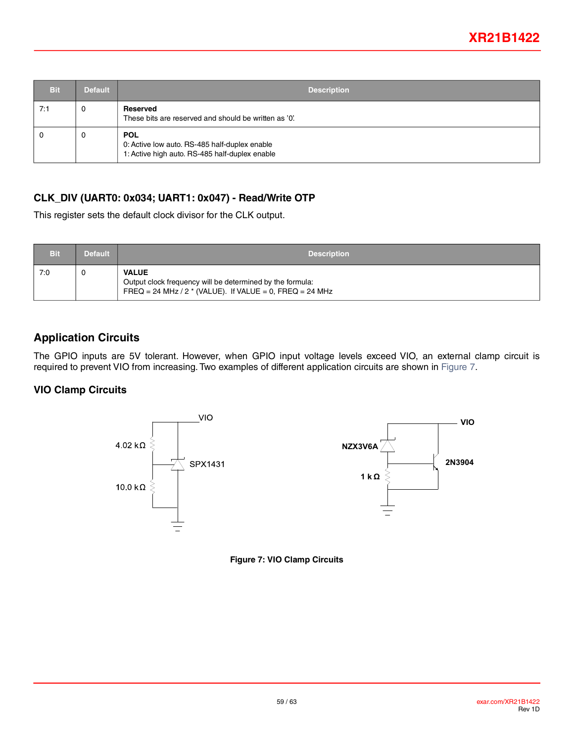| Bit | Default | Description |
|---|---|---|
| 7:1 | 0 | **Reserved**<br>These bits are reserved and should be written as '0'. |
| 0 | 0 | **POL**<br>0: Active low auto. RS-485 half-duplex enable<br>1: Active high auto. RS-485 half-duplex enable |

### CLK_DIV (UART0: 0x034; UART1: 0x047) - Read/Write OTP

This register sets the default clock divisor for the CLK output.

| Bit | Default | Description |
|---|---|---|
| 7:0 | 0 | **VALUE**<br>Output clock frequency will be determined by the formula:<br>FREQ = 24 MHz / 2 * (VALUE). If VALUE = 0, FREQ = 24 MHz |

## Application Circuits

The GPIO inputs are 5V tolerant. However, when GPIO input voltage levels exceed VIO, an external clamp circuit is required to prevent VIO from increasing. Two examples of different application circuits are shown in Figure 7.

### VIO Clamp Circuits

VIO

4.02 kΩ

SPX1431

10.0 kΩ

VIO

NZX3V6A

2N3904

1 kΩ

**Figure 7: VIO Clamp Circuits**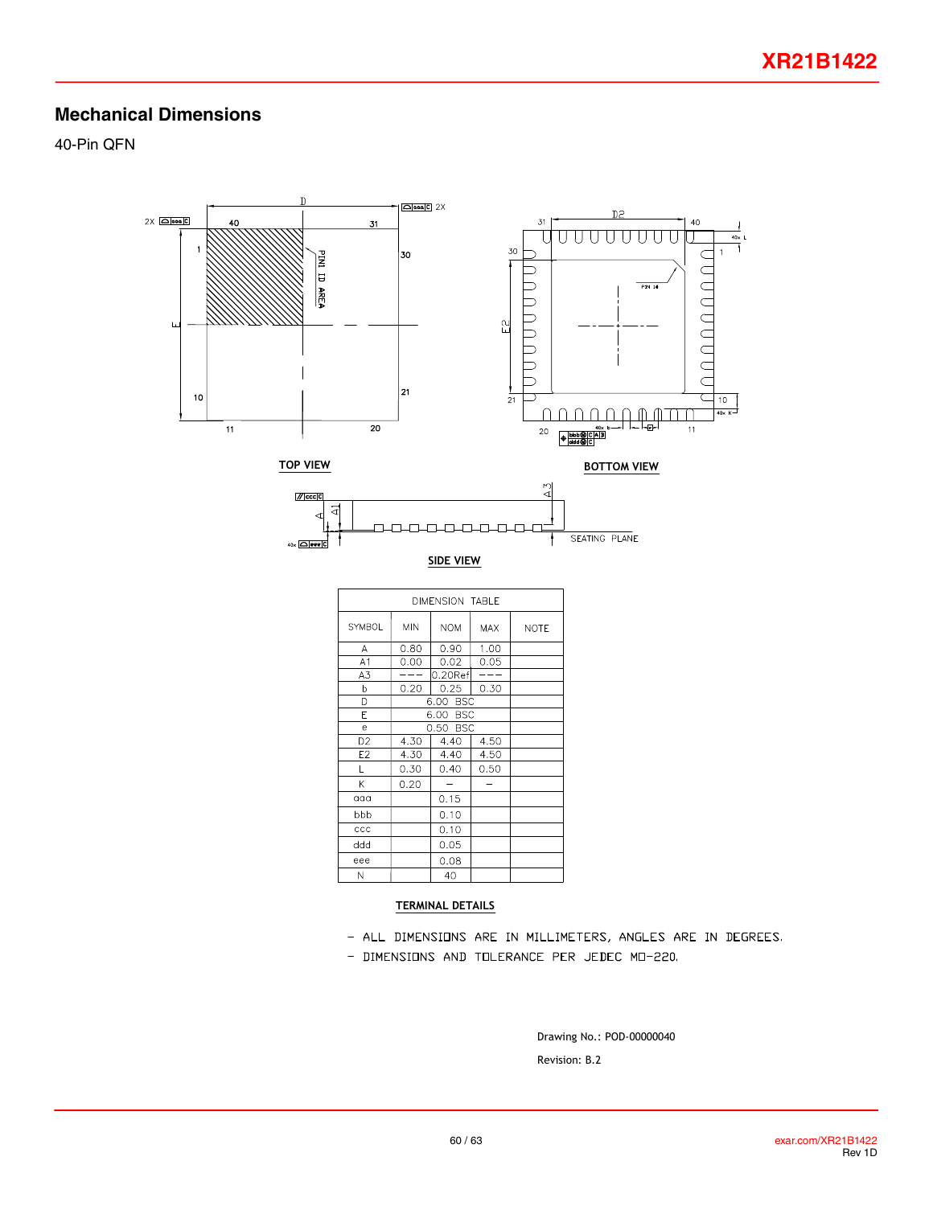## Mechanical Dimensions

40-Pin QFN

TOP VIEW

BOTTOM VIEW

SIDE VIEW

| DIMENSION TABLE | | | | |
|---|---|---|---|---|
| SYMBOL | MIN | NOM | MAX | NOTE |
| A | 0.80 | 0.90 | 1.00 | |
| A1 | 0.00 | 0.02 | 0.05 | |
| A3 | --- | 0.20Ref | --- | |
| b | 0.20 | 0.25 | 0.30 | |
| D | | 6.00 BSC | | |
| E | | 6.00 BSC | | |
| e | | 0.50 BSC | | |
| D2 | 4.30 | 4.40 | 4.50 | |
| E2 | 4.30 | 4.40 | 4.50 | |
| L | 0.30 | 0.40 | 0.50 | |
| K | 0.20 | – | – | |
| aaa | | 0.15 | | |
| bbb | | 0.10 | | |
| ccc | | 0.10 | | |
| ddd | | 0.05 | | |
| eee | | 0.08 | | |
| N | | 40 | | |

TERMINAL DETAILS

- ALL DIMENSIONS ARE IN MILLIMETERS, ANGLES ARE IN DEGREES.
- DIMENSIONS AND TOLERANCE PER JEDEC MO-220.

Drawing No.: POD-00000040

Revision: B.2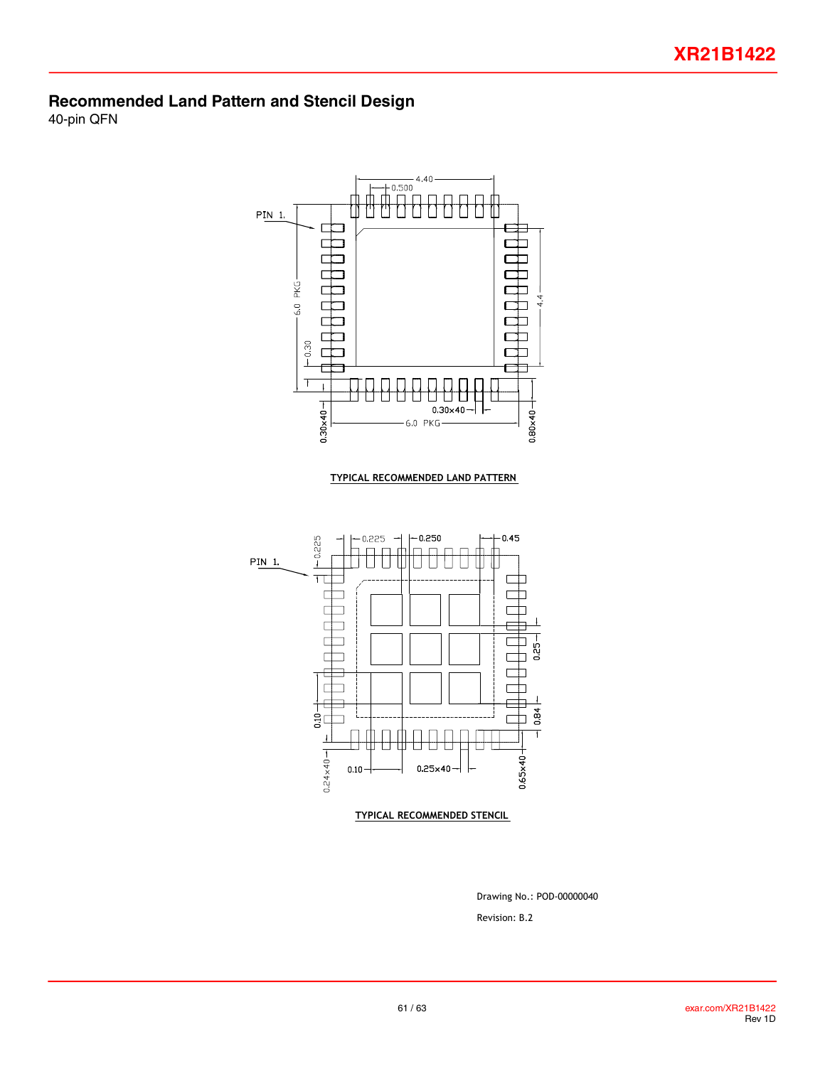## Recommended Land Pattern and Stencil Design

40-pin QFN

PIN 1.

4.40

0.500

6.0 PKG

0.30

4.4

0.30x40

0.30x40

6.0 PKG

0.80x40

TYPICAL RECOMMENDED LAND PATTERN

0.225

0.225

0.250

0.45

PIN 1.

0.25

0.10

0.84

0.24x40

0.10

0.25x40

0.65x40

TYPICAL RECOMMENDED STENCIL

Drawing No.: POD-00000040

Revision: B.2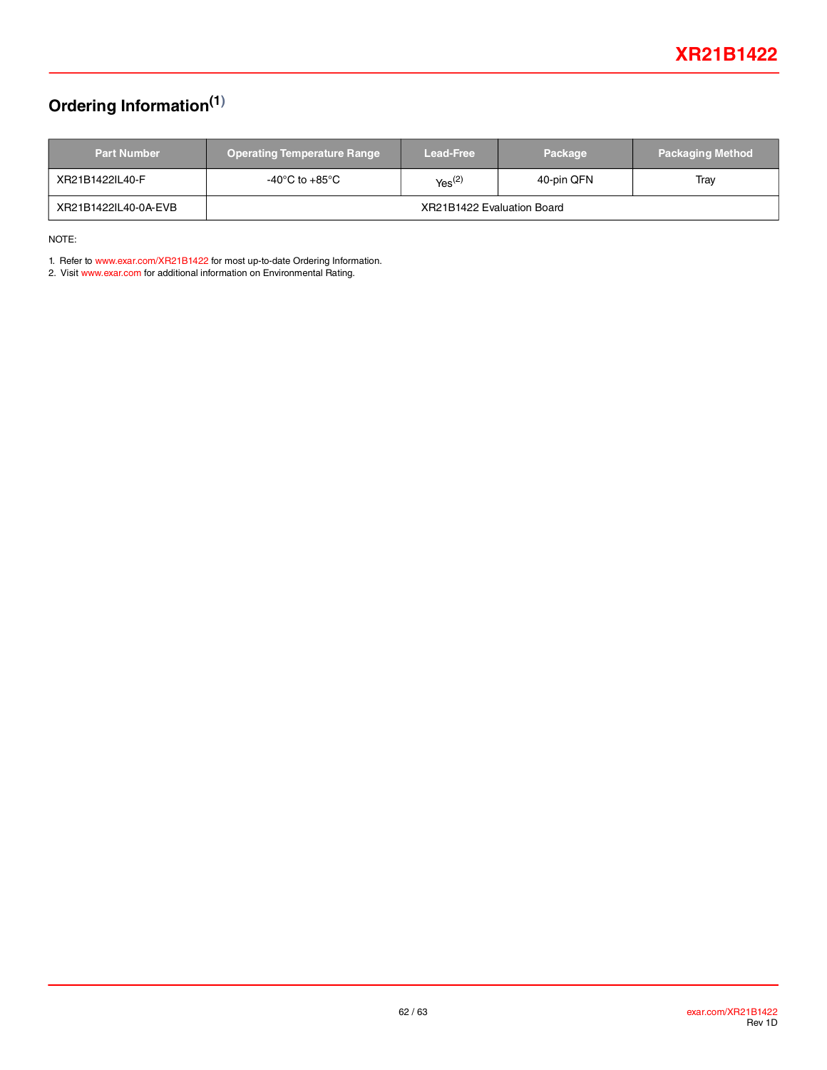## Ordering Information[1]

| Part Number | Operating Temperature Range | Lead-Free | Package | Packaging Method |
|---|---|---|---|---|
| XR21B1422IL40-F | -40°C to +85°C | Yes[2] | 40-pin QFN | Tray |
| XR21B1422IL40-0A-EVB | XR21B1422 Evaluation Board | | | |

NOTE:

1. Refer to www.exar.com/XR21B1422 for most up-to-date Ordering Information.
2. Visit www.exar.com for additional information on Environmental Rating.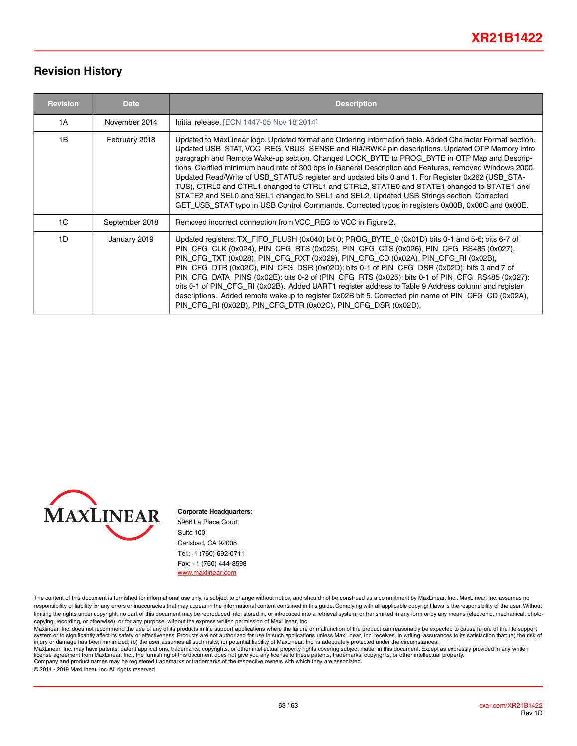## Revision History

| Revision | Date | Description |
|---|---|---|
| 1A | November 2014 | Initial release. [ECN 1447-05 Nov 18 2014] |
| 1B | February 2018 | Updated to MaxLinear logo. Updated format and Ordering Information table. Added Character Format section. Updated USB_STAT, VCC_REG, VBUS_SENSE and RI#/RWK# pin descriptions. Updated OTP Memory intro paragraph and Remote Wake-up section. Changed LOCK_BYTE to PROG_BYTE in OTP Map and Descriptions. Clarified minimum baud rate of 300 bps in General Description and Features, removed Windows 2000. Updated Read/Write of USB_STATUS register and updated bits 0 and 1. For Register 0x262 (USB_STATUS), CTRL0 and CTRL1 changed to CTRL1 and CTRL2, STATE0 and STATE1 changed to STATE1 and STATE2 and SEL0 and SEL1 changed to SEL1 and SEL2. Updated USB Strings section. Corrected GET_USB_STAT typo in USB Control Commands. Corrected typos in registers 0x00B, 0x00C and 0x00E. |
| 1C | September 2018 | Removed incorrect connection from VCC_REG to VCC in Figure 2. |
| 1D | January 2019 | Updated registers: TX_FIFO_FLUSH (0x040) bit 0; PROG_BYTE_0 (0x01D) bits 0-1 and 5-6; bits 6-7 of PIN_CFG_CLK (0x024), PIN_CFG_RTS (0x025), PIN_CFG_CTS (0x026), PIN_CFG_RS485 (0x027), PIN_CFG_TXT (0x028), PIN_CFG_RXT (0x029), PIN_CFG_CD (0x02A), PIN_CFG_RI (0x02B), PIN_CFG_DTR (0x02C), PIN_CFG_DSR (0x02D); bits 0-1 of PIN_CFG_DSR (0x02D); bits 0 and 7 of PIN_CFG_DATA_PINS (0x02E); bits 0-2 of (PIN_CFG_RTS (0x025); bits 0-1 of PIN_CFG_RS485 (0x027); bits 0-1 of PIN_CFG_RI (0x02B). Added UART1 register address to Table 9 Address column and register descriptions. Added remote wakeup to register 0x02B bit 5. Corrected pin name of PIN_CFG_CD (0x02A), PIN_CFG_RI (0x02B), PIN_CFG_DTR (0x02C), PIN_CFG_DSR (0x02D). |

MAXLINEAR

**Corporate Headquarters:**
5966 La Place Court
Suite 100
Carlsbad, CA 92008
Tel.:+1 (760) 692-0711
Fax: +1 (760) 444-8598
www.maxlinear.com

The content of this document is furnished for informational use only, is subject to change without notice, and should not be construed as a commitment by MaxLinear, Inc.. MaxLinear, Inc. assumes no responsibility or liability for any errors or inaccuracies that may appear in the informational content contained in this guide. Complying with all applicable copyright laws is the responsibility of the user. Without limiting the rights under copyright, no part of this document may be reproduced into, stored in, or introduced into a retrieval system, or transmitted in any form or by any means (electronic, mechanical, photocopying, recording, or otherwise), or for any purpose, without the express written permission of MaxLinear, Inc.
Maxlinear, Inc. does not recommend the use of any of its products in life support applications where the failure or malfunction of the product can reasonably be expected to cause failure of the life support system or to significantly affect its safety or effectiveness. Products are not authorized for use in such applications unless MaxLinear, Inc. receives, in writing, assurances to its satisfaction that: (a) the risk of injury or damage has been minimized; (b) the user assumes all such risks; (c) potential liability of MaxLinear, Inc. is adequately protected under the circumstances.
MaxLinear, Inc. may have patents, patent applications, trademarks, copyrights, or other intellectual property rights covering subject matter in this document. Except as expressly provided in any written license agreement from MaxLinear, Inc., the furnishing of this document does not give you any license to these patents, trademarks, copyrights, or other intellectual property.
Company and product names may be registered trademarks or trademarks of the respective owners with which they are associated.
© 2014 - 2019 MaxLinear, Inc. All rights reserved